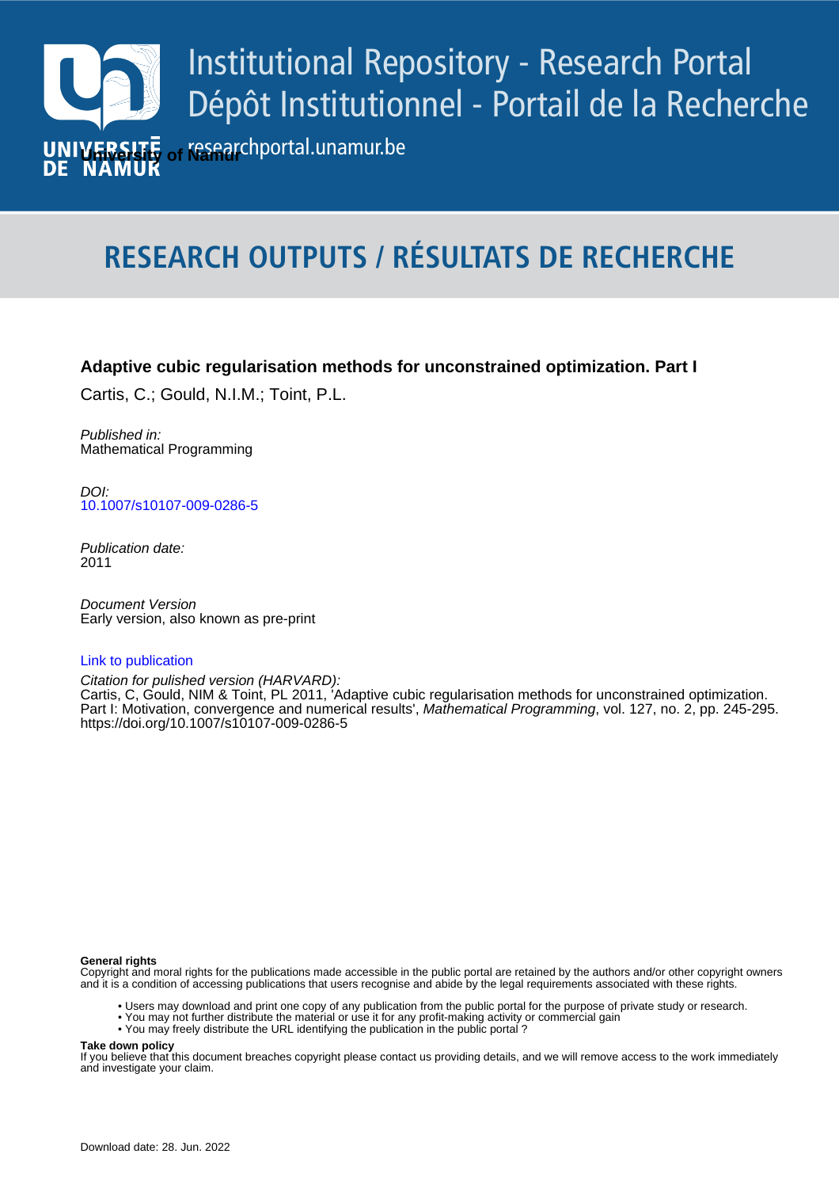Institutional Repository - Research Portal
Dépôt Institutionnel - Portail de la Recherche

researchportal.unamur.be

University of Namur

# RESEARCH OUTPUTS / RÉSULTATS DE RECHERCHE

**Adaptive cubic regularisation methods for unconstrained optimization. Part I**

Cartis, C.; Gould, N.I.M.; Toint, P.L.

*Published in:*
Mathematical Programming

*DOI:*
10.1007/s10107-009-0286-5

*Publication date:*
2011

*Document Version*
Early version, also known as pre-print

Link to publication

*Citation for pulished version (HARVARD):*
Cartis, C, Gould, NIM & Toint, PL 2011, 'Adaptive cubic regularisation methods for unconstrained optimization. Part I: Motivation, convergence and numerical results', *Mathematical Programming*, vol. 127, no. 2, pp. 245-295. https://doi.org/10.1007/s10107-009-0286-5

**General rights**
Copyright and moral rights for the publications made accessible in the public portal are retained by the authors and/or other copyright owners and it is a condition of accessing publications that users recognise and abide by the legal requirements associated with these rights.

- Users may download and print one copy of any publication from the public portal for the purpose of private study or research.
- You may not further distribute the material or use it for any profit-making activity or commercial gain
- You may freely distribute the URL identifying the publication in the public portal ?

**Take down policy**
If you believe that this document breaches copyright please contact us providing details, and we will remove access to the work immediately and investigate your claim.

Download date: 28. Jun. 2022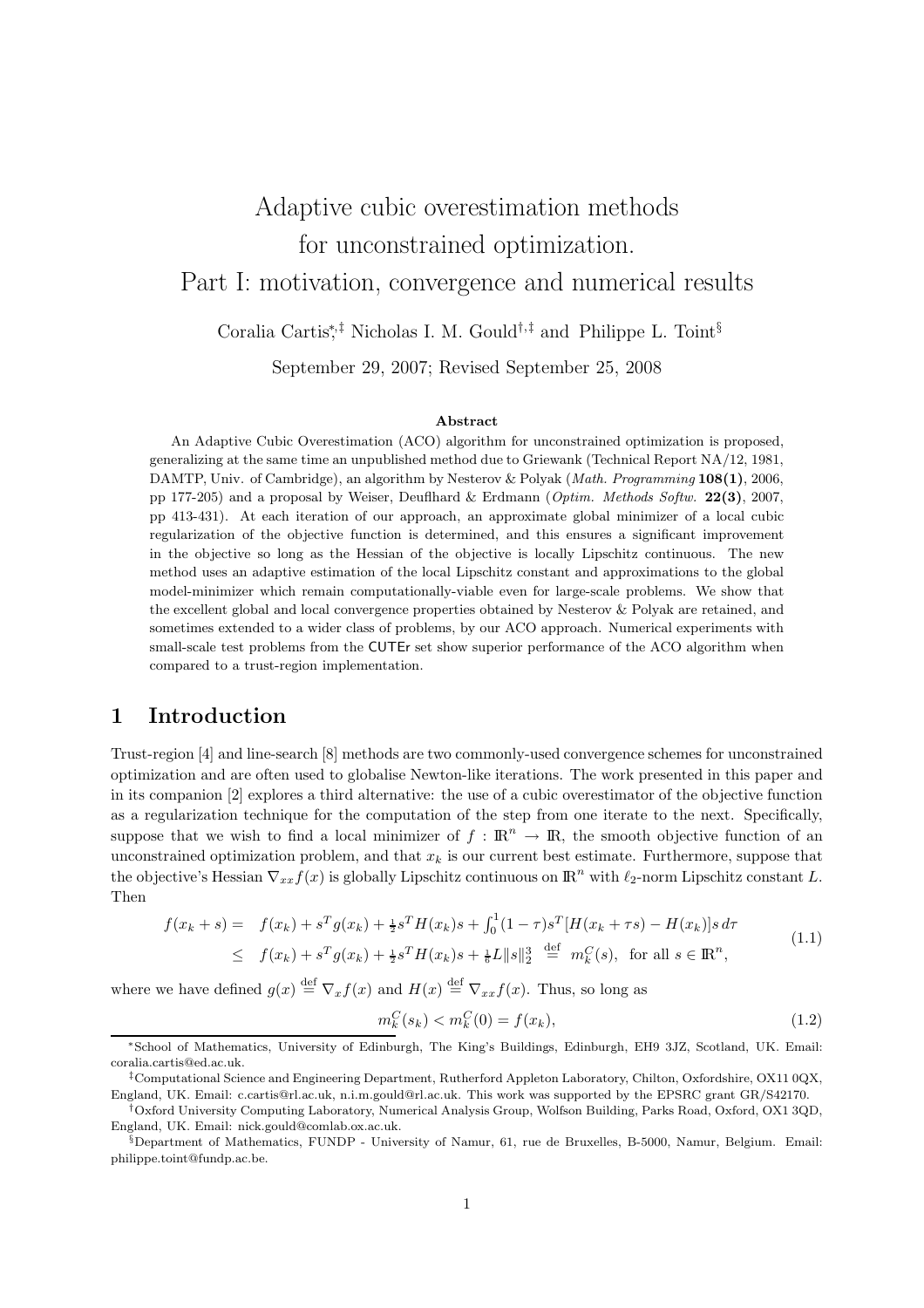# Adaptive cubic overestimation methods for unconstrained optimization. Part I: motivation, convergence and numerical results

Coralia Cartis[*,‡] Nicholas I. M. Gould[†,‡] and Philippe L. Toint[§]

September 29, 2007; Revised September 25, 2008

### Abstract

An Adaptive Cubic Overestimation (ACO) algorithm for unconstrained optimization is proposed, generalizing at the same time an unpublished method due to Griewank (Technical Report NA/12, 1981, DAMTP, Univ. of Cambridge), an algorithm by Nesterov & Polyak (*Math. Programming* **108(1)**, 2006, pp 177-205) and a proposal by Weiser, Deuflhard & Erdmann (*Optim. Methods Softw.* **22(3)**, 2007, pp 413-431). At each iteration of our approach, an approximate global minimizer of a local cubic regularization of the objective function is determined, and this ensures a significant improvement in the objective so long as the Hessian of the objective is locally Lipschitz continuous. The new method uses an adaptive estimation of the local Lipschitz constant and approximations to the global model-minimizer which remain computationally-viable even for large-scale problems. We show that the excellent global and local convergence properties obtained by Nesterov & Polyak are retained, and sometimes extended to a wider class of problems, by our ACO approach. Numerical experiments with small-scale test problems from the CUTEr set show superior performance of the ACO algorithm when compared to a trust-region implementation.

## 1 Introduction

Trust-region [4] and line-search [8] methods are two commonly-used convergence schemes for unconstrained optimization and are often used to globalise Newton-like iterations. The work presented in this paper and in its companion [2] explores a third alternative: the use of a cubic overestimator of the objective function as a regularization technique for the computation of the step from one iterate to the next. Specifically, suppose that we wish to find a local minimizer of $f : \mathbb{R}^n \to \mathbb{R}$, the smooth objective function of an unconstrained optimization problem, and that $x_k$ is our current best estimate. Furthermore, suppose that the objective's Hessian $\nabla_{xx} f(x)$ is globally Lipschitz continuous on $\mathbb{R}^n$ with $\ell_2$-norm Lipschitz constant $L$. Then

$$
\begin{aligned}
f(x_k + s) &= f(x_k) + s^T g(x_k) + \tfrac{1}{2} s^T H(x_k) s + \int_0^1 (1-\tau) s^T [H(x_k + \tau s) - H(x_k)] s \, d\tau \\
&\leq f(x_k) + s^T g(x_k) + \tfrac{1}{2} s^T H(x_k) s + \tfrac{1}{6} L \|s\|_2^3 \stackrel{\text{def}}{=} m_k^C(s), \quad \text{for all } s \in \mathbb{R}^n,
\end{aligned}
\tag{1.1}
$$

where we have defined $g(x) \stackrel{\text{def}}{=} \nabla_x f(x)$ and $H(x) \stackrel{\text{def}}{=} \nabla_{xx} f(x)$. Thus, so long as

$$
m_k^C(s_k) < m_k^C(0) = f(x_k),
\tag{1.2}
$$

---

[*] School of Mathematics, University of Edinburgh, The King's Buildings, Edinburgh, EH9 3JZ, Scotland, UK. Email: coralia.cartis@ed.ac.uk.

[‡] Computational Science and Engineering Department, Rutherford Appleton Laboratory, Chilton, Oxfordshire, OX11 0QX, England, UK. Email: c.cartis@rl.ac.uk, n.i.m.gould@rl.ac.uk. This work was supported by the EPSRC grant GR/S42170.

[†] Oxford University Computing Laboratory, Numerical Analysis Group, Wolfson Building, Parks Road, Oxford, OX1 3QD, England, UK. Email: nick.gould@comlab.ox.ac.uk.

[§] Department of Mathematics, FUNDP - University of Namur, 61, rue de Bruxelles, B-5000, Namur, Belgium. Email: philippe.toint@fundp.ac.be.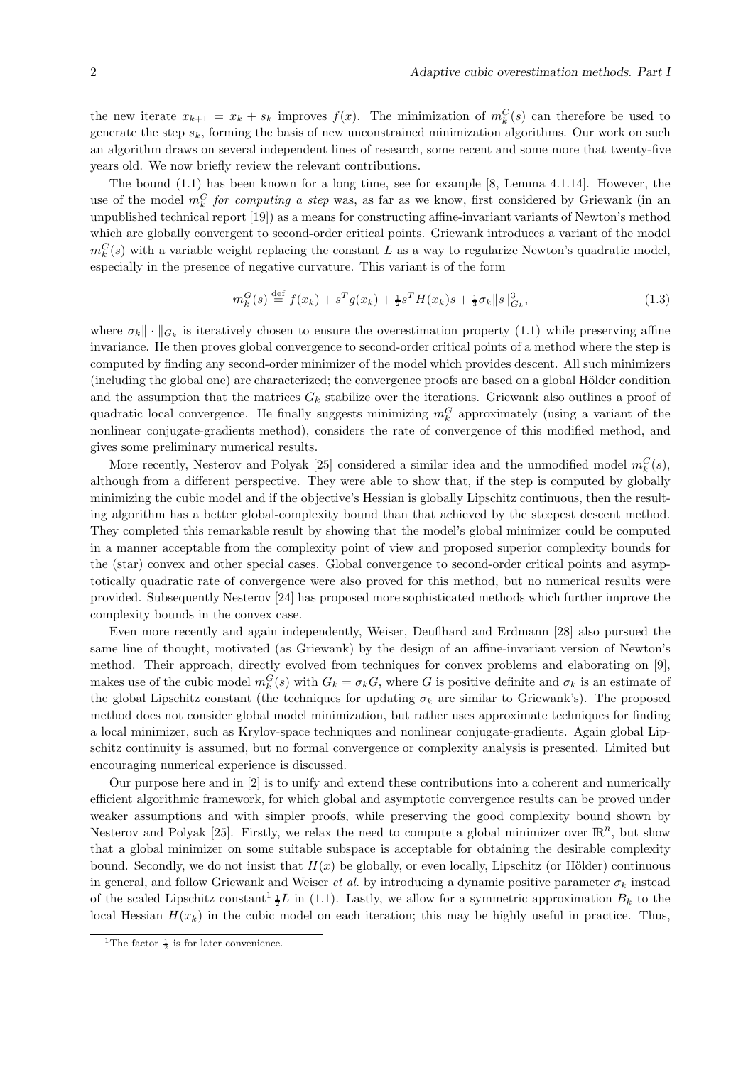the new iterate $x_{k+1} = x_k + s_k$ improves $f(x)$. The minimization of $m_k^C(s)$ can therefore be used to generate the step $s_k$, forming the basis of new unconstrained minimization algorithms. Our work on such an algorithm draws on several independent lines of research, some recent and some more that twenty-five years old. We now briefly review the relevant contributions.

The bound (1.1) has been known for a long time, see for example [8, Lemma 4.1.14]. However, the use of the model $m_k^C$ *for computing a step* was, as far as we know, first considered by Griewank (in an unpublished technical report [19]) as a means for constructing affine-invariant variants of Newton's method which are globally convergent to second-order critical points. Griewank introduces a variant of the model $m_k^C(s)$ with a variable weight replacing the constant $L$ as a way to regularize Newton's quadratic model, especially in the presence of negative curvature. This variant is of the form

$$m_k^G(s) \stackrel{\text{def}}{=} f(x_k) + s^T g(x_k) + \tfrac{1}{2} s^T H(x_k) s + \tfrac{1}{3}\sigma_k \|s\|_{G_k}^3, \tag{1.3}$$

where $\sigma_k\|\cdot\|_{G_k}$ is iteratively chosen to ensure the overestimation property (1.1) while preserving affine invariance. He then proves global convergence to second-order critical points of a method where the step is computed by finding any second-order minimizer of the model which provides descent. All such minimizers (including the global one) are characterized; the convergence proofs are based on a global Hölder condition and the assumption that the matrices $G_k$ stabilize over the iterations. Griewank also outlines a proof of quadratic local convergence. He finally suggests minimizing $m_k^G$ approximately (using a variant of the nonlinear conjugate-gradients method), considers the rate of convergence of this modified method, and gives some preliminary numerical results.

More recently, Nesterov and Polyak [25] considered a similar idea and the unmodified model $m_k^C(s)$, although from a different perspective. They were able to show that, if the step is computed by globally minimizing the cubic model and if the objective's Hessian is globally Lipschitz continuous, then the resulting algorithm has a better global-complexity bound than that achieved by the steepest descent method. They completed this remarkable result by showing that the model's global minimizer could be computed in a manner acceptable from the complexity point of view and proposed superior complexity bounds for the (star) convex and other special cases. Global convergence to second-order critical points and asymptotically quadratic rate of convergence were also proved for this method, but no numerical results were provided. Subsequently Nesterov [24] has proposed more sophisticated methods which further improve the complexity bounds in the convex case.

Even more recently and again independently, Weiser, Deuflhard and Erdmann [28] also pursued the same line of thought, motivated (as Griewank) by the design of an affine-invariant version of Newton's method. Their approach, directly evolved from techniques for convex problems and elaborating on [9], makes use of the cubic model $m_k^G(s)$ with $G_k = \sigma_k G$, where $G$ is positive definite and $\sigma_k$ is an estimate of the global Lipschitz constant (the techniques for updating $\sigma_k$ are similar to Griewank's). The proposed method does not consider global model minimization, but rather uses approximate techniques for finding a local minimizer, such as Krylov-space techniques and nonlinear conjugate-gradients. Again global Lipschitz continuity is assumed, but no formal convergence or complexity analysis is presented. Limited but encouraging numerical experience is discussed.

Our purpose here and in [2] is to unify and extend these contributions into a coherent and numerically efficient algorithmic framework, for which global and asymptotic convergence results can be proved under weaker assumptions and with simpler proofs, while preserving the good complexity bound shown by Nesterov and Polyak [25]. Firstly, we relax the need to compute a global minimizer over $\mathbb{R}^n$, but show that a global minimizer on some suitable subspace is acceptable for obtaining the desirable complexity bound. Secondly, we do not insist that $H(x)$ be globally, or even locally, Lipschitz (or Hölder) continuous in general, and follow Griewank and Weiser *et al.* by introducing a dynamic positive parameter $\sigma_k$ instead of the scaled Lipschitz constant[1] $\frac{1}{2}L$ in (1.1). Lastly, we allow for a symmetric approximation $B_k$ to the local Hessian $H(x_k)$ in the cubic model on each iteration; this may be highly useful in practice. Thus,

[1] The factor $\frac{1}{2}$ is for later convenience.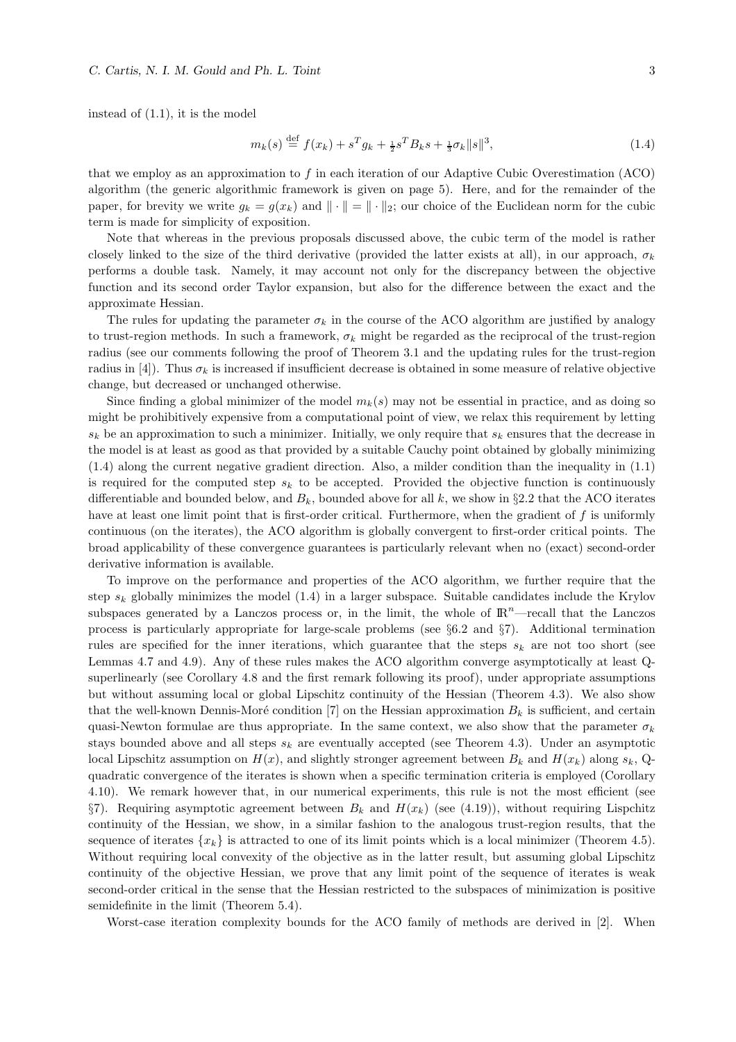instead of (1.1), it is the model

$$m_k(s) \stackrel{\text{def}}{=} f(x_k) + s^T g_k + \tfrac{1}{2} s^T B_k s + \tfrac{1}{3}\sigma_k \|s\|^3, \tag{1.4}$$

that we employ as an approximation to $f$ in each iteration of our Adaptive Cubic Overestimation (ACO) algorithm (the generic algorithmic framework is given on page 5). Here, and for the remainder of the paper, for brevity we write $g_k = g(x_k)$ and $\|\cdot\| = \|\cdot\|_2$; our choice of the Euclidean norm for the cubic term is made for simplicity of exposition.

Note that whereas in the previous proposals discussed above, the cubic term of the model is rather closely linked to the size of the third derivative (provided the latter exists at all), in our approach, $\sigma_k$ performs a double task. Namely, it may account not only for the discrepancy between the objective function and its second order Taylor expansion, but also for the difference between the exact and the approximate Hessian.

The rules for updating the parameter $\sigma_k$ in the course of the ACO algorithm are justified by analogy to trust-region methods. In such a framework, $\sigma_k$ might be regarded as the reciprocal of the trust-region radius (see our comments following the proof of Theorem 3.1 and the updating rules for the trust-region radius in [4]). Thus $\sigma_k$ is increased if insufficient decrease is obtained in some measure of relative objective change, but decreased or unchanged otherwise.

Since finding a global minimizer of the model $m_k(s)$ may not be essential in practice, and as doing so might be prohibitively expensive from a computational point of view, we relax this requirement by letting $s_k$ be an approximation to such a minimizer. Initially, we only require that $s_k$ ensures that the decrease in the model is at least as good as that provided by a suitable Cauchy point obtained by globally minimizing (1.4) along the current negative gradient direction. Also, a milder condition than the inequality in (1.1) is required for the computed step $s_k$ to be accepted. Provided the objective function is continuously differentiable and bounded below, and $B_k$, bounded above for all $k$, we show in §2.2 that the ACO iterates have at least one limit point that is first-order critical. Furthermore, when the gradient of $f$ is uniformly continuous (on the iterates), the ACO algorithm is globally convergent to first-order critical points. The broad applicability of these convergence guarantees is particularly relevant when no (exact) second-order derivative information is available.

To improve on the performance and properties of the ACO algorithm, we further require that the step $s_k$ globally minimizes the model (1.4) in a larger subspace. Suitable candidates include the Krylov subspaces generated by a Lanczos process or, in the limit, the whole of $\mathbb{R}^n$—recall that the Lanczos process is particularly appropriate for large-scale problems (see §6.2 and §7). Additional termination rules are specified for the inner iterations, which guarantee that the steps $s_k$ are not too short (see Lemmas 4.7 and 4.9). Any of these rules makes the ACO algorithm converge asymptotically at least Q-superlinearly (see Corollary 4.8 and the first remark following its proof), under appropriate assumptions but without assuming local or global Lipschitz continuity of the Hessian (Theorem 4.3). We also show that the well-known Dennis-Moré condition [7] on the Hessian approximation $B_k$ is sufficient, and certain quasi-Newton formulae are thus appropriate. In the same context, we also show that the parameter $\sigma_k$ stays bounded above and all steps $s_k$ are eventually accepted (see Theorem 4.3). Under an asymptotic local Lipschitz assumption on $H(x)$, and slightly stronger agreement between $B_k$ and $H(x_k)$ along $s_k$, Q-quadratic convergence of the iterates is shown when a specific termination criteria is employed (Corollary 4.10). We remark however that, in our numerical experiments, this rule is not the most efficient (see §7). Requiring asymptotic agreement between $B_k$ and $H(x_k)$ (see (4.19)), without requiring Lispchitz continuity of the Hessian, we show, in a similar fashion to the analogous trust-region results, that the sequence of iterates $\{x_k\}$ is attracted to one of its limit points which is a local minimizer (Theorem 4.5). Without requiring local convexity of the objective as in the latter result, but assuming global Lipschitz continuity of the objective Hessian, we prove that any limit point of the sequence of iterates is weak second-order critical in the sense that the Hessian restricted to the subspaces of minimization is positive semidefinite in the limit (Theorem 5.4).

Worst-case iteration complexity bounds for the ACO family of methods are derived in [2]. When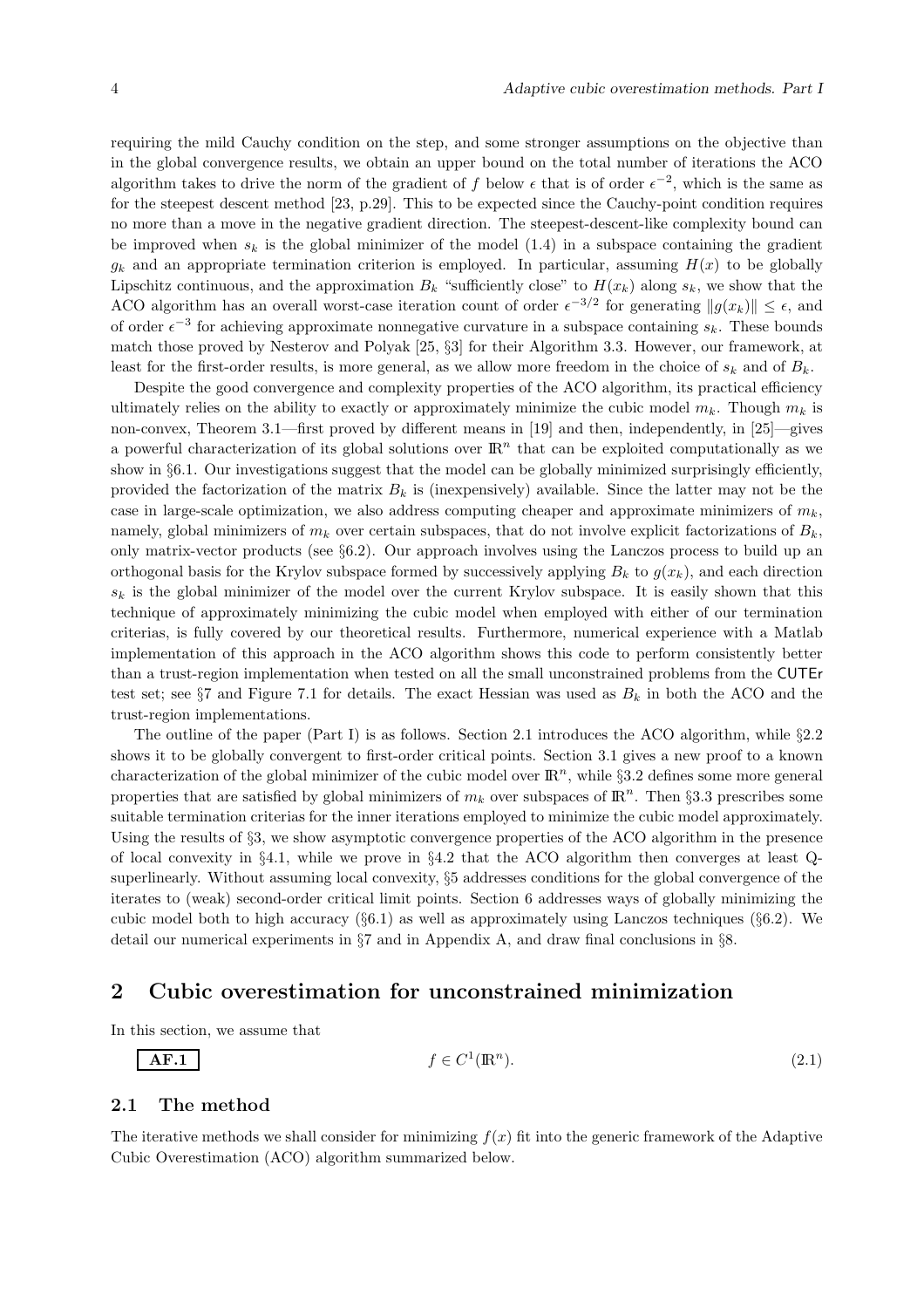requiring the mild Cauchy condition on the step, and some stronger assumptions on the objective than in the global convergence results, we obtain an upper bound on the total number of iterations the ACO algorithm takes to drive the norm of the gradient of $f$ below $\epsilon$ that is of order $\epsilon^{-2}$, which is the same as for the steepest descent method [23, p.29]. This to be expected since the Cauchy-point condition requires no more than a move in the negative gradient direction. The steepest-descent-like complexity bound can be improved when $s_k$ is the global minimizer of the model (1.4) in a subspace containing the gradient $g_k$ and an appropriate termination criterion is employed. In particular, assuming $H(x)$ to be globally Lipschitz continuous, and the approximation $B_k$ "sufficiently close" to $H(x_k)$ along $s_k$, we show that the ACO algorithm has an overall worst-case iteration count of order $\epsilon^{-3/2}$ for generating $\|g(x_k)\| \leq \epsilon$, and of order $\epsilon^{-3}$ for achieving approximate nonnegative curvature in a subspace containing $s_k$. These bounds match those proved by Nesterov and Polyak [25, §3] for their Algorithm 3.3. However, our framework, at least for the first-order results, is more general, as we allow more freedom in the choice of $s_k$ and of $B_k$.

Despite the good convergence and complexity properties of the ACO algorithm, its practical efficiency ultimately relies on the ability to exactly or approximately minimize the cubic model $m_k$. Though $m_k$ is non-convex, Theorem 3.1—first proved by different means in [19] and then, independently, in [25]—gives a powerful characterization of its global solutions over $\mathbb{R}^n$ that can be exploited computationally as we show in §6.1. Our investigations suggest that the model can be globally minimized surprisingly efficiently, provided the factorization of the matrix $B_k$ is (inexpensively) available. Since the latter may not be the case in large-scale optimization, we also address computing cheaper and approximate minimizers of $m_k$, namely, global minimizers of $m_k$ over certain subspaces, that do not involve explicit factorizations of $B_k$, only matrix-vector products (see §6.2). Our approach involves using the Lanczos process to build up an orthogonal basis for the Krylov subspace formed by successively applying $B_k$ to $g(x_k)$, and each direction $s_k$ is the global minimizer of the model over the current Krylov subspace. It is easily shown that this technique of approximately minimizing the cubic model when employed with either of our termination criterias, is fully covered by our theoretical results. Furthermore, numerical experience with a Matlab implementation of this approach in the ACO algorithm shows this code to perform consistently better than a trust-region implementation when tested on all the small unconstrained problems from the CUTEr test set; see §7 and Figure 7.1 for details. The exact Hessian was used as $B_k$ in both the ACO and the trust-region implementations.

The outline of the paper (Part I) is as follows. Section 2.1 introduces the ACO algorithm, while §2.2 shows it to be globally convergent to first-order critical points. Section 3.1 gives a new proof to a known characterization of the global minimizer of the cubic model over $\mathbb{R}^n$, while §3.2 defines some more general properties that are satisfied by global minimizers of $m_k$ over subspaces of $\mathbb{R}^n$. Then §3.3 prescribes some suitable termination criterias for the inner iterations employed to minimize the cubic model approximately. Using the results of §3, we show asymptotic convergence properties of the ACO algorithm in the presence of local convexity in §4.1, while we prove in §4.2 that the ACO algorithm then converges at least Q-superlinearly. Without assuming local convexity, §5 addresses conditions for the global convergence of the iterates to (weak) second-order critical limit points. Section 6 addresses ways of globally minimizing the cubic model both to high accuracy (§6.1) as well as approximately using Lanczos techniques (§6.2). We detail our numerical experiments in §7 and in Appendix A, and draw final conclusions in §8.

# 2 Cubic overestimation for unconstrained minimization

In this section, we assume that

$$\boxed{\textbf{AF.1}} \qquad\qquad f \in C^1(\mathbb{R}^n). \tag{2.1}$$

## 2.1 The method

The iterative methods we shall consider for minimizing $f(x)$ fit into the generic framework of the Adaptive Cubic Overestimation (ACO) algorithm summarized below.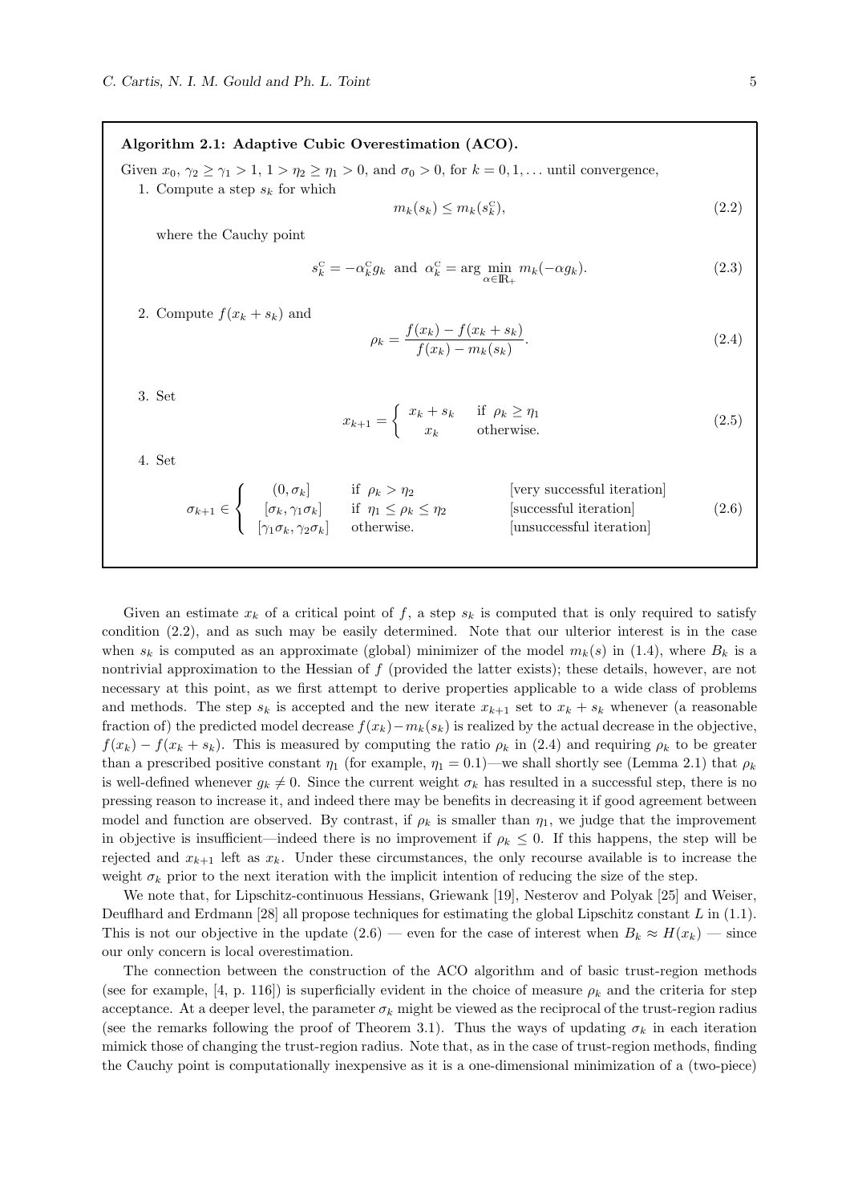**Algorithm 2.1: Adaptive Cubic Overestimation (ACO).**

Given $x_0$, $\gamma_2 \geq \gamma_1 > 1$, $1 > \eta_2 \geq \eta_1 > 0$, and $\sigma_0 > 0$, for $k = 0, 1, \ldots$ until convergence,

1. Compute a step $s_k$ for which

$$m_k(s_k) \leq m_k(s_k^{\rm C}), \tag{2.2}$$

where the Cauchy point

$$s_k^{\rm C} = -\alpha_k^{\rm C} g_k \ \text{ and } \ \alpha_k^{\rm C} = \arg \min_{\alpha \in \mathbb{R}_+} m_k(-\alpha g_k). \tag{2.3}$$

2. Compute $f(x_k + s_k)$ and

$$\rho_k = \frac{f(x_k) - f(x_k + s_k)}{f(x_k) - m_k(s_k)}. \tag{2.4}$$

3. Set

$$x_{k+1} = \begin{cases} x_k + s_k & \text{if } \rho_k \geq \eta_1 \\ x_k & \text{otherwise.} \end{cases} \tag{2.5}$$

4. Set

$$\sigma_{k+1} \in \begin{cases} (0, \sigma_k] & \text{if } \rho_k > \eta_2 & \text{[very successful iteration]} \\ [\sigma_k, \gamma_1 \sigma_k] & \text{if } \eta_1 \leq \rho_k \leq \eta_2 & \text{[successful iteration]} \\ [\gamma_1 \sigma_k, \gamma_2 \sigma_k] & \text{otherwise.} & \text{[unsuccessful iteration]} \end{cases} \tag{2.6}$$

Given an estimate $x_k$ of a critical point of $f$, a step $s_k$ is computed that is only required to satisfy condition (2.2), and as such may be easily determined. Note that our ulterior interest is in the case when $s_k$ is computed as an approximate (global) minimizer of the model $m_k(s)$ in (1.4), where $B_k$ is a nontrivial approximation to the Hessian of $f$ (provided the latter exists); these details, however, are not necessary at this point, as we first attempt to derive properties applicable to a wide class of problems and methods. The step $s_k$ is accepted and the new iterate $x_{k+1}$ set to $x_k + s_k$ whenever (a reasonable fraction of) the predicted model decrease $f(x_k) - m_k(s_k)$ is realized by the actual decrease in the objective, $f(x_k) - f(x_k + s_k)$. This is measured by computing the ratio $\rho_k$ in (2.4) and requiring $\rho_k$ to be greater than a prescribed positive constant $\eta_1$ (for example, $\eta_1 = 0.1$)—we shall shortly see (Lemma 2.1) that $\rho_k$ is well-defined whenever $g_k \neq 0$. Since the current weight $\sigma_k$ has resulted in a successful step, there is no pressing reason to increase it, and indeed there may be benefits in decreasing it if good agreement between model and function are observed. By contrast, if $\rho_k$ is smaller than $\eta_1$, we judge that the improvement in objective is insufficient—indeed there is no improvement if $\rho_k \leq 0$. If this happens, the step will be rejected and $x_{k+1}$ left as $x_k$. Under these circumstances, the only recourse available is to increase the weight $\sigma_k$ prior to the next iteration with the implicit intention of reducing the size of the step.

We note that, for Lipschitz-continuous Hessians, Griewank [19], Nesterov and Polyak [25] and Weiser, Deuflhard and Erdmann [28] all propose techniques for estimating the global Lipschitz constant $L$ in (1.1). This is not our objective in the update (2.6) — even for the case of interest when $B_k \approx H(x_k)$ — since our only concern is local overestimation.

The connection between the construction of the ACO algorithm and of basic trust-region methods (see for example, [4, p. 116]) is superficially evident in the choice of measure $\rho_k$ and the criteria for step acceptance. At a deeper level, the parameter $\sigma_k$ might be viewed as the reciprocal of the trust-region radius (see the remarks following the proof of Theorem 3.1). Thus the ways of updating $\sigma_k$ in each iteration mimick those of changing the trust-region radius. Note that, as in the case of trust-region methods, finding the Cauchy point is computationally inexpensive as it is a one-dimensional minimization of a (two-piece)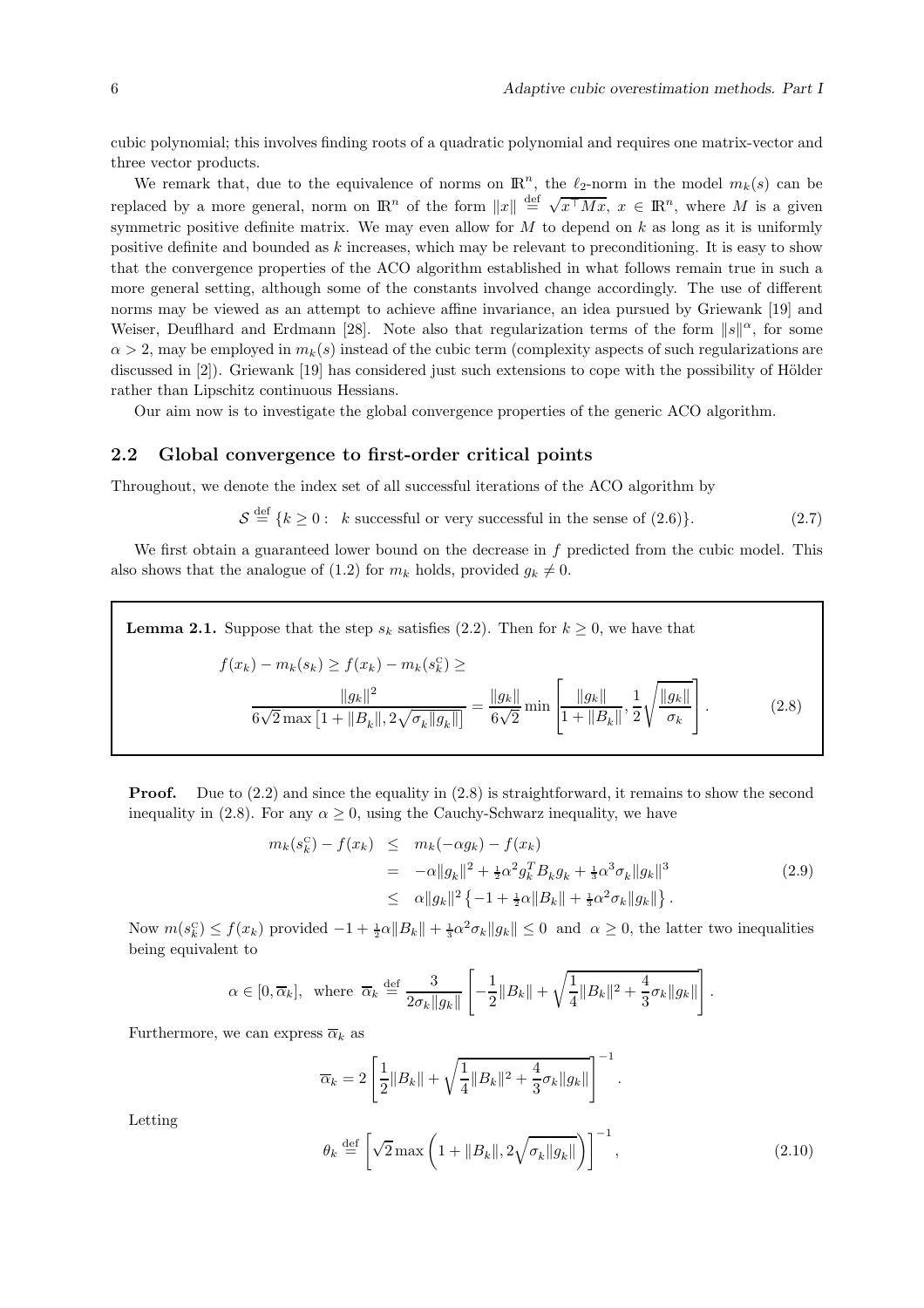cubic polynomial; this involves finding roots of a quadratic polynomial and requires one matrix-vector and three vector products.

We remark that, due to the equivalence of norms on $\mathbb{R}^n$, the $\ell_2$-norm in the model $m_k(s)$ can be replaced by a more general, norm on $\mathbb{R}^n$ of the form $\|x\| \stackrel{\text{def}}{=} \sqrt{x^\top M x}$, $x \in \mathbb{R}^n$, where $M$ is a given symmetric positive definite matrix. We may even allow for $M$ to depend on $k$ as long as it is uniformly positive definite and bounded as $k$ increases, which may be relevant to preconditioning. It is easy to show that the convergence properties of the ACO algorithm established in what follows remain true in such a more general setting, although some of the constants involved change accordingly. The use of different norms may be viewed as an attempt to achieve affine invariance, an idea pursued by Griewank [19] and Weiser, Deuflhard and Erdmann [28]. Note also that regularization terms of the form $\|s\|^\alpha$, for some $\alpha > 2$, may be employed in $m_k(s)$ instead of the cubic term (complexity aspects of such regularizations are discussed in [2]). Griewank [19] has considered just such extensions to cope with the possibility of Hölder rather than Lipschitz continuous Hessians.

Our aim now is to investigate the global convergence properties of the generic ACO algorithm.

## 2.2 Global convergence to first-order critical points

Throughout, we denote the index set of all successful iterations of the ACO algorithm by

$$\mathcal{S} \stackrel{\text{def}}{=} \{k \geq 0 : \; k \text{ successful or very successful in the sense of (2.6)}\}. \tag{2.7}$$

We first obtain a guaranteed lower bound on the decrease in $f$ predicted from the cubic model. This also shows that the analogue of (1.2) for $m_k$ holds, provided $g_k \neq 0$.

**Lemma 2.1.** Suppose that the step $s_k$ satisfies (2.2). Then for $k \geq 0$, we have that

$$f(x_k) - m_k(s_k) \geq f(x_k) - m_k(s_k^{\text{C}}) \geq \frac{\|g_k\|^2}{6\sqrt{2}\max\left[1 + \|B_k\|, 2\sqrt{\sigma_k \|g_k\|}\right]} = \frac{\|g_k\|}{6\sqrt{2}} \min\left[\frac{\|g_k\|}{1 + \|B_k\|}, \frac{1}{2}\sqrt{\frac{\|g_k\|}{\sigma_k}}\right]. \tag{2.8}$$

**Proof.** Due to (2.2) and since the equality in (2.8) is straightforward, it remains to show the second inequality in (2.8). For any $\alpha \geq 0$, using the Cauchy-Schwarz inequality, we have

$$\begin{aligned} m_k(s_k^{\text{C}}) - f(x_k) &\leq m_k(-\alpha g_k) - f(x_k) \\ &= -\alpha\|g_k\|^2 + \tfrac{1}{2}\alpha^2 g_k^T B_k g_k + \tfrac{1}{3}\alpha^3 \sigma_k \|g_k\|^3 \\ &\leq \alpha\|g_k\|^2 \left\{-1 + \tfrac{1}{2}\alpha\|B_k\| + \tfrac{1}{3}\alpha^2\sigma_k\|g_k\|\right\}. \end{aligned} \tag{2.9}$$

Now $m(s_k^{\text{C}}) \leq f(x_k)$ provided $-1 + \frac{1}{2}\alpha\|B_k\| + \frac{1}{3}\alpha^2\sigma_k\|g_k\| \leq 0$ and $\alpha \geq 0$, the latter two inequalities being equivalent to

$$\alpha \in [0, \overline{\alpha}_k], \;\; \text{where } \; \overline{\alpha}_k \stackrel{\text{def}}{=} \frac{3}{2\sigma_k\|g_k\|}\left[-\frac{1}{2}\|B_k\| + \sqrt{\frac{1}{4}\|B_k\|^2 + \frac{4}{3}\sigma_k\|g_k\|}\right].$$

Furthermore, we can express $\overline{\alpha}_k$ as

$$\overline{\alpha}_k = 2\left[\frac{1}{2}\|B_k\| + \sqrt{\frac{1}{4}\|B_k\|^2 + \frac{4}{3}\sigma_k\|g_k\|}\right]^{-1}.$$

Letting

$$\theta_k \stackrel{\text{def}}{=} \left[\sqrt{2}\max\left(1 + \|B_k\|, 2\sqrt{\sigma_k\|g_k\|}\right)\right]^{-1}, \tag{2.10}$$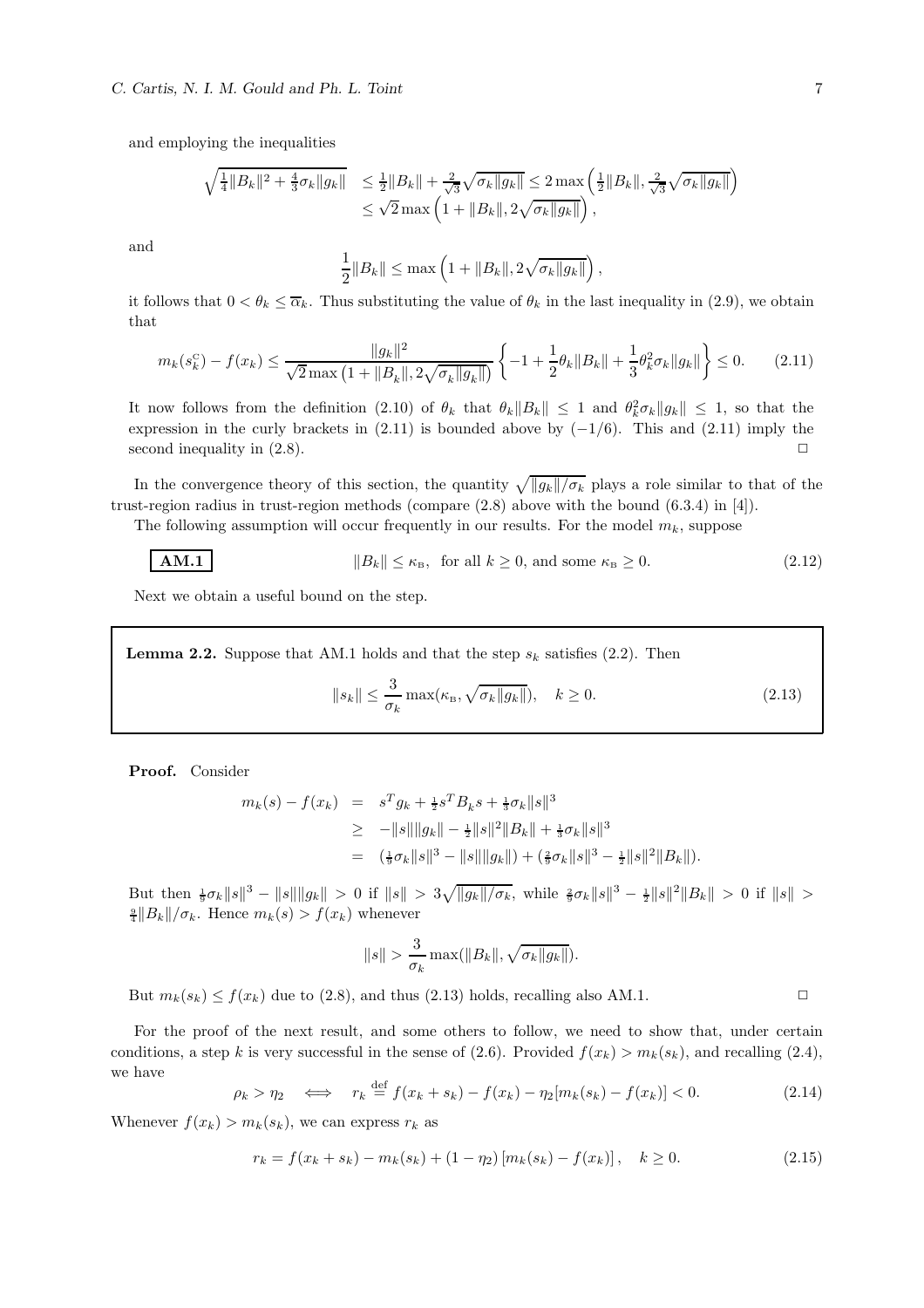and employing the inequalities

$$\begin{aligned}
\sqrt{\tfrac{1}{4}\|B_k\|^2 + \tfrac{4}{3}\sigma_k\|g_k\|} &\leq \tfrac{1}{2}\|B_k\| + \tfrac{2}{\sqrt{3}}\sqrt{\sigma_k\|g_k\|} \leq 2\max\left(\tfrac{1}{2}\|B_k\|, \tfrac{2}{\sqrt{3}}\sqrt{\sigma_k\|g_k\|}\right) \\
&\leq \sqrt{2}\max\left(1 + \|B_k\|, 2\sqrt{\sigma_k\|g_k\|}\right),
\end{aligned}$$

and

$$\frac{1}{2}\|B_k\| \leq \max\left(1 + \|B_k\|, 2\sqrt{\sigma_k\|g_k\|}\right),$$

it follows that $0 < \theta_k \leq \overline{\alpha}_k$. Thus substituting the value of $\theta_k$ in the last inequality in (2.9), we obtain that

$$m_k(s_k^{\rm C}) - f(x_k) \leq \frac{\|g_k\|^2}{\sqrt{2}\max\left(1 + \|B_k\|, 2\sqrt{\sigma_k\|g_k\|}\right)}\left\{-1 + \frac{1}{2}\theta_k\|B_k\| + \frac{1}{3}\theta_k^2\sigma_k\|g_k\|\right\} \leq 0. \tag{2.11}$$

It now follows from the definition (2.10) of $\theta_k$ that $\theta_k\|B_k\| \leq 1$ and $\theta_k^2\sigma_k\|g_k\| \leq 1$, so that the expression in the curly brackets in (2.11) is bounded above by $(-1/6)$. This and (2.11) imply the second inequality in (2.8). $\Box$

In the convergence theory of this section, the quantity $\sqrt{\|g_k\|/\sigma_k}$ plays a role similar to that of the trust-region radius in trust-region methods (compare (2.8) above with the bound (6.3.4) in [4]).

The following assumption will occur frequently in our results. For the model $m_k$, suppose

**AM.1** $$\|B_k\| \leq \kappa_{\rm B}, \text{ for all } k \geq 0, \text{ and some } \kappa_{\rm B} \geq 0. \tag{2.12}$$

Next we obtain a useful bound on the step.

**Lemma 2.2.** Suppose that AM.1 holds and that the step $s_k$ satisfies (2.2). Then

$$\|s_k\| \leq \frac{3}{\sigma_k}\max(\kappa_{\rm B}, \sqrt{\sigma_k\|g_k\|}), \quad k \geq 0. \tag{2.13}$$

**Proof.** Consider

$$\begin{aligned}
m_k(s) - f(x_k) &= s^T g_k + \tfrac{1}{2}s^T B_k s + \tfrac{1}{3}\sigma_k\|s\|^3 \\
&\geq -\|s\|\|g_k\| - \tfrac{1}{2}\|s\|^2\|B_k\| + \tfrac{1}{3}\sigma_k\|s\|^3 \\
&= (\tfrac{1}{9}\sigma_k\|s\|^3 - \|s\|\|g_k\|) + (\tfrac{2}{9}\sigma_k\|s\|^3 - \tfrac{1}{2}\|s\|^2\|B_k\|).
\end{aligned}$$

But then $\frac{1}{9}\sigma_k\|s\|^3 - \|s\|\|g_k\| > 0$ if $\|s\| > 3\sqrt{\|g_k\|/\sigma_k}$, while $\frac{2}{9}\sigma_k\|s\|^3 - \frac{1}{2}\|s\|^2\|B_k\| > 0$ if $\|s\| > \frac{9}{4}\|B_k\|/\sigma_k$. Hence $m_k(s) > f(x_k)$ whenever

$$\|s\| > \frac{3}{\sigma_k}\max(\|B_k\|, \sqrt{\sigma_k\|g_k\|}).$$

But $m_k(s_k) \leq f(x_k)$ due to (2.8), and thus (2.13) holds, recalling also AM.1. $\Box$

For the proof of the next result, and some others to follow, we need to show that, under certain conditions, a step $k$ is very successful in the sense of (2.6). Provided $f(x_k) > m_k(s_k)$, and recalling (2.4), we have

$$\rho_k > \eta_2 \iff r_k \stackrel{\rm def}{=} f(x_k + s_k) - f(x_k) - \eta_2[m_k(s_k) - f(x_k)] < 0. \tag{2.14}$$

Whenever $f(x_k) > m_k(s_k)$, we can express $r_k$ as

$$r_k = f(x_k + s_k) - m_k(s_k) + (1 - \eta_2)\left[m_k(s_k) - f(x_k)\right], \quad k \geq 0. \tag{2.15}$$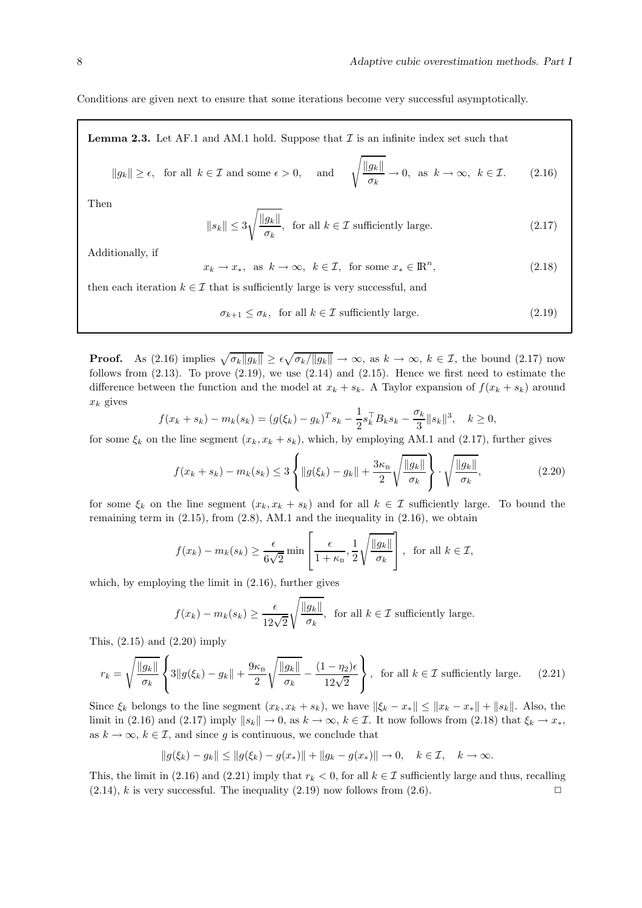Conditions are given next to ensure that some iterations become very successful asymptotically.

**Lemma 2.3.** Let AF.1 and AM.1 hold. Suppose that $\mathcal{I}$ is an infinite index set such that

$$\|g_k\| \geq \epsilon, \quad \text{for all } k \in \mathcal{I} \text{ and some } \epsilon > 0, \quad \text{ and } \quad \sqrt{\frac{\|g_k\|}{\sigma_k}} \to 0, \text{ as } k \to \infty, \; k \in \mathcal{I}. \tag{2.16}$$

Then

$$\|s_k\| \leq 3\sqrt{\frac{\|g_k\|}{\sigma_k}}, \text{ for all } k \in \mathcal{I} \text{ sufficiently large.} \tag{2.17}$$

Additionally, if

$$x_k \to x_*, \text{ as } k \to \infty, \; k \in \mathcal{I}, \text{ for some } x_* \in \mathbb{R}^n, \tag{2.18}$$

then each iteration $k \in \mathcal{I}$ that is sufficiently large is very successful, and

$$\sigma_{k+1} \leq \sigma_k, \text{ for all } k \in \mathcal{I} \text{ sufficiently large.} \tag{2.19}$$

**Proof.** As (2.16) implies $\sqrt{\sigma_k\|g_k\|} \geq \epsilon\sqrt{\sigma_k/\|g_k\|} \to \infty$, as $k \to \infty$, $k \in \mathcal{I}$, the bound (2.17) now follows from (2.13). To prove (2.19), we use (2.14) and (2.15). Hence we first need to estimate the difference between the function and the model at $x_k + s_k$. A Taylor expansion of $f(x_k + s_k)$ around $x_k$ gives

$$f(x_k + s_k) - m_k(s_k) = (g(\xi_k) - g_k)^T s_k - \frac{1}{2}s_k^\top B_k s_k - \frac{\sigma_k}{3}\|s_k\|^3, \quad k \geq 0,$$

for some $\xi_k$ on the line segment $(x_k, x_k + s_k)$, which, by employing AM.1 and (2.17), further gives

$$f(x_k + s_k) - m_k(s_k) \leq 3\left\{\|g(\xi_k) - g_k\| + \frac{3\kappa_B}{2}\sqrt{\frac{\|g_k\|}{\sigma_k}}\right\} \cdot \sqrt{\frac{\|g_k\|}{\sigma_k}}, \tag{2.20}$$

for some $\xi_k$ on the line segment $(x_k, x_k + s_k)$ and for all $k \in \mathcal{I}$ sufficiently large. To bound the remaining term in (2.15), from (2.8), AM.1 and the inequality in (2.16), we obtain

$$f(x_k) - m_k(s_k) \geq \frac{\epsilon}{6\sqrt{2}}\min\left[\frac{\epsilon}{1+\kappa_B}, \frac{1}{2}\sqrt{\frac{\|g_k\|}{\sigma_k}}\right], \text{ for all } k \in \mathcal{I},$$

which, by employing the limit in (2.16), further gives

$$f(x_k) - m_k(s_k) \geq \frac{\epsilon}{12\sqrt{2}}\sqrt{\frac{\|g_k\|}{\sigma_k}}, \text{ for all } k \in \mathcal{I} \text{ sufficiently large.}$$

This, (2.15) and (2.20) imply

$$r_k = \sqrt{\frac{\|g_k\|}{\sigma_k}}\left\{3\|g(\xi_k) - g_k\| + \frac{9\kappa_B}{2}\sqrt{\frac{\|g_k\|}{\sigma_k}} - \frac{(1-\eta_2)\epsilon}{12\sqrt{2}}\right\}, \text{ for all } k \in \mathcal{I} \text{ sufficiently large.} \tag{2.21}$$

Since $\xi_k$ belongs to the line segment $(x_k, x_k + s_k)$, we have $\|\xi_k - x_*\| \leq \|x_k - x_*\| + \|s_k\|$. Also, the limit in (2.16) and (2.17) imply $\|s_k\| \to 0$, as $k \to \infty$, $k \in \mathcal{I}$. It now follows from (2.18) that $\xi_k \to x_*$, as $k \to \infty$, $k \in \mathcal{I}$, and since $g$ is continuous, we conclude that

$$\|g(\xi_k) - g_k\| \leq \|g(\xi_k) - g(x_*)\| + \|g_k - g(x_*)\| \to 0, \quad k \in \mathcal{I}, \quad k \to \infty.$$

This, the limit in (2.16) and (2.21) imply that $r_k < 0$, for all $k \in \mathcal{I}$ sufficiently large and thus, recalling (2.14), $k$ is very successful. The inequality (2.19) now follows from (2.6). $\Box$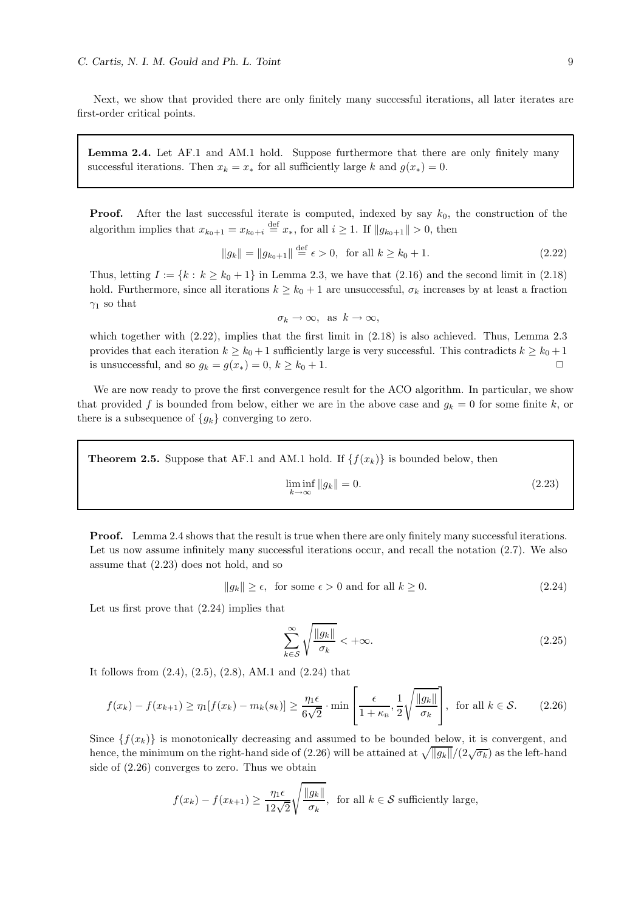Next, we show that provided there are only finitely many successful iterations, all later iterates are first-order critical points.

**Lemma 2.4.** Let AF.1 and AM.1 hold. Suppose furthermore that there are only finitely many successful iterations. Then $x_k = x_*$ for all sufficiently large $k$ and $g(x_*) = 0$.

**Proof.** After the last successful iterate is computed, indexed by say $k_0$, the construction of the algorithm implies that $x_{k_0+1} = x_{k_0+i} \stackrel{\text{def}}{=} x_*$, for all $i \geq 1$. If $\|g_{k_0+1}\| > 0$, then

$$\|g_k\| = \|g_{k_0+1}\| \stackrel{\text{def}}{=} \epsilon > 0, \text{ for all } k \geq k_0 + 1. \tag{2.22}$$

Thus, letting $I := \{k : k \geq k_0 + 1\}$ in Lemma 2.3, we have that (2.16) and the second limit in (2.18) hold. Furthermore, since all iterations $k \geq k_0 + 1$ are unsuccessful, $\sigma_k$ increases by at least a fraction $\gamma_1$ so that

$$\sigma_k \to \infty, \text{ as } k \to \infty,$$

which together with (2.22), implies that the first limit in (2.18) is also achieved. Thus, Lemma 2.3 provides that each iteration $k \geq k_0 + 1$ sufficiently large is very successful. This contradicts $k \geq k_0 + 1$ is unsuccessful, and so $g_k = g(x_*) = 0$, $k \geq k_0 + 1$. $\Box$

We are now ready to prove the first convergence result for the ACO algorithm. In particular, we show that provided $f$ is bounded from below, either we are in the above case and $g_k = 0$ for some finite $k$, or there is a subsequence of $\{g_k\}$ converging to zero.

**Theorem 2.5.** Suppose that AF.1 and AM.1 hold. If $\{f(x_k)\}$ is bounded below, then

$$\liminf_{k \to \infty} \|g_k\| = 0. \tag{2.23}$$

**Proof.** Lemma 2.4 shows that the result is true when there are only finitely many successful iterations. Let us now assume infinitely many successful iterations occur, and recall the notation (2.7). We also assume that (2.23) does not hold, and so

$$\|g_k\| \geq \epsilon, \text{ for some } \epsilon > 0 \text{ and for all } k \geq 0. \tag{2.24}$$

Let us first prove that (2.24) implies that

$$\sum_{k \in \mathcal{S}}^{\infty} \sqrt{\frac{\|g_k\|}{\sigma_k}} < +\infty. \tag{2.25}$$

It follows from (2.4), (2.5), (2.8), AM.1 and (2.24) that

$$f(x_k) - f(x_{k+1}) \geq \eta_1[f(x_k) - m_k(s_k)] \geq \frac{\eta_1 \epsilon}{6\sqrt{2}} \cdot \min\left[\frac{\epsilon}{1 + \kappa_{\text{B}}}, \frac{1}{2}\sqrt{\frac{\|g_k\|}{\sigma_k}}\right], \text{ for all } k \in \mathcal{S}. \tag{2.26}$$

Since $\{f(x_k)\}$ is monotonically decreasing and assumed to be bounded below, it is convergent, and hence, the minimum on the right-hand side of (2.26) will be attained at $\sqrt{\|g_k\|}/(2\sqrt{\sigma_k})$ as the left-hand side of (2.26) converges to zero. Thus we obtain

$$f(x_k) - f(x_{k+1}) \geq \frac{\eta_1 \epsilon}{12\sqrt{2}} \sqrt{\frac{\|g_k\|}{\sigma_k}}, \text{ for all } k \in \mathcal{S} \text{ sufficiently large,}$$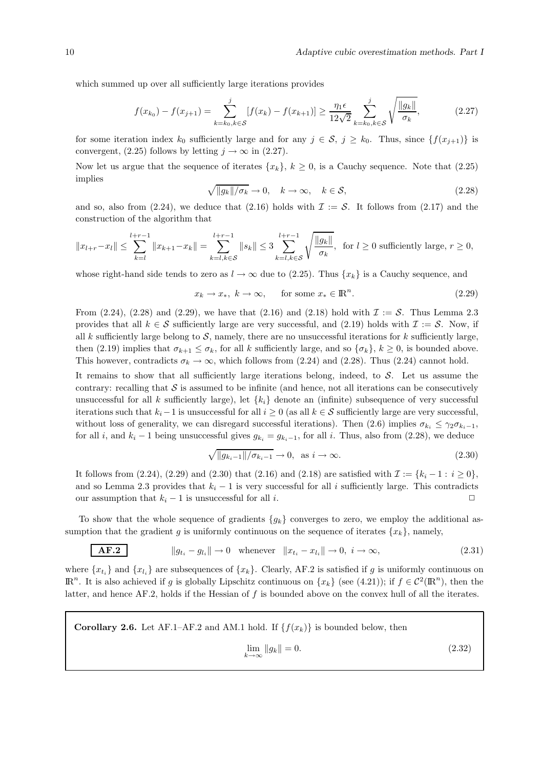which summed up over all sufficiently large iterations provides

$$f(x_{k_0}) - f(x_{j+1}) = \sum_{k=k_0, k\in\mathcal{S}}^{j} [f(x_k) - f(x_{k+1})] \geq \frac{\eta_1 \epsilon}{12\sqrt{2}} \sum_{k=k_0, k\in\mathcal{S}}^{j} \sqrt{\frac{\|g_k\|}{\sigma_k}}, \tag{2.27}$$

for some iteration index $k_0$ sufficiently large and for any $j \in \mathcal{S}$, $j \geq k_0$. Thus, since $\{f(x_{j+1})\}$ is convergent, (2.25) follows by letting $j \to \infty$ in (2.27).

Now let us argue that the sequence of iterates $\{x_k\}$, $k \geq 0$, is a Cauchy sequence. Note that (2.25) implies

$$\sqrt{\|g_k\|/\sigma_k} \to 0, \quad k \to \infty, \quad k \in \mathcal{S}, \tag{2.28}$$

and so, also from (2.24), we deduce that (2.16) holds with $\mathcal{I} := \mathcal{S}$. It follows from (2.17) and the construction of the algorithm that

$$\|x_{l+r} - x_l\| \leq \sum_{k=l}^{l+r-1} \|x_{k+1} - x_k\| = \sum_{k=l, k\in\mathcal{S}}^{l+r-1} \|s_k\| \leq 3 \sum_{k=l, k\in\mathcal{S}}^{l+r-1} \sqrt{\frac{\|g_k\|}{\sigma_k}}, \text{ for } l \geq 0 \text{ sufficiently large, } r \geq 0,$$

whose right-hand side tends to zero as $l \to \infty$ due to (2.25). Thus $\{x_k\}$ is a Cauchy sequence, and

$$x_k \to x_*, \; k \to \infty, \qquad \text{for some } x_* \in \mathbb{R}^n. \tag{2.29}$$

From (2.24), (2.28) and (2.29), we have that (2.16) and (2.18) hold with $\mathcal{I} := \mathcal{S}$. Thus Lemma 2.3 provides that all $k \in \mathcal{S}$ sufficiently large are very successful, and (2.19) holds with $\mathcal{I} := \mathcal{S}$. Now, if all $k$ sufficiently large belong to $\mathcal{S}$, namely, there are no unsuccessful iterations for $k$ sufficiently large, then (2.19) implies that $\sigma_{k+1} \leq \sigma_k$, for all $k$ sufficiently large, and so $\{\sigma_k\}$, $k \geq 0$, is bounded above. This however, contradicts $\sigma_k \to \infty$, which follows from (2.24) and (2.28). Thus (2.24) cannot hold.

It remains to show that all sufficiently large iterations belong, indeed, to $\mathcal{S}$. Let us assume the contrary: recalling that $\mathcal{S}$ is assumed to be infinite (and hence, not all iterations can be consecutively unsuccessful for all $k$ sufficiently large), let $\{k_i\}$ denote an (infinite) subsequence of very successful iterations such that $k_i - 1$ is unsuccessful for all $i \geq 0$ (as all $k \in \mathcal{S}$ sufficiently large are very successful, without loss of generality, we can disregard successful iterations). Then (2.6) implies $\sigma_{k_i} \leq \gamma_2 \sigma_{k_i - 1}$, for all $i$, and $k_i - 1$ being unsuccessful gives $g_{k_i} = g_{k_i - 1}$, for all $i$. Thus, also from (2.28), we deduce

$$\sqrt{\|g_{k_i - 1}\|/\sigma_{k_i - 1}} \to 0, \text{ as } i \to \infty. \tag{2.30}$$

It follows from (2.24), (2.29) and (2.30) that (2.16) and (2.18) are satisfied with $\mathcal{I} := \{k_i - 1 : i \geq 0\}$, and so Lemma 2.3 provides that $k_i - 1$ is very successful for all $i$ sufficiently large. This contradicts our assumption that $k_i - 1$ is unsuccessful for all $i$. $\Box$

To show that the whole sequence of gradients $\{g_k\}$ converges to zero, we employ the additional assumption that the gradient $g$ is uniformly continuous on the sequence of iterates $\{x_k\}$, namely,

**AF.2** $$\|g_{t_i} - g_{l_i}\| \to 0 \quad \text{whenever} \quad \|x_{t_i} - x_{l_i}\| \to 0, \; i \to \infty, \tag{2.31}$$

where $\{x_{t_i}\}$ and $\{x_{l_i}\}$ are subsequences of $\{x_k\}$. Clearly, AF.2 is satisfied if $g$ is uniformly continuous on $\mathbb{R}^n$. It is also achieved if $g$ is globally Lipschitz continuous on $\{x_k\}$ (see (4.21)); if $f \in \mathcal{C}^2(\mathbb{R}^n)$, then the latter, and hence AF.2, holds if the Hessian of $f$ is bounded above on the convex hull of all the iterates.

**Corollary 2.6.** Let AF.1–AF.2 and AM.1 hold. If $\{f(x_k)\}$ is bounded below, then

$$\lim_{k\to\infty} \|g_k\| = 0. \tag{2.32}$$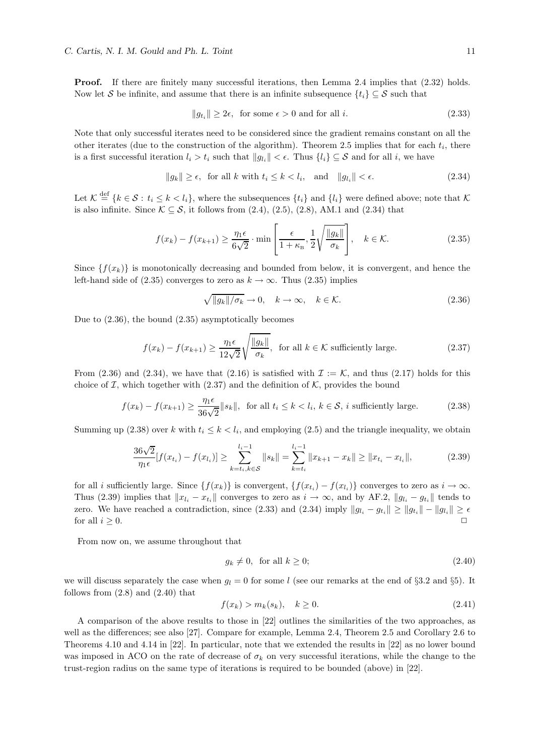**Proof.** If there are finitely many successful iterations, then Lemma 2.4 implies that (2.32) holds. Now let $\mathcal{S}$ be infinite, and assume that there is an infinite subsequence $\{t_i\} \subseteq \mathcal{S}$ such that

$$\|g_{t_i}\| \geq 2\epsilon, \text{ for some } \epsilon > 0 \text{ and for all } i. \tag{2.33}$$

Note that only successful iterates need to be considered since the gradient remains constant on all the other iterates (due to the construction of the algorithm). Theorem 2.5 implies that for each $t_i$, there is a first successful iteration $l_i > t_i$ such that $\|g_{l_i}\| < \epsilon$. Thus $\{l_i\} \subseteq \mathcal{S}$ and for all $i$, we have

$$\|g_k\| \geq \epsilon, \text{ for all } k \text{ with } t_i \leq k < l_i, \quad \text{and} \quad \|g_{l_i}\| < \epsilon. \tag{2.34}$$

Let $\mathcal{K} \stackrel{\text{def}}{=} \{k \in \mathcal{S} : t_i \leq k < l_i\}$, where the subsequences $\{t_i\}$ and $\{l_i\}$ were defined above; note that $\mathcal{K}$ is also infinite. Since $\mathcal{K} \subseteq \mathcal{S}$, it follows from (2.4), (2.5), (2.8), AM.1 and (2.34) that

$$f(x_k) - f(x_{k+1}) \geq \frac{\eta_1 \epsilon}{6\sqrt{2}} \cdot \min\left[\frac{\epsilon}{1+\kappa_{\rm B}}, \frac{1}{2}\sqrt{\frac{\|g_k\|}{\sigma_k}}\right], \quad k \in \mathcal{K}. \tag{2.35}$$

Since $\{f(x_k)\}$ is monotonically decreasing and bounded from below, it is convergent, and hence the left-hand side of (2.35) converges to zero as $k \to \infty$. Thus (2.35) implies

$$\sqrt{\|g_k\|/\sigma_k} \to 0, \quad k \to \infty, \quad k \in \mathcal{K}. \tag{2.36}$$

Due to (2.36), the bound (2.35) asymptotically becomes

$$f(x_k) - f(x_{k+1}) \geq \frac{\eta_1 \epsilon}{12\sqrt{2}}\sqrt{\frac{\|g_k\|}{\sigma_k}}, \text{ for all } k \in \mathcal{K} \text{ sufficiently large.} \tag{2.37}$$

From (2.36) and (2.34), we have that (2.16) is satisfied with $\mathcal{I} := \mathcal{K}$, and thus (2.17) holds for this choice of $\mathcal{I}$, which together with (2.37) and the definition of $\mathcal{K}$, provides the bound

$$f(x_k) - f(x_{k+1}) \geq \frac{\eta_1 \epsilon}{36\sqrt{2}}\|s_k\|, \text{ for all } t_i \leq k < l_i, \, k \in \mathcal{S}, \, i \text{ sufficiently large.} \tag{2.38}$$

Summing up (2.38) over $k$ with $t_i \leq k < l_i$, and employing (2.5) and the triangle inequality, we obtain

$$\frac{36\sqrt{2}}{\eta_1 \epsilon}[f(x_{t_i}) - f(x_{l_i})] \geq \sum_{k=t_i, k\in\mathcal{S}}^{l_i - 1} \|s_k\| = \sum_{k=t_i}^{l_i-1} \|x_{k+1} - x_k\| \geq \|x_{t_i} - x_{l_i}\|, \tag{2.39}$$

for all $i$ sufficiently large. Since $\{f(x_k)\}$ is convergent, $\{f(x_{t_i}) - f(x_{l_i})\}$ converges to zero as $i \to \infty$. Thus (2.39) implies that $\|x_{l_i} - x_{t_i}\|$ converges to zero as $i \to \infty$, and by AF.2, $\|g_{l_i} - g_{t_i}\|$ tends to zero. We have reached a contradiction, since (2.33) and (2.34) imply $\|g_{l_i} - g_{t_i}\| \geq \|g_{t_i}\| - \|g_{l_i}\| \geq \epsilon$ for all $i \geq 0$. $\Box$

From now on, we assume throughout that

$$g_k \neq 0, \text{ for all } k \geq 0; \tag{2.40}$$

we will discuss separately the case when $g_l = 0$ for some $l$ (see our remarks at the end of §3.2 and §5). It follows from (2.8) and (2.40) that

$$f(x_k) > m_k(s_k), \quad k \geq 0. \tag{2.41}$$

A comparison of the above results to those in [22] outlines the similarities of the two approaches, as well as the differences; see also [27]. Compare for example, Lemma 2.4, Theorem 2.5 and Corollary 2.6 to Theorems 4.10 and 4.14 in [22]. In particular, note that we extended the results in [22] as no lower bound was imposed in ACO on the rate of decrease of $\sigma_k$ on very successful iterations, while the change to the trust-region radius on the same type of iterations is required to be bounded (above) in [22].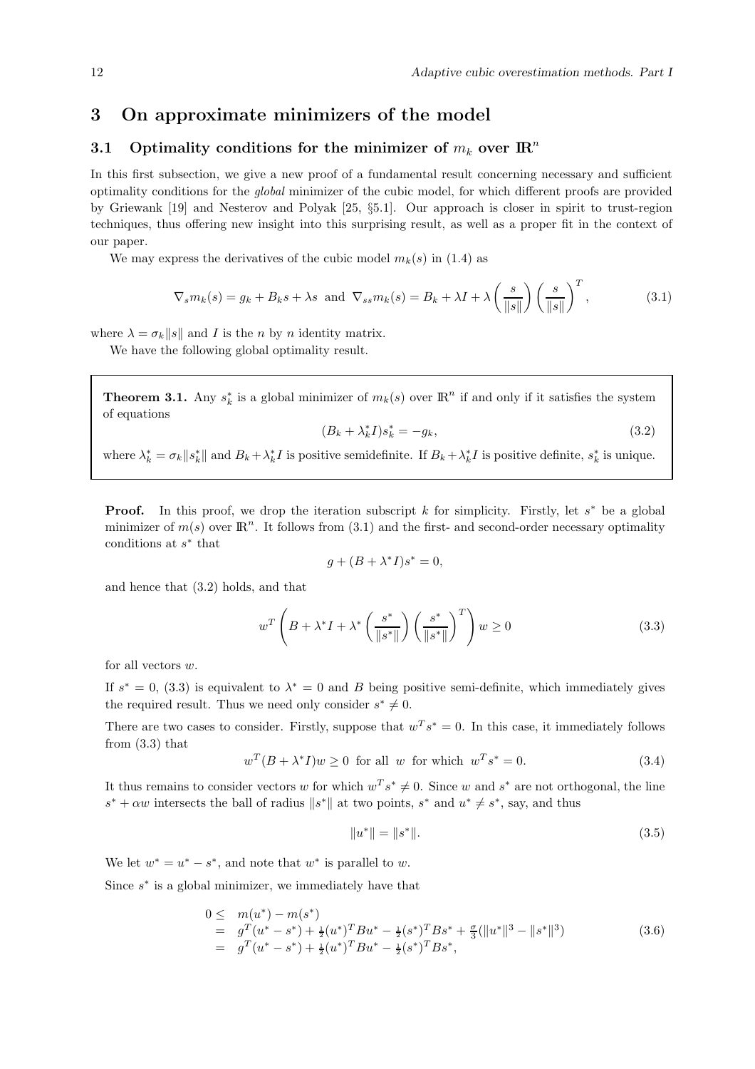## 3 On approximate minimizers of the model

### 3.1 Optimality conditions for the minimizer of $m_k$ over $\mathbb{R}^n$

In this first subsection, we give a new proof of a fundamental result concerning necessary and sufficient optimality conditions for the *global* minimizer of the cubic model, for which different proofs are provided by Griewank [19] and Nesterov and Polyak [25, §5.1]. Our approach is closer in spirit to trust-region techniques, thus offering new insight into this surprising result, as well as a proper fit in the context of our paper.

We may express the derivatives of the cubic model $m_k(s)$ in (1.4) as

$$\nabla_s m_k(s) = g_k + B_k s + \lambda s \;\text{ and }\; \nabla_{ss} m_k(s) = B_k + \lambda I + \lambda \left(\frac{s}{\|s\|}\right)\left(\frac{s}{\|s\|}\right)^T, \tag{3.1}$$

where $\lambda = \sigma_k \|s\|$ and $I$ is the $n$ by $n$ identity matrix.

We have the following global optimality result.

**Theorem 3.1.** Any $s_k^*$ is a global minimizer of $m_k(s)$ over $\mathbb{R}^n$ if and only if it satisfies the system of equations

$$(B_k + \lambda_k^* I)s_k^* = -g_k, \tag{3.2}$$

where $\lambda_k^* = \sigma_k \|s_k^*\|$ and $B_k + \lambda_k^* I$ is positive semidefinite. If $B_k + \lambda_k^* I$ is positive definite, $s_k^*$ is unique.

**Proof.** In this proof, we drop the iteration subscript $k$ for simplicity. Firstly, let $s^*$ be a global minimizer of $m(s)$ over $\mathbb{R}^n$. It follows from (3.1) and the first- and second-order necessary optimality conditions at $s^*$ that

$$g + (B + \lambda^* I)s^* = 0,$$

and hence that (3.2) holds, and that

$$w^T \left( B + \lambda^* I + \lambda^* \left(\frac{s^*}{\|s^*\|}\right)\left(\frac{s^*}{\|s^*\|}\right)^T \right) w \geq 0 \tag{3.3}$$

for all vectors $w$.

If $s^* = 0$, (3.3) is equivalent to $\lambda^* = 0$ and $B$ being positive semi-definite, which immediately gives the required result. Thus we need only consider $s^* \neq 0$.

There are two cases to consider. Firstly, suppose that $w^T s^* = 0$. In this case, it immediately follows from (3.3) that

$$w^T (B + \lambda^* I) w \geq 0 \;\text{ for all }\; w \;\text{ for which }\; w^T s^* = 0. \tag{3.4}$$

It thus remains to consider vectors $w$ for which $w^T s^* \neq 0$. Since $w$ and $s^*$ are not orthogonal, the line $s^* + \alpha w$ intersects the ball of radius $\|s^*\|$ at two points, $s^*$ and $u^* \neq s^*$, say, and thus

$$\|u^*\| = \|s^*\|. \tag{3.5}$$

We let $w^* = u^* - s^*$, and note that $w^*$ is parallel to $w$.

Since $s^*$ is a global minimizer, we immediately have that

$$\begin{aligned} 0 \leq\; & m(u^*) - m(s^*) \\ =\; & g^T(u^* - s^*) + \tfrac{1}{2}(u^*)^T B u^* - \tfrac{1}{2}(s^*)^T B s^* + \tfrac{\sigma}{3}(\|u^*\|^3 - \|s^*\|^3) \\ =\; & g^T(u^* - s^*) + \tfrac{1}{2}(u^*)^T B u^* - \tfrac{1}{2}(s^*)^T B s^*, \end{aligned} \tag{3.6}$$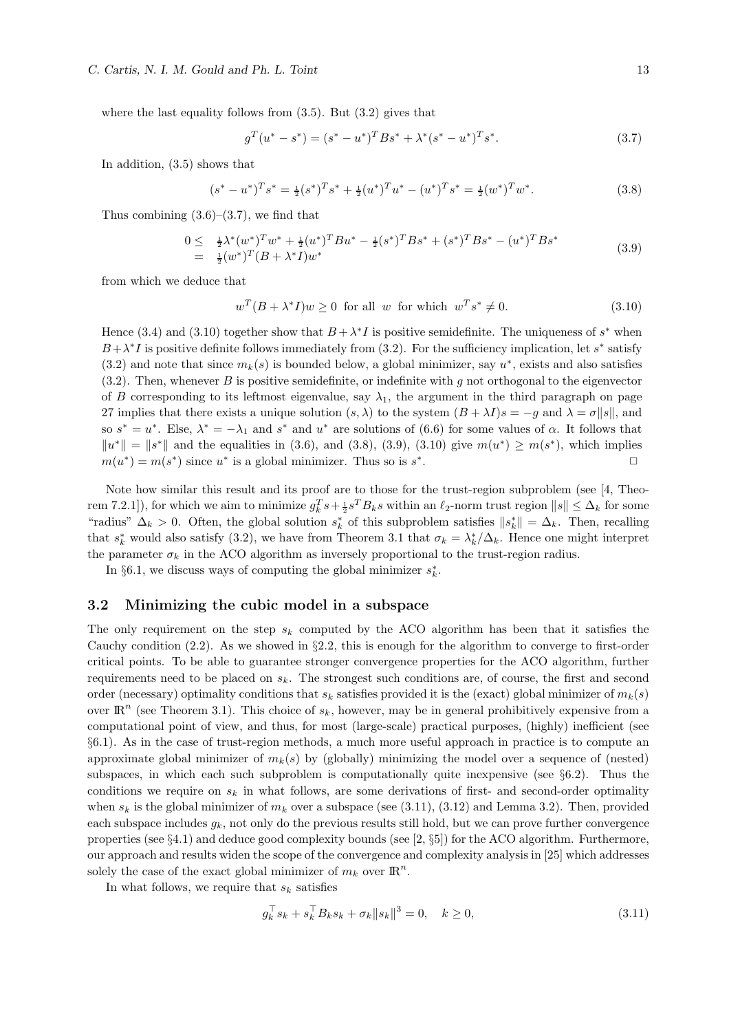where the last equality follows from (3.5). But (3.2) gives that

$$g^T(u^* - s^*) = (s^* - u^*)^T B s^* + \lambda^* (s^* - u^*)^T s^*. \tag{3.7}$$

In addition, (3.5) shows that

$$(s^* - u^*)^T s^* = \tfrac{1}{2}(s^*)^T s^* + \tfrac{1}{2}(u^*)^T u^* - (u^*)^T s^* = \tfrac{1}{2}(w^*)^T w^*. \tag{3.8}$$

Thus combining (3.6)–(3.7), we find that

$$\begin{aligned} 0 \leq\ & \tfrac{1}{2}\lambda^*(w^*)^T w^* + \tfrac{1}{2}(u^*)^T B u^* - \tfrac{1}{2}(s^*)^T B s^* + (s^*)^T B s^* - (u^*)^T B s^* \\ =\ & \tfrac{1}{2}(w^*)^T (B + \lambda^* I) w^* \end{aligned} \tag{3.9}$$

from which we deduce that

$$w^T (B + \lambda^* I) w \geq 0 \ \text{ for all } \ w \ \text{ for which } \ w^T s^* \neq 0. \tag{3.10}$$

Hence (3.4) and (3.10) together show that $B + \lambda^* I$ is positive semidefinite. The uniqueness of $s^*$ when $B + \lambda^* I$ is positive definite follows immediately from (3.2). For the sufficiency implication, let $s^*$ satisfy (3.2) and note that since $m_k(s)$ is bounded below, a global minimizer, say $u^*$, exists and also satisfies (3.2). Then, whenever $B$ is positive semidefinite, or indefinite with $g$ not orthogonal to the eigenvector of $B$ corresponding to its leftmost eigenvalue, say $\lambda_1$, the argument in the third paragraph on page 27 implies that there exists a unique solution $(s, \lambda)$ to the system $(B + \lambda I)s = -g$ and $\lambda = \sigma\|s\|$, and so $s^* = u^*$. Else, $\lambda^* = -\lambda_1$ and $s^*$ and $u^*$ are solutions of (6.6) for some values of $\alpha$. It follows that $\|u^*\| = \|s^*\|$ and the equalities in (3.6), and (3.8), (3.9), (3.10) give $m(u^*) \geq m(s^*)$, which implies $m(u^*) = m(s^*)$ since $u^*$ is a global minimizer. Thus so is $s^*$. □

Note how similar this result and its proof are to those for the trust-region subproblem (see [4, Theorem 7.2.1]), for which we aim to minimize $g_k^T s + \frac{1}{2} s^T B_k s$ within an $\ell_2$-norm trust region $\|s\| \leq \Delta_k$ for some "radius" $\Delta_k > 0$. Often, the global solution $s_k^*$ of this subproblem satisfies $\|s_k^*\| = \Delta_k$. Then, recalling that $s_k^*$ would also satisfy (3.2), we have from Theorem 3.1 that $\sigma_k = \lambda_k^*/\Delta_k$. Hence one might interpret the parameter $\sigma_k$ in the ACO algorithm as inversely proportional to the trust-region radius.

In §6.1, we discuss ways of computing the global minimizer $s_k^*$.

### 3.2 Minimizing the cubic model in a subspace

The only requirement on the step $s_k$ computed by the ACO algorithm has been that it satisfies the Cauchy condition (2.2). As we showed in §2.2, this is enough for the algorithm to converge to first-order critical points. To be able to guarantee stronger convergence properties for the ACO algorithm, further requirements need to be placed on $s_k$. The strongest such conditions are, of course, the first and second order (necessary) optimality conditions that $s_k$ satisfies provided it is the (exact) global minimizer of $m_k(s)$ over $\mathbb{R}^n$ (see Theorem 3.1). This choice of $s_k$, however, may be in general prohibitively expensive from a computational point of view, and thus, for most (large-scale) practical purposes, (highly) inefficient (see §6.1). As in the case of trust-region methods, a much more useful approach in practice is to compute an approximate global minimizer of $m_k(s)$ by (globally) minimizing the model over a sequence of (nested) subspaces, in which each such subproblem is computationally quite inexpensive (see §6.2). Thus the conditions we require on $s_k$ in what follows, are some derivations of first- and second-order optimality when $s_k$ is the global minimizer of $m_k$ over a subspace (see (3.11), (3.12) and Lemma 3.2). Then, provided each subspace includes $g_k$, not only do the previous results still hold, but we can prove further convergence properties (see §4.1) and deduce good complexity bounds (see [2, §5]) for the ACO algorithm. Furthermore, our approach and results widen the scope of the convergence and complexity analysis in [25] which addresses solely the case of the exact global minimizer of $m_k$ over $\mathbb{R}^n$.

In what follows, we require that $s_k$ satisfies

$$g_k^\top s_k + s_k^\top B_k s_k + \sigma_k \|s_k\|^3 = 0, \quad k \geq 0, \tag{3.11}$$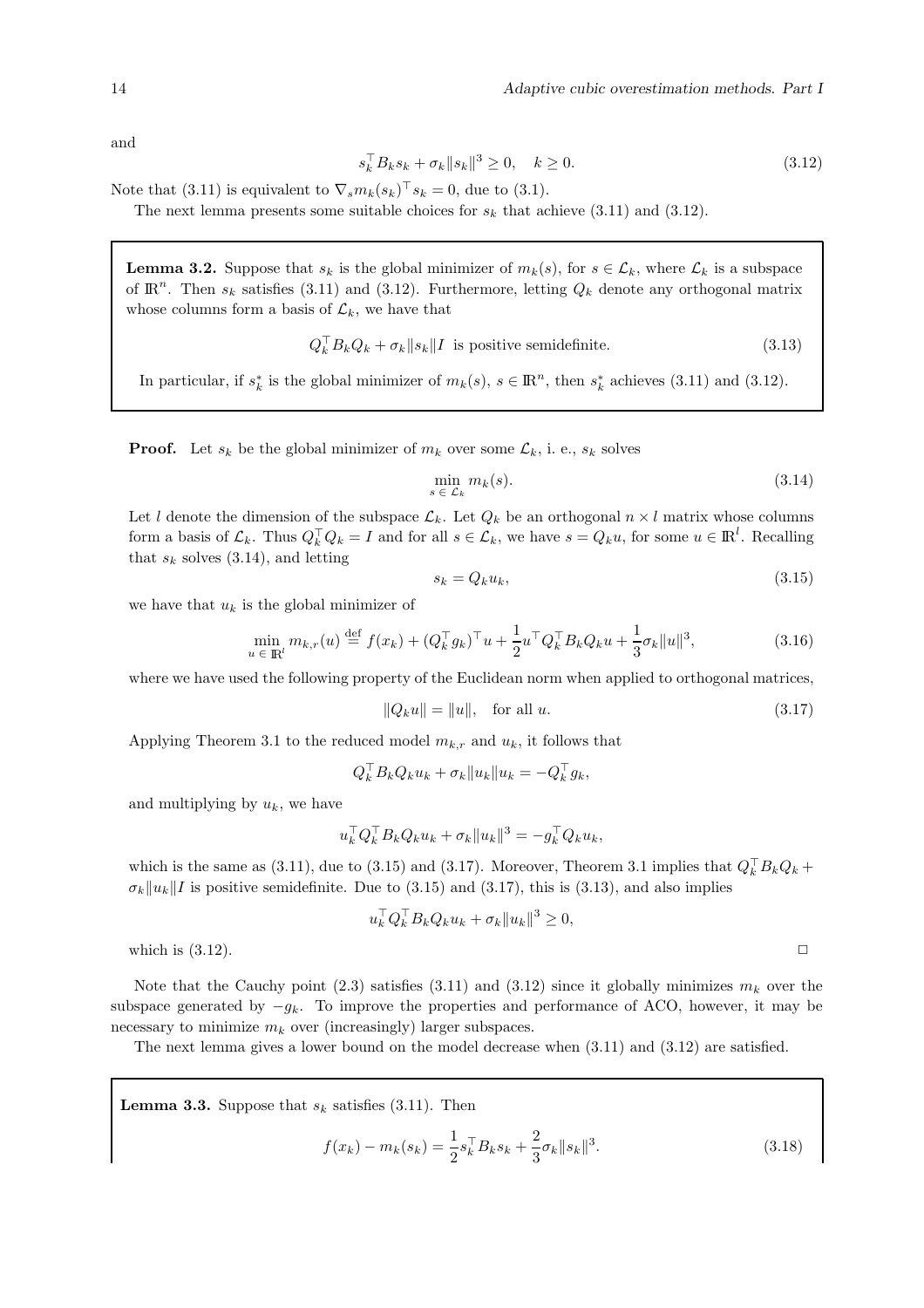and

$$s_k^\top B_k s_k + \sigma_k \|s_k\|^3 \geq 0, \quad k \geq 0. \tag{3.12}$$

Note that (3.11) is equivalent to $\nabla_s m_k(s_k)^\top s_k = 0$, due to (3.1).

The next lemma presents some suitable choices for $s_k$ that achieve (3.11) and (3.12).

**Lemma 3.2.** Suppose that $s_k$ is the global minimizer of $m_k(s)$, for $s \in \mathcal{L}_k$, where $\mathcal{L}_k$ is a subspace of $\mathbb{R}^n$. Then $s_k$ satisfies (3.11) and (3.12). Furthermore, letting $Q_k$ denote any orthogonal matrix whose columns form a basis of $\mathcal{L}_k$, we have that

$$Q_k^\top B_k Q_k + \sigma_k \|s_k\| I \text{ is positive semidefinite.} \tag{3.13}$$

In particular, if $s_k^*$ is the global minimizer of $m_k(s)$, $s \in \mathbb{R}^n$, then $s_k^*$ achieves (3.11) and (3.12).

**Proof.** Let $s_k$ be the global minimizer of $m_k$ over some $\mathcal{L}_k$, i. e., $s_k$ solves

$$\min_{s \,\in\, \mathcal{L}_k} m_k(s). \tag{3.14}$$

Let $l$ denote the dimension of the subspace $\mathcal{L}_k$. Let $Q_k$ be an orthogonal $n \times l$ matrix whose columns form a basis of $\mathcal{L}_k$. Thus $Q_k^\top Q_k = I$ and for all $s \in \mathcal{L}_k$, we have $s = Q_k u$, for some $u \in \mathbb{R}^l$. Recalling that $s_k$ solves (3.14), and letting

$$s_k = Q_k u_k, \tag{3.15}$$

we have that $u_k$ is the global minimizer of

$$\min_{u \,\in\, \mathbb{R}^l} m_{k,r}(u) \stackrel{\text{def}}{=} f(x_k) + (Q_k^\top g_k)^\top u + \frac{1}{2} u^\top Q_k^\top B_k Q_k u + \frac{1}{3}\sigma_k \|u\|^3, \tag{3.16}$$

where we have used the following property of the Euclidean norm when applied to orthogonal matrices,

$$\|Q_k u\| = \|u\|, \quad \text{for all } u. \tag{3.17}$$

Applying Theorem 3.1 to the reduced model $m_{k,r}$ and $u_k$, it follows that

$$Q_k^\top B_k Q_k u_k + \sigma_k \|u_k\| u_k = -Q_k^\top g_k,$$

and multiplying by $u_k$, we have

$$u_k^\top Q_k^\top B_k Q_k u_k + \sigma_k \|u_k\|^3 = -g_k^\top Q_k u_k,$$

which is the same as (3.11), due to (3.15) and (3.17). Moreover, Theorem 3.1 implies that $Q_k^\top B_k Q_k + \sigma_k \|u_k\| I$ is positive semidefinite. Due to (3.15) and (3.17), this is (3.13), and also implies

$$u_k^\top Q_k^\top B_k Q_k u_k + \sigma_k \|u_k\|^3 \geq 0,$$

which is (3.12). $\Box$

Note that the Cauchy point (2.3) satisfies (3.11) and (3.12) since it globally minimizes $m_k$ over the subspace generated by $-g_k$. To improve the properties and performance of ACO, however, it may be necessary to minimize $m_k$ over (increasingly) larger subspaces.

The next lemma gives a lower bound on the model decrease when (3.11) and (3.12) are satisfied.

**Lemma 3.3.** Suppose that $s_k$ satisfies (3.11). Then

$$f(x_k) - m_k(s_k) = \frac{1}{2} s_k^\top B_k s_k + \frac{2}{3}\sigma_k \|s_k\|^3. \tag{3.18}$$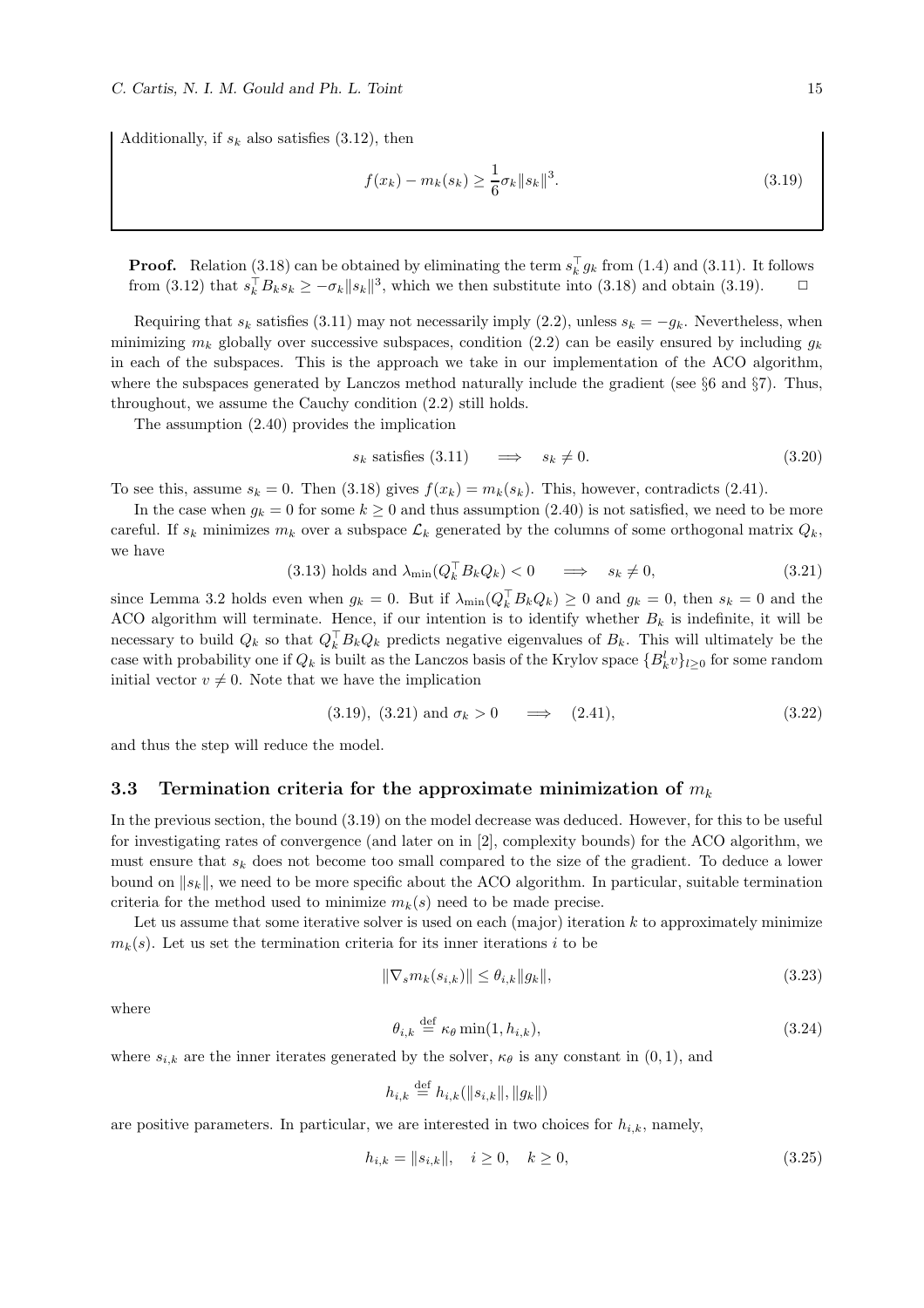Additionally, if $s_k$ also satisfies (3.12), then

$$f(x_k) - m_k(s_k) \geq \frac{1}{6}\sigma_k \|s_k\|^3. \tag{3.19}$$

**Proof.** Relation (3.18) can be obtained by eliminating the term $s_k^\top g_k$ from (1.4) and (3.11). It follows from (3.12) that $s_k^\top B_k s_k \geq -\sigma_k \|s_k\|^3$, which we then substitute into (3.18) and obtain (3.19). □

Requiring that $s_k$ satisfies (3.11) may not necessarily imply (2.2), unless $s_k = -g_k$. Nevertheless, when minimizing $m_k$ globally over successive subspaces, condition (2.2) can be easily ensured by including $g_k$ in each of the subspaces. This is the approach we take in our implementation of the ACO algorithm, where the subspaces generated by Lanczos method naturally include the gradient (see §6 and §7). Thus, throughout, we assume the Cauchy condition (2.2) still holds.

The assumption (2.40) provides the implication

$$s_k \text{ satisfies (3.11)} \quad \Longrightarrow \quad s_k \neq 0. \tag{3.20}$$

To see this, assume $s_k = 0$. Then (3.18) gives $f(x_k) = m_k(s_k)$. This, however, contradicts (2.41).

In the case when $g_k = 0$ for some $k \geq 0$ and thus assumption (2.40) is not satisfied, we need to be more careful. If $s_k$ minimizes $m_k$ over a subspace $\mathcal{L}_k$ generated by the columns of some orthogonal matrix $Q_k$, we have

$$\text{(3.13) holds and } \lambda_{\min}(Q_k^\top B_k Q_k) < 0 \quad \Longrightarrow \quad s_k \neq 0, \tag{3.21}$$

since Lemma 3.2 holds even when $g_k = 0$. But if $\lambda_{\min}(Q_k^\top B_k Q_k) \geq 0$ and $g_k = 0$, then $s_k = 0$ and the ACO algorithm will terminate. Hence, if our intention is to identify whether $B_k$ is indefinite, it will be necessary to build $Q_k$ so that $Q_k^\top B_k Q_k$ predicts negative eigenvalues of $B_k$. This will ultimately be the case with probability one if $Q_k$ is built as the Lanczos basis of the Krylov space $\{B_k^l v\}_{l \geq 0}$ for some random initial vector $v \neq 0$. Note that we have the implication

$$\text{(3.19), (3.21) and } \sigma_k > 0 \quad \Longrightarrow \quad \text{(2.41)}, \tag{3.22}$$

and thus the step will reduce the model.

### 3.3 Termination criteria for the approximate minimization of $m_k$

In the previous section, the bound (3.19) on the model decrease was deduced. However, for this to be useful for investigating rates of convergence (and later on in [2], complexity bounds) for the ACO algorithm, we must ensure that $s_k$ does not become too small compared to the size of the gradient. To deduce a lower bound on $\|s_k\|$, we need to be more specific about the ACO algorithm. In particular, suitable termination criteria for the method used to minimize $m_k(s)$ need to be made precise.

Let us assume that some iterative solver is used on each (major) iteration $k$ to approximately minimize $m_k(s)$. Let us set the termination criteria for its inner iterations $i$ to be

$$\|\nabla_s m_k(s_{i,k})\| \leq \theta_{i,k} \|g_k\|, \tag{3.23}$$

where

$$\theta_{i,k} \stackrel{\text{def}}{=} \kappa_\theta \min(1, h_{i,k}), \tag{3.24}$$

where $s_{i,k}$ are the inner iterates generated by the solver, $\kappa_\theta$ is any constant in $(0,1)$, and

$$h_{i,k} \stackrel{\text{def}}{=} h_{i,k}(\|s_{i,k}\|, \|g_k\|)$$

are positive parameters. In particular, we are interested in two choices for $h_{i,k}$, namely,

$$h_{i,k} = \|s_{i,k}\|, \quad i \geq 0, \quad k \geq 0, \tag{3.25}$$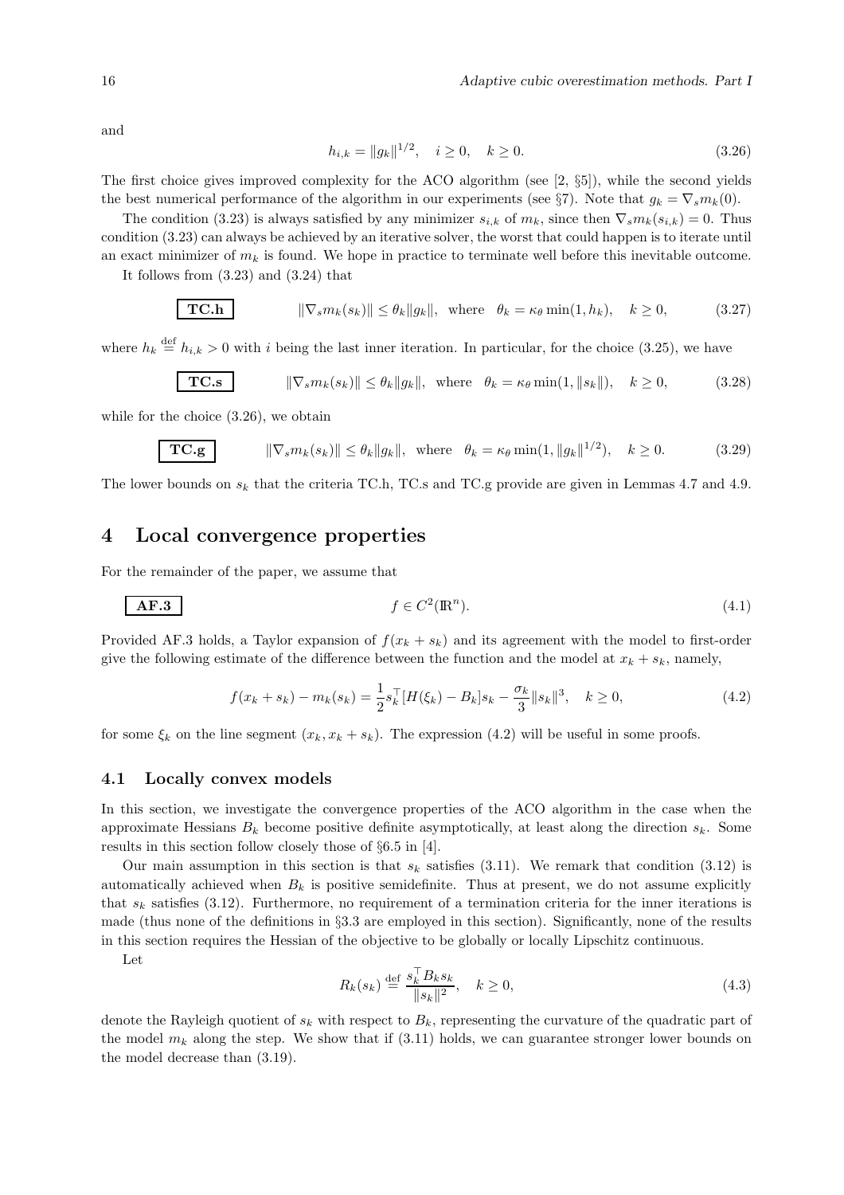and

$$h_{i,k} = \|g_k\|^{1/2}, \quad i \geq 0, \quad k \geq 0. \tag{3.26}$$

The first choice gives improved complexity for the ACO algorithm (see [2, §5]), while the second yields the best numerical performance of the algorithm in our experiments (see §7). Note that $g_k = \nabla_s m_k(0)$.

The condition (3.23) is always satisfied by any minimizer $s_{i,k}$ of $m_k$, since then $\nabla_s m_k(s_{i,k}) = 0$. Thus condition (3.23) can always be achieved by an iterative solver, the worst that could happen is to iterate until an exact minimizer of $m_k$ is found. We hope in practice to terminate well before this inevitable outcome.

It follows from (3.23) and (3.24) that

$$\boxed{\textbf{TC.h}} \qquad \|\nabla_s m_k(s_k)\| \leq \theta_k \|g_k\|, \text{ where } \theta_k = \kappa_\theta \min(1, h_k), \quad k \geq 0, \tag{3.27}$$

where $h_k \stackrel{\text{def}}{=} h_{i,k} > 0$ with $i$ being the last inner iteration. In particular, for the choice (3.25), we have

$$\boxed{\textbf{TC.s}} \qquad \|\nabla_s m_k(s_k)\| \leq \theta_k \|g_k\|, \text{ where } \theta_k = \kappa_\theta \min(1, \|s_k\|), \quad k \geq 0, \tag{3.28}$$

while for the choice (3.26), we obtain

$$\boxed{\textbf{TC.g}} \qquad \|\nabla_s m_k(s_k)\| \leq \theta_k \|g_k\|, \text{ where } \theta_k = \kappa_\theta \min(1, \|g_k\|^{1/2}), \quad k \geq 0. \tag{3.29}$$

The lower bounds on $s_k$ that the criteria TC.h, TC.s and TC.g provide are given in Lemmas 4.7 and 4.9.

# 4 Local convergence properties

For the remainder of the paper, we assume that

$$\boxed{\textbf{AF.3}} \qquad f \in C^2(\mathbb{R}^n). \tag{4.1}$$

Provided AF.3 holds, a Taylor expansion of $f(x_k + s_k)$ and its agreement with the model to first-order give the following estimate of the difference between the function and the model at $x_k + s_k$, namely,

$$f(x_k + s_k) - m_k(s_k) = \frac{1}{2} s_k^\top [H(\xi_k) - B_k] s_k - \frac{\sigma_k}{3} \|s_k\|^3, \quad k \geq 0, \tag{4.2}$$

for some $\xi_k$ on the line segment $(x_k, x_k + s_k)$. The expression (4.2) will be useful in some proofs.

## 4.1 Locally convex models

In this section, we investigate the convergence properties of the ACO algorithm in the case when the approximate Hessians $B_k$ become positive definite asymptotically, at least along the direction $s_k$. Some results in this section follow closely those of §6.5 in [4].

Our main assumption in this section is that $s_k$ satisfies (3.11). We remark that condition (3.12) is automatically achieved when $B_k$ is positive semidefinite. Thus at present, we do not assume explicitly that $s_k$ satisfies (3.12). Furthermore, no requirement of a termination criteria for the inner iterations is made (thus none of the definitions in §3.3 are employed in this section). Significantly, none of the results in this section requires the Hessian of the objective to be globally or locally Lipschitz continuous.

Let

$$R_k(s_k) \stackrel{\text{def}}{=} \frac{s_k^\top B_k s_k}{\|s_k\|^2}, \quad k \geq 0, \tag{4.3}$$

denote the Rayleigh quotient of $s_k$ with respect to $B_k$, representing the curvature of the quadratic part of the model $m_k$ along the step. We show that if (3.11) holds, we can guarantee stronger lower bounds on the model decrease than (3.19).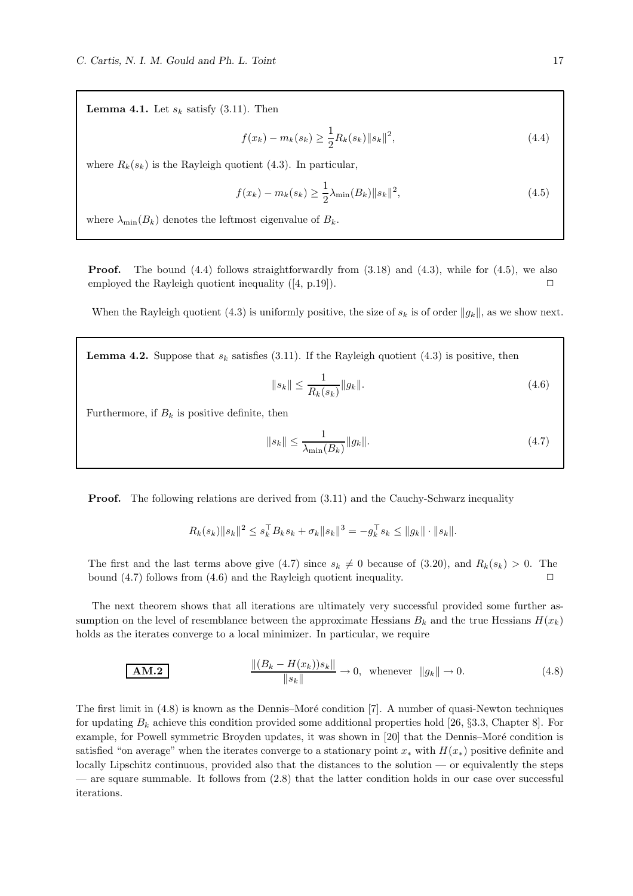**Lemma 4.1.** Let $s_k$ satisfy (3.11). Then

$$f(x_k) - m_k(s_k) \geq \frac{1}{2} R_k(s_k) \|s_k\|^2, \tag{4.4}$$

where $R_k(s_k)$ is the Rayleigh quotient (4.3). In particular,

$$f(x_k) - m_k(s_k) \geq \frac{1}{2} \lambda_{\min}(B_k) \|s_k\|^2, \tag{4.5}$$

where $\lambda_{\min}(B_k)$ denotes the leftmost eigenvalue of $B_k$.

**Proof.** The bound (4.4) follows straightforwardly from (3.18) and (4.3), while for (4.5), we also employed the Rayleigh quotient inequality ([4, p.19]). □

When the Rayleigh quotient (4.3) is uniformly positive, the size of $s_k$ is of order $\|g_k\|$, as we show next.

**Lemma 4.2.** Suppose that $s_k$ satisfies (3.11). If the Rayleigh quotient (4.3) is positive, then

$$\|s_k\| \leq \frac{1}{R_k(s_k)} \|g_k\|. \tag{4.6}$$

Furthermore, if $B_k$ is positive definite, then

$$\|s_k\| \leq \frac{1}{\lambda_{\min}(B_k)} \|g_k\|. \tag{4.7}$$

**Proof.** The following relations are derived from (3.11) and the Cauchy-Schwarz inequality

$$R_k(s_k)\|s_k\|^2 \leq s_k^\top B_k s_k + \sigma_k \|s_k\|^3 = -g_k^\top s_k \leq \|g_k\| \cdot \|s_k\|.$$

The first and the last terms above give (4.7) since $s_k \neq 0$ because of (3.20), and $R_k(s_k) > 0$. The bound (4.7) follows from (4.6) and the Rayleigh quotient inequality. □

The next theorem shows that all iterations are ultimately very successful provided some further assumption on the level of resemblance between the approximate Hessians $B_k$ and the true Hessians $H(x_k)$ holds as the iterates converge to a local minimizer. In particular, we require

**AM.2**

$$\frac{\|(B_k - H(x_k))s_k\|}{\|s_k\|} \to 0, \quad \text{whenever} \quad \|g_k\| \to 0. \tag{4.8}$$

The first limit in (4.8) is known as the Dennis–Moré condition [7]. A number of quasi-Newton techniques for updating $B_k$ achieve this condition provided some additional properties hold [26, §3.3, Chapter 8]. For example, for Powell symmetric Broyden updates, it was shown in [20] that the Dennis–Moré condition is satisfied "on average" when the iterates converge to a stationary point $x_*$ with $H(x_*)$ positive definite and locally Lipschitz continuous, provided also that the distances to the solution — or equivalently the steps — are square summable. It follows from (2.8) that the latter condition holds in our case over successful iterations.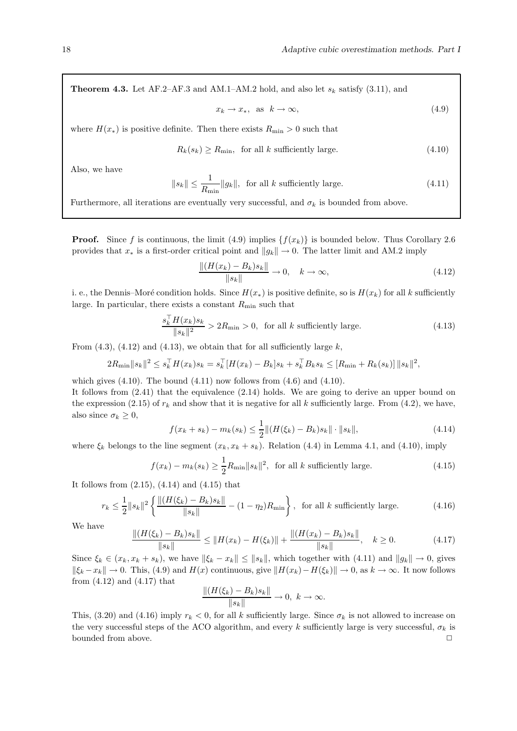**Theorem 4.3.** Let AF.2–AF.3 and AM.1–AM.2 hold, and also let $s_k$ satisfy (3.11), and

$$x_k \to x_*, \quad \text{as} \quad k \to \infty, \tag{4.9}$$

where $H(x_*)$ is positive definite. Then there exists $R_{\min} > 0$ such that

$$R_k(s_k) \geq R_{\min}, \quad \text{for all } k \text{ sufficiently large.} \tag{4.10}$$

Also, we have

$$\|s_k\| \leq \frac{1}{R_{\min}} \|g_k\|, \quad \text{for all } k \text{ sufficiently large.} \tag{4.11}$$

Furthermore, all iterations are eventually very successful, and $\sigma_k$ is bounded from above.

**Proof.** Since $f$ is continuous, the limit (4.9) implies $\{f(x_k)\}$ is bounded below. Thus Corollary 2.6 provides that $x_*$ is a first-order critical point and $\|g_k\| \to 0$. The latter limit and AM.2 imply

$$\frac{\|(H(x_k) - B_k)s_k\|}{\|s_k\|} \to 0, \quad k \to \infty, \tag{4.12}$$

i. e., the Dennis–Moré condition holds. Since $H(x_*)$ is positive definite, so is $H(x_k)$ for all $k$ sufficiently large. In particular, there exists a constant $R_{\min}$ such that

$$\frac{s_k^\top H(x_k) s_k}{\|s_k\|^2} > 2R_{\min} > 0, \quad \text{for all } k \text{ sufficiently large.} \tag{4.13}$$

From (4.3), (4.12) and (4.13), we obtain that for all sufficiently large $k$,

$$2R_{\min}\|s_k\|^2 \leq s_k^\top H(x_k) s_k = s_k^\top [H(x_k) - B_k] s_k + s_k^\top B_k s_k \leq [R_{\min} + R_k(s_k)] \|s_k\|^2,$$

which gives (4.10). The bound (4.11) now follows from (4.6) and (4.10).

It follows from (2.41) that the equivalence (2.14) holds. We are going to derive an upper bound on the expression (2.15) of $r_k$ and show that it is negative for all $k$ sufficiently large. From (4.2), we have, also since $\sigma_k \geq 0$,

$$f(x_k + s_k) - m_k(s_k) \leq \frac{1}{2}\|(H(\xi_k) - B_k)s_k\| \cdot \|s_k\|, \tag{4.14}$$

where $\xi_k$ belongs to the line segment $(x_k, x_k + s_k)$. Relation (4.4) in Lemma 4.1, and (4.10), imply

$$f(x_k) - m_k(s_k) \geq \frac{1}{2} R_{\min} \|s_k\|^2, \quad \text{for all } k \text{ sufficiently large.} \tag{4.15}$$

It follows from (2.15), (4.14) and (4.15) that

$$r_k \leq \frac{1}{2}\|s_k\|^2 \left\{ \frac{\|(H(\xi_k) - B_k)s_k\|}{\|s_k\|} - (1 - \eta_2) R_{\min} \right\}, \quad \text{for all } k \text{ sufficiently large.} \tag{4.16}$$

We have

$$\frac{\|(H(\xi_k) - B_k)s_k\|}{\|s_k\|} \leq \|H(x_k) - H(\xi_k)\| + \frac{\|(H(x_k) - B_k)s_k\|}{\|s_k\|}, \quad k \geq 0. \tag{4.17}$$

Since $\xi_k \in (x_k, x_k + s_k)$, we have $\|\xi_k - x_k\| \leq \|s_k\|$, which together with (4.11) and $\|g_k\| \to 0$, gives $\|\xi_k - x_k\| \to 0$. This, (4.9) and $H(x)$ continuous, give $\|H(x_k) - H(\xi_k)\| \to 0$, as $k \to \infty$. It now follows from (4.12) and (4.17) that

$$\frac{\|(H(\xi_k) - B_k)s_k\|}{\|s_k\|} \to 0, \quad k \to \infty.$$

This, (3.20) and (4.16) imply $r_k < 0$, for all $k$ sufficiently large. Since $\sigma_k$ is not allowed to increase on the very successful steps of the ACO algorithm, and every $k$ sufficiently large is very successful, $\sigma_k$ is bounded from above. □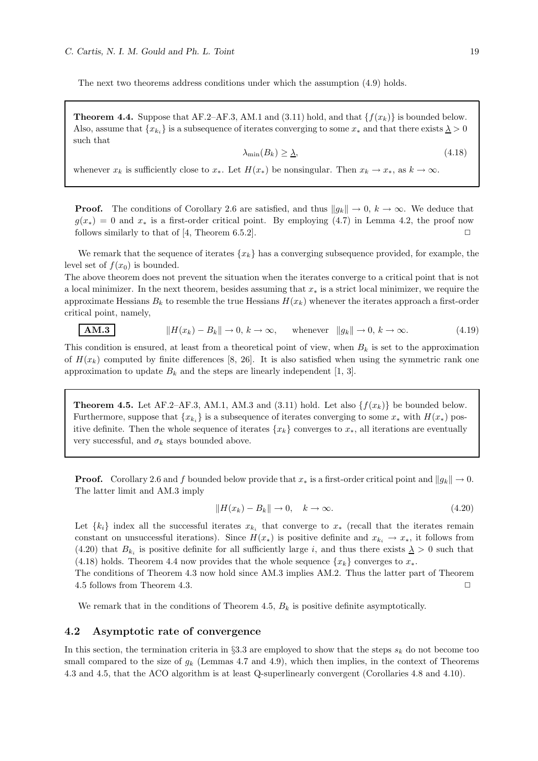The next two theorems address conditions under which the assumption (4.9) holds.

**Theorem 4.4.** Suppose that AF.2–AF.3, AM.1 and (3.11) hold, and that $\{f(x_k)\}$ is bounded below. Also, assume that $\{x_{k_i}\}$ is a subsequence of iterates converging to some $x_*$ and that there exists $\underline{\lambda} > 0$ such that

$$\lambda_{\min}(B_k) \geq \underline{\lambda}, \tag{4.18}$$

whenever $x_k$ is sufficiently close to $x_*$. Let $H(x_*)$ be nonsingular. Then $x_k \to x_*$, as $k \to \infty$.

**Proof.** The conditions of Corollary 2.6 are satisfied, and thus $\|g_k\| \to 0$, $k \to \infty$. We deduce that $g(x_*) = 0$ and $x_*$ is a first-order critical point. By employing (4.7) in Lemma 4.2, the proof now follows similarly to that of [4, Theorem 6.5.2]. $\Box$

We remark that the sequence of iterates $\{x_k\}$ has a converging subsequence provided, for example, the level set of $f(x_0)$ is bounded.

The above theorem does not prevent the situation when the iterates converge to a critical point that is not a local minimizer. In the next theorem, besides assuming that $x_*$ is a strict local minimizer, we require the approximate Hessians $B_k$ to resemble the true Hessians $H(x_k)$ whenever the iterates approach a first-order critical point, namely,

**AM.3** $\qquad \|H(x_k) - B_k\| \to 0,\ k \to \infty, \quad \text{whenever} \quad \|g_k\| \to 0,\ k \to \infty. \qquad (4.19)$

This condition is ensured, at least from a theoretical point of view, when $B_k$ is set to the approximation of $H(x_k)$ computed by finite differences [8, 26]. It is also satisfied when using the symmetric rank one approximation to update $B_k$ and the steps are linearly independent [1, 3].

**Theorem 4.5.** Let AF.2–AF.3, AM.1, AM.3 and (3.11) hold. Let also $\{f(x_k)\}$ be bounded below. Furthermore, suppose that $\{x_{k_i}\}$ is a subsequence of iterates converging to some $x_*$ with $H(x_*)$ positive definite. Then the whole sequence of iterates $\{x_k\}$ converges to $x_*$, all iterations are eventually very successful, and $\sigma_k$ stays bounded above.

**Proof.** Corollary 2.6 and $f$ bounded below provide that $x_*$ is a first-order critical point and $\|g_k\| \to 0$. The latter limit and AM.3 imply

$$\|H(x_k) - B_k\| \to 0, \quad k \to \infty. \tag{4.20}$$

Let $\{k_i\}$ index all the successful iterates $x_{k_i}$ that converge to $x_*$ (recall that the iterates remain constant on unsuccessful iterations). Since $H(x_*)$ is positive definite and $x_{k_i} \to x_*$, it follows from (4.20) that $B_{k_i}$ is positive definite for all sufficiently large $i$, and thus there exists $\underline{\lambda} > 0$ such that (4.18) holds. Theorem 4.4 now provides that the whole sequence $\{x_k\}$ converges to $x_*$.

The conditions of Theorem 4.3 now hold since AM.3 implies AM.2. Thus the latter part of Theorem 4.5 follows from Theorem 4.3. $\Box$

We remark that in the conditions of Theorem 4.5, $B_k$ is positive definite asymptotically.

## 4.2 Asymptotic rate of convergence

In this section, the termination criteria in §3.3 are employed to show that the steps $s_k$ do not become too small compared to the size of $g_k$ (Lemmas 4.7 and 4.9), which then implies, in the context of Theorems 4.3 and 4.5, that the ACO algorithm is at least Q-superlinearly convergent (Corollaries 4.8 and 4.10).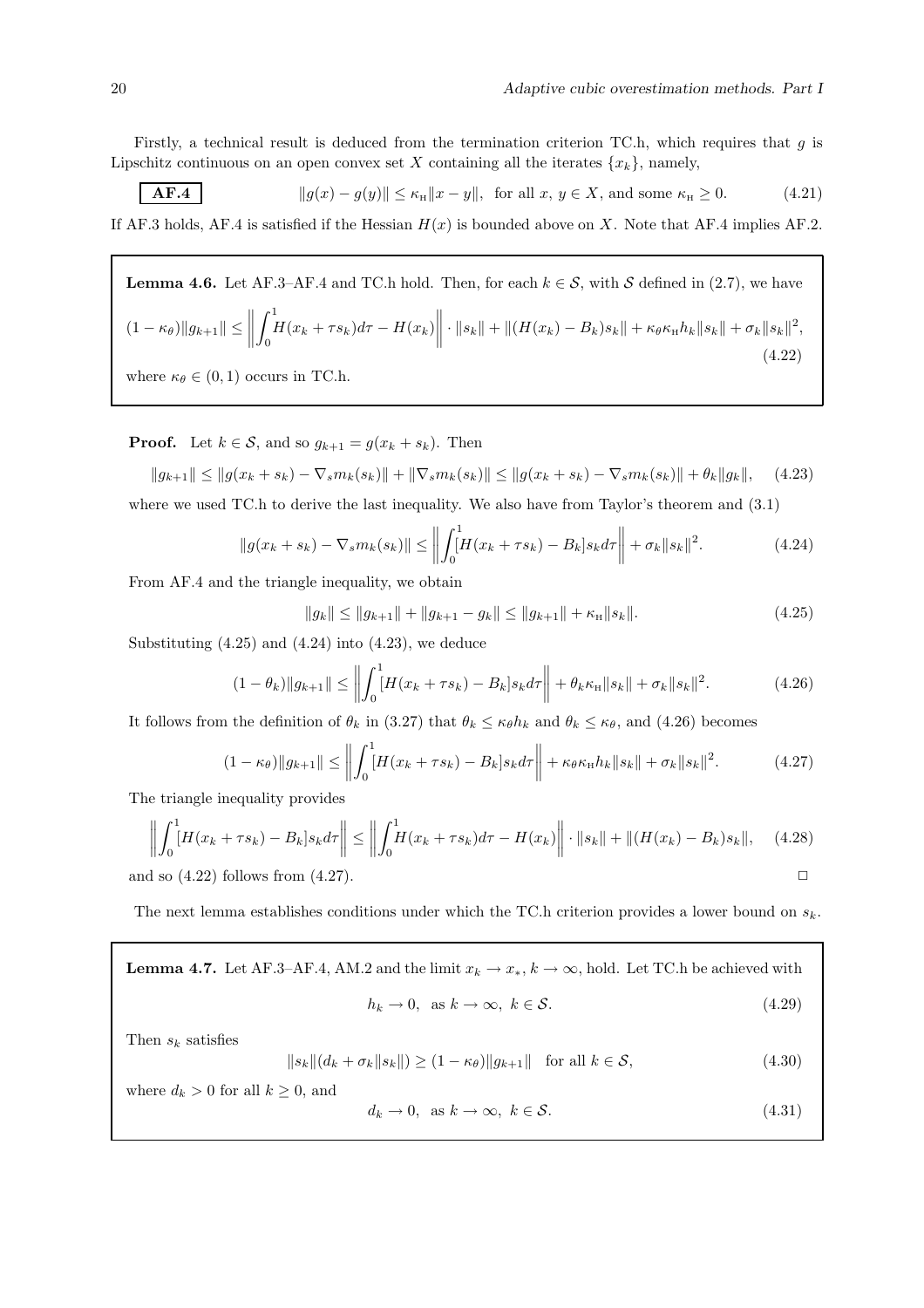Firstly, a technical result is deduced from the termination criterion TC.h, which requires that $g$ is Lipschitz continuous on an open convex set $X$ containing all the iterates $\{x_k\}$, namely,

$$\boxed{\textbf{AF.4}} \qquad \|g(x) - g(y)\| \leq \kappa_{\rm H}\|x - y\|, \text{ for all } x,\, y \in X, \text{ and some } \kappa_{\rm H} \geq 0. \tag{4.21}$$

If AF.3 holds, AF.4 is satisfied if the Hessian $H(x)$ is bounded above on $X$. Note that AF.4 implies AF.2.

**Lemma 4.6.** Let AF.3–AF.4 and TC.h hold. Then, for each $k \in \mathcal{S}$, with $\mathcal{S}$ defined in (2.7), we have

$$(1-\kappa_\theta)\|g_{k+1}\| \leq \left\|\int_0^1 H(x_k + \tau s_k)d\tau - H(x_k)\right\| \cdot \|s_k\| + \|(H(x_k) - B_k)s_k\| + \kappa_\theta \kappa_{\rm H} h_k \|s_k\| + \sigma_k \|s_k\|^2, \tag{4.22}$$

where $\kappa_\theta \in (0,1)$ occurs in TC.h.

**Proof.** Let $k \in \mathcal{S}$, and so $g_{k+1} = g(x_k + s_k)$. Then

$$\|g_{k+1}\| \leq \|g(x_k+s_k) - \nabla_s m_k(s_k)\| + \|\nabla_s m_k(s_k)\| \leq \|g(x_k+s_k) - \nabla_s m_k(s_k)\| + \theta_k\|g_k\|, \tag{4.23}$$

where we used TC.h to derive the last inequality. We also have from Taylor's theorem and (3.1)

$$\|g(x_k+s_k) - \nabla_s m_k(s_k)\| \leq \left\|\int_0^1 [H(x_k+\tau s_k) - B_k]s_k d\tau\right\| + \sigma_k\|s_k\|^2. \tag{4.24}$$

From AF.4 and the triangle inequality, we obtain

$$\|g_k\| \leq \|g_{k+1}\| + \|g_{k+1} - g_k\| \leq \|g_{k+1}\| + \kappa_{\rm H}\|s_k\|. \tag{4.25}$$

Substituting (4.25) and (4.24) into (4.23), we deduce

$$(1-\theta_k)\|g_{k+1}\| \leq \left\|\int_0^1 [H(x_k+\tau s_k) - B_k]s_k d\tau\right\| + \theta_k\kappa_{\rm H}\|s_k\| + \sigma_k\|s_k\|^2. \tag{4.26}$$

It follows from the definition of $\theta_k$ in (3.27) that $\theta_k \leq \kappa_\theta h_k$ and $\theta_k \leq \kappa_\theta$, and (4.26) becomes

$$(1-\kappa_\theta)\|g_{k+1}\| \leq \left\|\int_0^1 [H(x_k+\tau s_k) - B_k]s_k d\tau\right\| + \kappa_\theta\kappa_{\rm H} h_k\|s_k\| + \sigma_k\|s_k\|^2. \tag{4.27}$$

The triangle inequality provides

$$\left\|\int_0^1 [H(x_k+\tau s_k) - B_k]s_k d\tau\right\| \leq \left\|\int_0^1 H(x_k+\tau s_k)d\tau - H(x_k)\right\| \cdot \|s_k\| + \|(H(x_k) - B_k)s_k\|, \tag{4.28}$$

and so (4.22) follows from (4.27). $\Box$

The next lemma establishes conditions under which the TC.h criterion provides a lower bound on $s_k$.

**Lemma 4.7.** Let AF.3–AF.4, AM.2 and the limit $x_k \to x_*$, $k \to \infty$, hold. Let TC.h be achieved with

$$h_k \to 0, \text{ as } k \to \infty,\ k \in \mathcal{S}. \tag{4.29}$$

Then $s_k$ satisfies

$$\|s_k\|(d_k + \sigma_k\|s_k\|) \geq (1-\kappa_\theta)\|g_{k+1}\| \quad \text{for all } k \in \mathcal{S}, \tag{4.30}$$

where $d_k > 0$ for all $k \geq 0$, and

$$d_k \to 0, \text{ as } k \to \infty,\ k \in \mathcal{S}. \tag{4.31}$$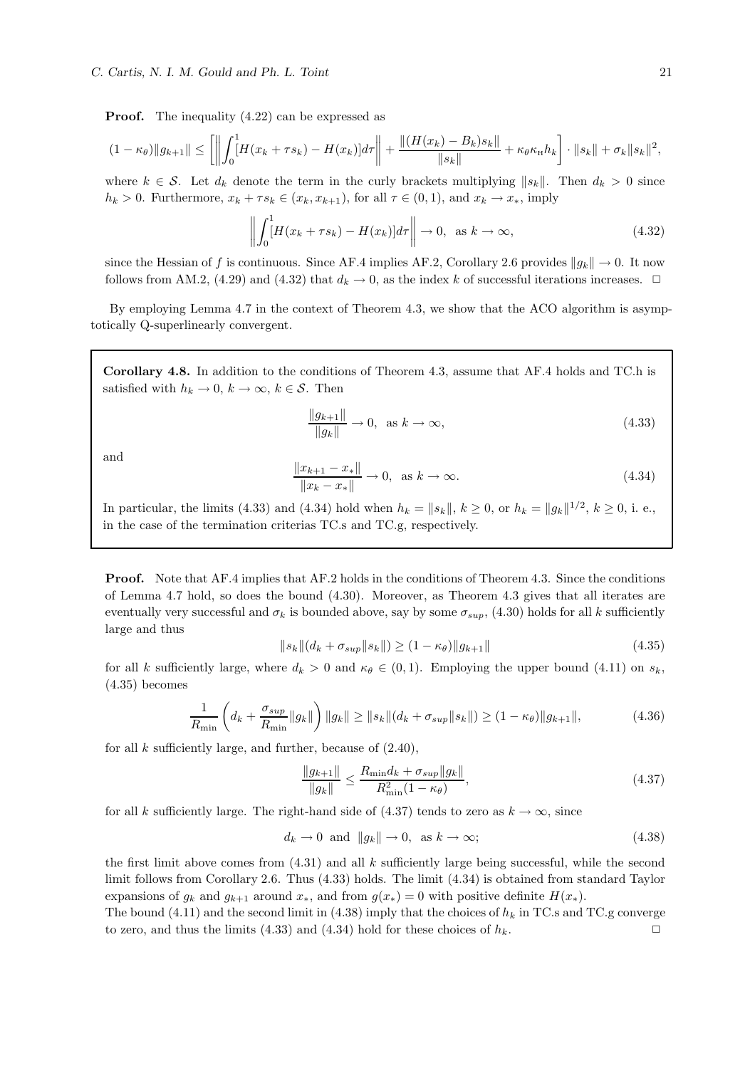**Proof.** The inequality (4.22) can be expressed as

$$(1-\kappa_\theta)\|g_{k+1}\| \leq \left[\left\|\int_0^1 [H(x_k+\tau s_k) - H(x_k)]d\tau\right\| + \frac{\|(H(x_k)-B_k)s_k\|}{\|s_k\|} + \kappa_\theta \kappa_{\rm H} h_k\right] \cdot \|s_k\| + \sigma_k \|s_k\|^2,$$

where $k \in \mathcal{S}$. Let $d_k$ denote the term in the curly brackets multiplying $\|s_k\|$. Then $d_k > 0$ since $h_k > 0$. Furthermore, $x_k + \tau s_k \in (x_k, x_{k+1})$, for all $\tau \in (0,1)$, and $x_k \to x_*$, imply

$$\left\|\int_0^1 [H(x_k+\tau s_k) - H(x_k)]d\tau\right\| \to 0, \quad \text{as } k \to \infty, \tag{4.32}$$

since the Hessian of $f$ is continuous. Since AF.4 implies AF.2, Corollary 2.6 provides $\|g_k\| \to 0$. It now follows from AM.2, (4.29) and (4.32) that $d_k \to 0$, as the index $k$ of successful iterations increases. $\Box$

By employing Lemma 4.7 in the context of Theorem 4.3, we show that the ACO algorithm is asymptotically Q-superlinearly convergent.

**Corollary 4.8.** In addition to the conditions of Theorem 4.3, assume that AF.4 holds and TC.h is satisfied with $h_k \to 0$, $k \to \infty$, $k \in \mathcal{S}$. Then

$$\frac{\|g_{k+1}\|}{\|g_k\|} \to 0, \quad \text{as } k \to \infty, \tag{4.33}$$

and

$$\frac{\|x_{k+1} - x_*\|}{\|x_k - x_*\|} \to 0, \quad \text{as } k \to \infty. \tag{4.34}$$

In particular, the limits (4.33) and (4.34) hold when $h_k = \|s_k\|$, $k \geq 0$, or $h_k = \|g_k\|^{1/2}$, $k \geq 0$, i. e., in the case of the termination criterias TC.s and TC.g, respectively.

**Proof.** Note that AF.4 implies that AF.2 holds in the conditions of Theorem 4.3. Since the conditions of Lemma 4.7 hold, so does the bound (4.30). Moreover, as Theorem 4.3 gives that all iterates are eventually very successful and $\sigma_k$ is bounded above, say by some $\sigma_{sup}$, (4.30) holds for all $k$ sufficiently large and thus

$$\|s_k\|(d_k + \sigma_{sup}\|s_k\|) \geq (1-\kappa_\theta)\|g_{k+1}\| \tag{4.35}$$

for all $k$ sufficiently large, where $d_k > 0$ and $\kappa_\theta \in (0,1)$. Employing the upper bound (4.11) on $s_k$, (4.35) becomes

$$\frac{1}{R_{\min}}\left(d_k + \frac{\sigma_{sup}}{R_{\min}}\|g_k\|\right)\|g_k\| \geq \|s_k\|(d_k + \sigma_{sup}\|s_k\|) \geq (1-\kappa_\theta)\|g_{k+1}\|, \tag{4.36}$$

for all $k$ sufficiently large, and further, because of (2.40),

$$\frac{\|g_{k+1}\|}{\|g_k\|} \leq \frac{R_{\min} d_k + \sigma_{sup}\|g_k\|}{R_{\min}^2(1-\kappa_\theta)}, \tag{4.37}$$

for all $k$ sufficiently large. The right-hand side of (4.37) tends to zero as $k \to \infty$, since

$$d_k \to 0 \;\text{ and }\; \|g_k\| \to 0, \;\text{ as } k \to \infty; \tag{4.38}$$

the first limit above comes from (4.31) and all $k$ sufficiently large being successful, while the second limit follows from Corollary 2.6. Thus (4.33) holds. The limit (4.34) is obtained from standard Taylor expansions of $g_k$ and $g_{k+1}$ around $x_*$, and from $g(x_*) = 0$ with positive definite $H(x_*)$.
The bound (4.11) and the second limit in (4.38) imply that the choices of $h_k$ in TC.s and TC.g converge to zero, and thus the limits (4.33) and (4.34) hold for these choices of $h_k$. $\Box$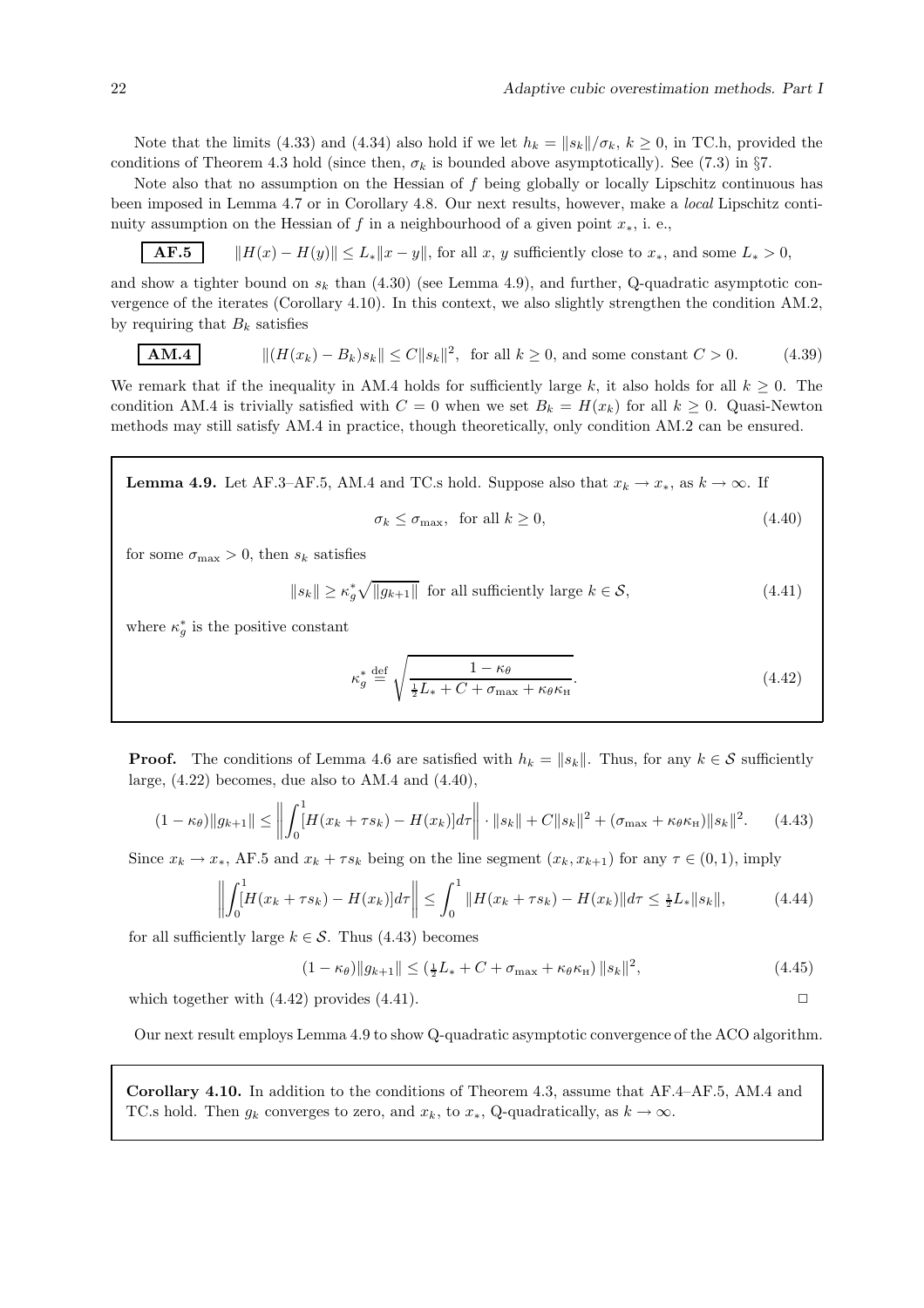Note that the limits (4.33) and (4.34) also hold if we let $h_k = \|s_k\|/\sigma_k$, $k \geq 0$, in TC.h, provided the conditions of Theorem 4.3 hold (since then, $\sigma_k$ is bounded above asymptotically). See (7.3) in §7.

Note also that no assumption on the Hessian of $f$ being globally or locally Lipschitz continuous has been imposed in Lemma 4.7 or in Corollary 4.8. Our next results, however, make a *local* Lipschitz continuity assumption on the Hessian of $f$ in a neighbourhood of a given point $x_*$, i. e.,

**AF.5** $\quad \|H(x) - H(y)\| \leq L_* \|x - y\|$, for all $x$, $y$ sufficiently close to $x_*$, and some $L_* > 0$,

and show a tighter bound on $s_k$ than (4.30) (see Lemma 4.9), and further, Q-quadratic asymptotic convergence of the iterates (Corollary 4.10). In this context, we also slightly strengthen the condition AM.2, by requiring that $B_k$ satisfies

**AM.4** $$\|(H(x_k) - B_k)s_k\| \leq C\|s_k\|^2, \text{ for all } k \geq 0, \text{ and some constant } C > 0. \tag{4.39}$$

We remark that if the inequality in AM.4 holds for sufficiently large $k$, it also holds for all $k \geq 0$. The condition AM.4 is trivially satisfied with $C = 0$ when we set $B_k = H(x_k)$ for all $k \geq 0$. Quasi-Newton methods may still satisfy AM.4 in practice, though theoretically, only condition AM.2 can be ensured.

**Lemma 4.9.** Let AF.3–AF.5, AM.4 and TC.s hold. Suppose also that $x_k \to x_*$, as $k \to \infty$. If

$$\sigma_k \leq \sigma_{\max}, \text{ for all } k \geq 0, \tag{4.40}$$

for some $\sigma_{\max} > 0$, then $s_k$ satisfies

$$\|s_k\| \geq \kappa_g^* \sqrt{\|g_{k+1}\|} \text{ for all sufficiently large } k \in \mathcal{S}, \tag{4.41}$$

where $\kappa_g^*$ is the positive constant

$$\kappa_g^* \stackrel{\text{def}}{=} \sqrt{\frac{1 - \kappa_\theta}{\frac{1}{2}L_* + C + \sigma_{\max} + \kappa_\theta \kappa_{\text{H}}}}. \tag{4.42}$$

**Proof.** The conditions of Lemma 4.6 are satisfied with $h_k = \|s_k\|$. Thus, for any $k \in \mathcal{S}$ sufficiently large, (4.22) becomes, due also to AM.4 and (4.40),

$$(1 - \kappa_\theta)\|g_{k+1}\| \leq \left\| \int_0^1 [H(x_k + \tau s_k) - H(x_k)] d\tau \right\| \cdot \|s_k\| + C\|s_k\|^2 + (\sigma_{\max} + \kappa_\theta \kappa_{\text{H}})\|s_k\|^2. \tag{4.43}$$

Since $x_k \to x_*$, AF.5 and $x_k + \tau s_k$ being on the line segment $(x_k, x_{k+1})$ for any $\tau \in (0, 1)$, imply

$$\left\| \int_0^1 [H(x_k + \tau s_k) - H(x_k)] d\tau \right\| \leq \int_0^1 \|H(x_k + \tau s_k) - H(x_k)\| d\tau \leq \tfrac{1}{2} L_* \|s_k\|, \tag{4.44}$$

for all sufficiently large $k \in \mathcal{S}$. Thus (4.43) becomes

$$(1 - \kappa_\theta)\|g_{k+1}\| \leq \left(\tfrac{1}{2}L_* + C + \sigma_{\max} + \kappa_\theta \kappa_{\text{H}}\right) \|s_k\|^2, \tag{4.45}$$

which together with (4.42) provides (4.41). $\Box$

Our next result employs Lemma 4.9 to show Q-quadratic asymptotic convergence of the ACO algorithm.

**Corollary 4.10.** In addition to the conditions of Theorem 4.3, assume that AF.4–AF.5, AM.4 and TC.s hold. Then $g_k$ converges to zero, and $x_k$, to $x_*$, Q-quadratically, as $k \to \infty$.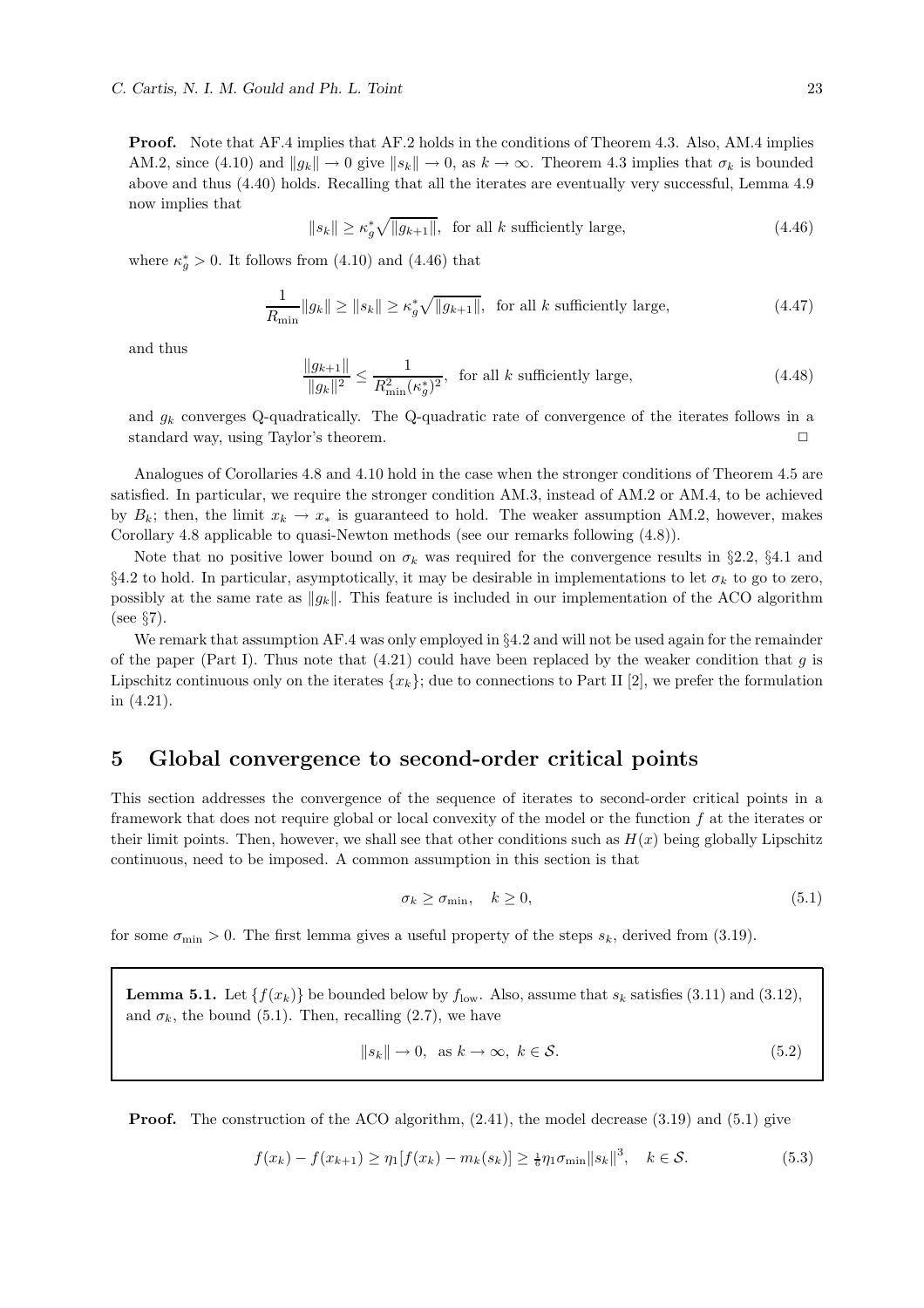**Proof.** Note that AF.4 implies that AF.2 holds in the conditions of Theorem 4.3. Also, AM.4 implies AM.2, since (4.10) and $\|g_k\| \to 0$ give $\|s_k\| \to 0$, as $k \to \infty$. Theorem 4.3 implies that $\sigma_k$ is bounded above and thus (4.40) holds. Recalling that all the iterates are eventually very successful, Lemma 4.9 now implies that

$$\|s_k\| \geq \kappa_g^* \sqrt{\|g_{k+1}\|}, \text{ for all } k \text{ sufficiently large,} \tag{4.46}$$

where $\kappa_g^* > 0$. It follows from (4.10) and (4.46) that

$$\frac{1}{R_{\min}} \|g_k\| \geq \|s_k\| \geq \kappa_g^* \sqrt{\|g_{k+1}\|}, \text{ for all } k \text{ sufficiently large,} \tag{4.47}$$

and thus

$$\frac{\|g_{k+1}\|}{\|g_k\|^2} \leq \frac{1}{R_{\min}^2 (\kappa_g^*)^2}, \text{ for all } k \text{ sufficiently large,} \tag{4.48}$$

and $g_k$ converges Q-quadratically. The Q-quadratic rate of convergence of the iterates follows in a standard way, using Taylor's theorem. $\Box$

Analogues of Corollaries 4.8 and 4.10 hold in the case when the stronger conditions of Theorem 4.5 are satisfied. In particular, we require the stronger condition AM.3, instead of AM.2 or AM.4, to be achieved by $B_k$; then, the limit $x_k \to x_*$ is guaranteed to hold. The weaker assumption AM.2, however, makes Corollary 4.8 applicable to quasi-Newton methods (see our remarks following (4.8)).

Note that no positive lower bound on $\sigma_k$ was required for the convergence results in §2.2, §4.1 and §4.2 to hold. In particular, asymptotically, it may be desirable in implementations to let $\sigma_k$ to go to zero, possibly at the same rate as $\|g_k\|$. This feature is included in our implementation of the ACO algorithm (see §7).

We remark that assumption AF.4 was only employed in §4.2 and will not be used again for the remainder of the paper (Part I). Thus note that (4.21) could have been replaced by the weaker condition that $g$ is Lipschitz continuous only on the iterates $\{x_k\}$; due to connections to Part II [2], we prefer the formulation in (4.21).

## 5 Global convergence to second-order critical points

This section addresses the convergence of the sequence of iterates to second-order critical points in a framework that does not require global or local convexity of the model or the function $f$ at the iterates or their limit points. Then, however, we shall see that other conditions such as $H(x)$ being globally Lipschitz continuous, need to be imposed. A common assumption in this section is that

$$\sigma_k \geq \sigma_{\min}, \quad k \geq 0, \tag{5.1}$$

for some $\sigma_{\min} > 0$. The first lemma gives a useful property of the steps $s_k$, derived from (3.19).

**Lemma 5.1.** Let $\{f(x_k)\}$ be bounded below by $f_{\text{low}}$. Also, assume that $s_k$ satisfies (3.11) and (3.12), and $\sigma_k$, the bound (5.1). Then, recalling (2.7), we have

$$\|s_k\| \to 0, \text{ as } k \to \infty, \ k \in \mathcal{S}. \tag{5.2}$$

**Proof.** The construction of the ACO algorithm, (2.41), the model decrease (3.19) and (5.1) give

$$f(x_k) - f(x_{k+1}) \geq \eta_1 [f(x_k) - m_k(s_k)] \geq \tfrac{1}{6} \eta_1 \sigma_{\min} \|s_k\|^3, \quad k \in \mathcal{S}. \tag{5.3}$$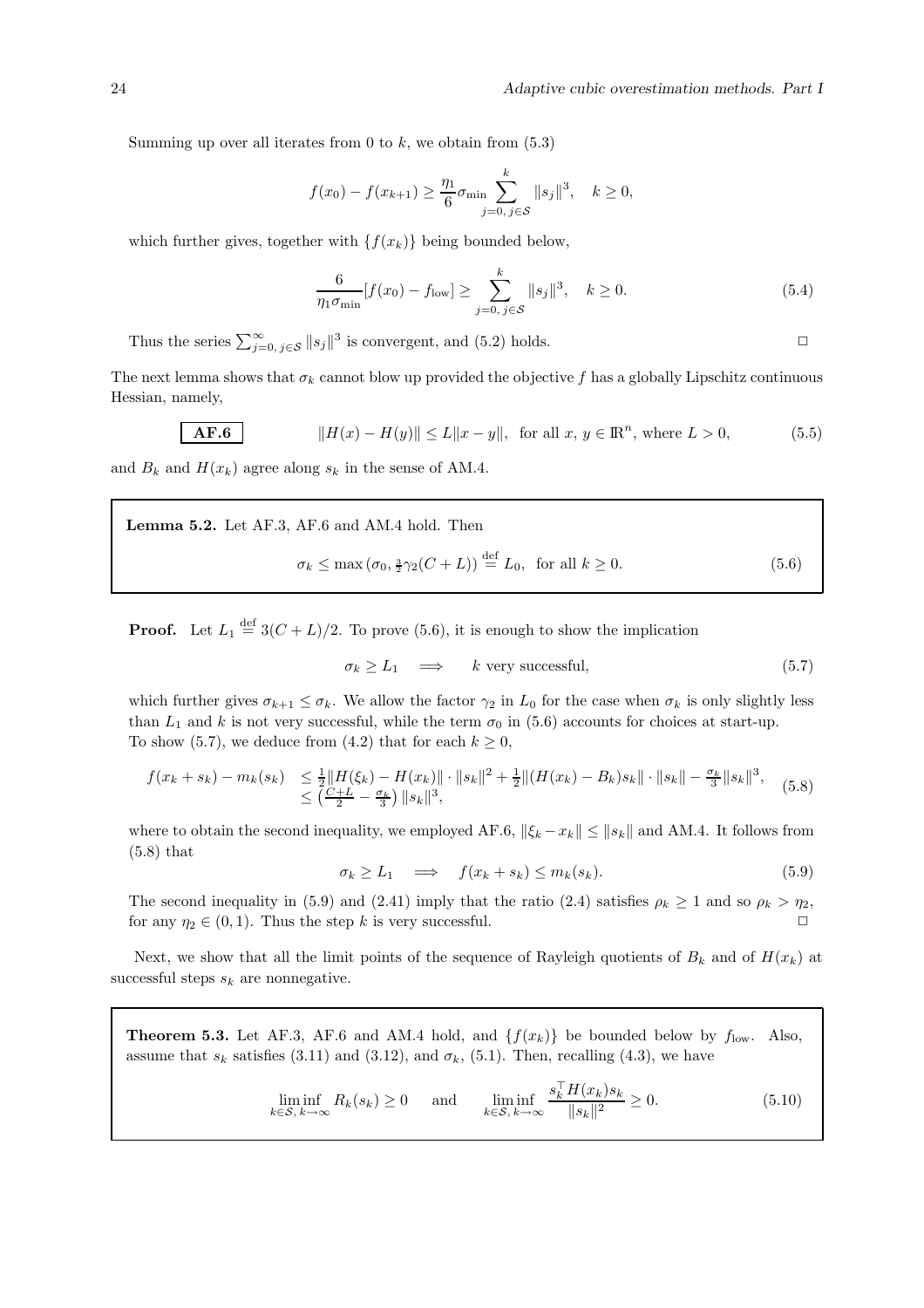Summing up over all iterates from 0 to $k$, we obtain from (5.3)

$$f(x_0) - f(x_{k+1}) \geq \frac{\eta_1}{6}\sigma_{\min} \sum_{j=0,\, j\in\mathcal{S}}^{k} \|s_j\|^3, \quad k \geq 0,$$

which further gives, together with $\{f(x_k)\}$ being bounded below,

$$\frac{6}{\eta_1 \sigma_{\min}}[f(x_0) - f_{\text{low}}] \geq \sum_{j=0,\, j\in\mathcal{S}}^{k} \|s_j\|^3, \quad k \geq 0. \tag{5.4}$$

Thus the series $\sum_{j=0,\, j\in\mathcal{S}}^{\infty} \|s_j\|^3$ is convergent, and (5.2) holds. $\Box$

The next lemma shows that $\sigma_k$ cannot blow up provided the objective $f$ has a globally Lipschitz continuous Hessian, namely,

$$\boxed{\textbf{AF.6}} \qquad \|H(x) - H(y)\| \leq L\|x - y\|, \text{ for all } x, y \in \mathbb{R}^n, \text{ where } L > 0, \tag{5.5}$$

and $B_k$ and $H(x_k)$ agree along $s_k$ in the sense of AM.4.

**Lemma 5.2.** Let AF.3, AF.6 and AM.4 hold. Then

$$\sigma_k \leq \max\left(\sigma_0, \tfrac{3}{2}\gamma_2(C + L)\right) \stackrel{\text{def}}{=} L_0, \text{ for all } k \geq 0. \tag{5.6}$$

**Proof.** Let $L_1 \stackrel{\text{def}}{=} 3(C + L)/2$. To prove (5.6), it is enough to show the implication

$$\sigma_k \geq L_1 \implies k \text{ very successful}, \tag{5.7}$$

which further gives $\sigma_{k+1} \leq \sigma_k$. We allow the factor $\gamma_2$ in $L_0$ for the case when $\sigma_k$ is only slightly less than $L_1$ and $k$ is not very successful, while the term $\sigma_0$ in (5.6) accounts for choices at start-up.
To show (5.7), we deduce from (4.2) that for each $k \geq 0$,

$$\begin{aligned} f(x_k + s_k) - m_k(s_k) &\leq \tfrac{1}{2}\|H(\xi_k) - H(x_k)\| \cdot \|s_k\|^2 + \tfrac{1}{2}\|(H(x_k) - B_k)s_k\| \cdot \|s_k\| - \tfrac{\sigma_k}{3}\|s_k\|^3, \\ &\leq \left(\tfrac{C+L}{2} - \tfrac{\sigma_k}{3}\right)\|s_k\|^3, \end{aligned} \tag{5.8}$$

where to obtain the second inequality, we employed AF.6, $\|\xi_k - x_k\| \leq \|s_k\|$ and AM.4. It follows from (5.8) that

$$\sigma_k \geq L_1 \implies f(x_k + s_k) \leq m_k(s_k). \tag{5.9}$$

The second inequality in (5.9) and (2.41) imply that the ratio (2.4) satisfies $\rho_k \geq 1$ and so $\rho_k > \eta_2$, for any $\eta_2 \in (0, 1)$. Thus the step $k$ is very successful. $\Box$

Next, we show that all the limit points of the sequence of Rayleigh quotients of $B_k$ and of $H(x_k)$ at successful steps $s_k$ are nonnegative.

**Theorem 5.3.** Let AF.3, AF.6 and AM.4 hold, and $\{f(x_k)\}$ be bounded below by $f_{\text{low}}$. Also, assume that $s_k$ satisfies (3.11) and (3.12), and $\sigma_k$, (5.1). Then, recalling (4.3), we have

$$\liminf_{k\in\mathcal{S},\, k\to\infty} R_k(s_k) \geq 0 \quad \text{and} \quad \liminf_{k\in\mathcal{S},\, k\to\infty} \frac{s_k^\top H(x_k)s_k}{\|s_k\|^2} \geq 0. \tag{5.10}$$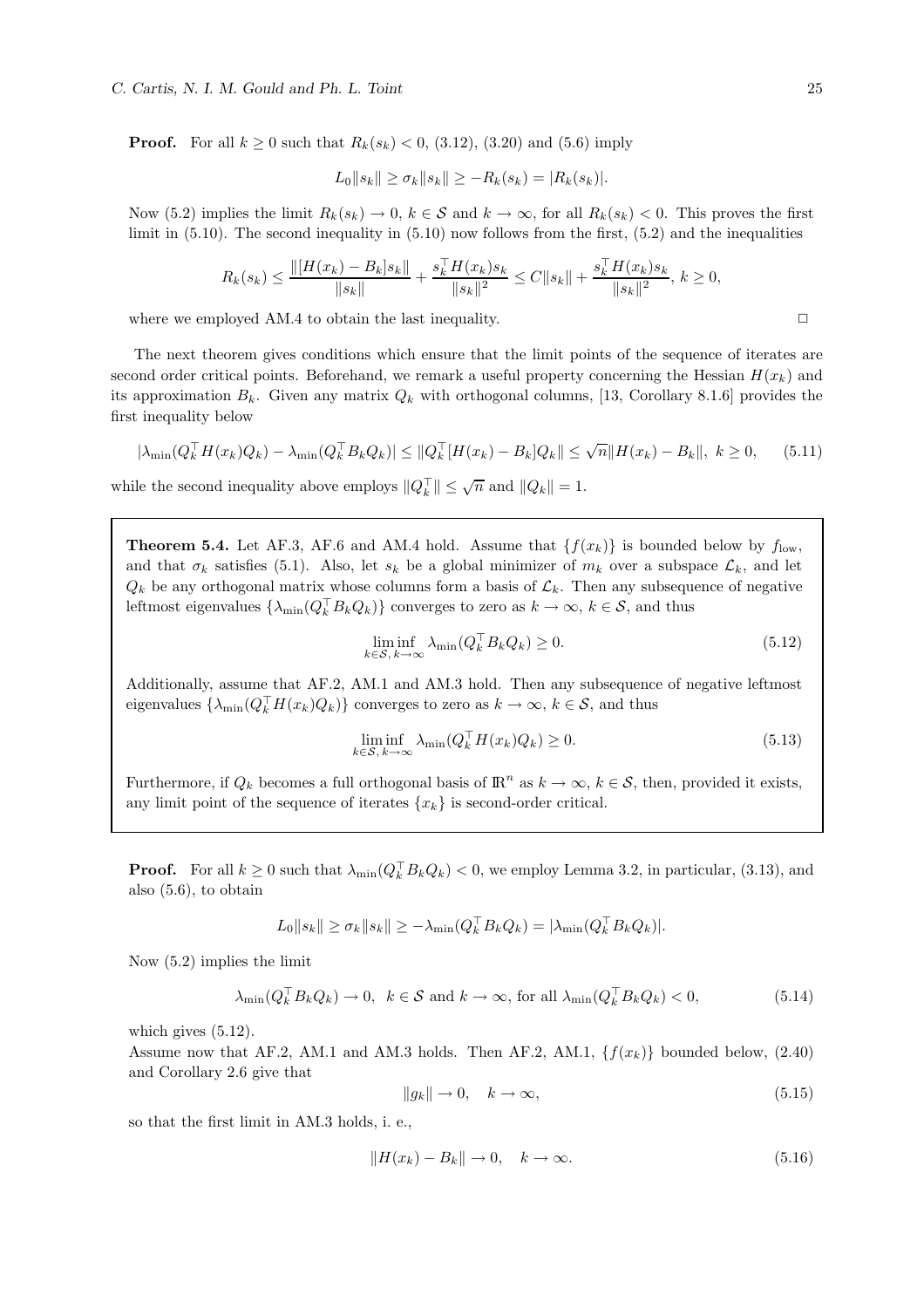**Proof.** For all $k \geq 0$ such that $R_k(s_k) < 0$, (3.12), (3.20) and (5.6) imply

$$L_0\|s_k\| \geq \sigma_k\|s_k\| \geq -R_k(s_k) = |R_k(s_k)|.$$

Now (5.2) implies the limit $R_k(s_k) \to 0$, $k \in \mathcal{S}$ and $k \to \infty$, for all $R_k(s_k) < 0$. This proves the first limit in (5.10). The second inequality in (5.10) now follows from the first, (5.2) and the inequalities

$$R_k(s_k) \leq \frac{\|[H(x_k) - B_k]s_k\|}{\|s_k\|} + \frac{s_k^\top H(x_k)s_k}{\|s_k\|^2} \leq C\|s_k\| + \frac{s_k^\top H(x_k)s_k}{\|s_k\|^2},\ k \geq 0,$$

where we employed AM.4 to obtain the last inequality. $\square$

The next theorem gives conditions which ensure that the limit points of the sequence of iterates are second order critical points. Beforehand, we remark a useful property concerning the Hessian $H(x_k)$ and its approximation $B_k$. Given any matrix $Q_k$ with orthogonal columns, [13, Corollary 8.1.6] provides the first inequality below

$$|\lambda_{\min}(Q_k^\top H(x_k)Q_k) - \lambda_{\min}(Q_k^\top B_k Q_k)| \leq \|Q_k^\top[H(x_k) - B_k]Q_k\| \leq \sqrt{n}\|H(x_k) - B_k\|,\ k \geq 0, \tag{5.11}$$

while the second inequality above employs $\|Q_k^\top\| \leq \sqrt{n}$ and $\|Q_k\| = 1$.

**Theorem 5.4.** Let AF.3, AF.6 and AM.4 hold. Assume that $\{f(x_k)\}$ is bounded below by $f_{\text{low}}$, and that $\sigma_k$ satisfies (5.1). Also, let $s_k$ be a global minimizer of $m_k$ over a subspace $\mathcal{L}_k$, and let $Q_k$ be any orthogonal matrix whose columns form a basis of $\mathcal{L}_k$. Then any subsequence of negative leftmost eigenvalues $\{\lambda_{\min}(Q_k^\top B_k Q_k)\}$ converges to zero as $k \to \infty$, $k \in \mathcal{S}$, and thus

$$\liminf_{k \in \mathcal{S},\, k \to \infty} \lambda_{\min}(Q_k^\top B_k Q_k) \geq 0. \tag{5.12}$$

Additionally, assume that AF.2, AM.1 and AM.3 hold. Then any subsequence of negative leftmost eigenvalues $\{\lambda_{\min}(Q_k^\top H(x_k)Q_k)\}$ converges to zero as $k \to \infty$, $k \in \mathcal{S}$, and thus

$$\liminf_{k \in \mathcal{S},\, k \to \infty} \lambda_{\min}(Q_k^\top H(x_k)Q_k) \geq 0. \tag{5.13}$$

Furthermore, if $Q_k$ becomes a full orthogonal basis of $\mathbb{R}^n$ as $k \to \infty$, $k \in \mathcal{S}$, then, provided it exists, any limit point of the sequence of iterates $\{x_k\}$ is second-order critical.

**Proof.** For all $k \geq 0$ such that $\lambda_{\min}(Q_k^\top B_k Q_k) < 0$, we employ Lemma 3.2, in particular, (3.13), and also (5.6), to obtain

$$L_0\|s_k\| \geq \sigma_k\|s_k\| \geq -\lambda_{\min}(Q_k^\top B_k Q_k) = |\lambda_{\min}(Q_k^\top B_k Q_k)|.$$

Now (5.2) implies the limit

$$\lambda_{\min}(Q_k^\top B_k Q_k) \to 0,\ \ k \in \mathcal{S} \text{ and } k \to \infty, \text{ for all } \lambda_{\min}(Q_k^\top B_k Q_k) < 0, \tag{5.14}$$

which gives (5.12).

Assume now that AF.2, AM.1 and AM.3 holds. Then AF.2, AM.1, $\{f(x_k)\}$ bounded below, (2.40) and Corollary 2.6 give that

$$\|g_k\| \to 0, \quad k \to \infty, \tag{5.15}$$

so that the first limit in AM.3 holds, i. e.,

$$\|H(x_k) - B_k\| \to 0, \quad k \to \infty. \tag{5.16}$$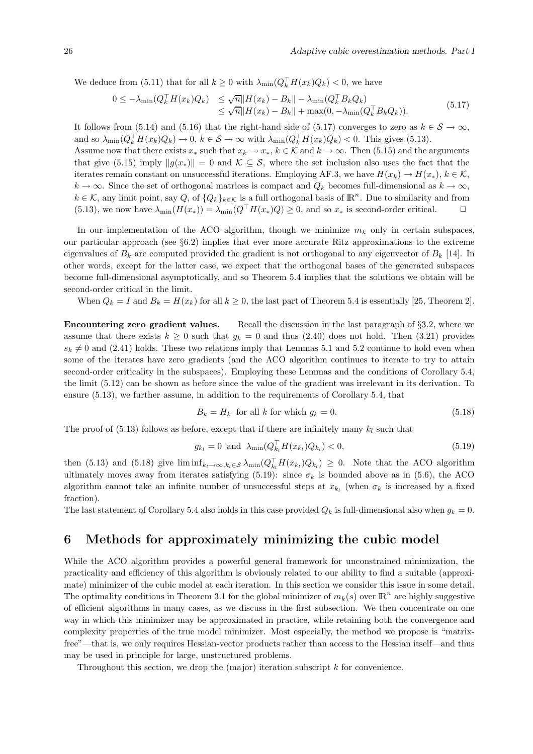We deduce from (5.11) that for all $k \geq 0$ with $\lambda_{\min}(Q_k^\top H(x_k)Q_k) < 0$, we have

$$
\begin{aligned}
0 \leq -\lambda_{\min}(Q_k^\top H(x_k)Q_k) &\leq \sqrt{n}\|H(x_k) - B_k\| - \lambda_{\min}(Q_k^\top B_k Q_k) \\
&\leq \sqrt{n}\|H(x_k) - B_k\| + \max(0, -\lambda_{\min}(Q_k^\top B_k Q_k)).
\end{aligned}
\tag{5.17}
$$

It follows from (5.14) and (5.16) that the right-hand side of (5.17) converges to zero as $k \in \mathcal{S} \to \infty$, and so $\lambda_{\min}(Q_k^\top H(x_k)Q_k) \to 0$, $k \in \mathcal{S} \to \infty$ with $\lambda_{\min}(Q_k^\top H(x_k)Q_k) < 0$. This gives (5.13).

Assume now that there exists $x_*$ such that $x_k \to x_*$, $k \in \mathcal{K}$ and $k \to \infty$. Then (5.15) and the arguments that give (5.15) imply $\|g(x_*)\| = 0$ and $\mathcal{K} \subseteq \mathcal{S}$, where the set inclusion also uses the fact that the iterates remain constant on unsuccessful iterations. Employing AF.3, we have $H(x_k) \to H(x_*)$, $k \in \mathcal{K}$, $k \to \infty$. Since the set of orthogonal matrices is compact and $Q_k$ becomes full-dimensional as $k \to \infty$, $k \in \mathcal{K}$, any limit point, say $Q$, of $\{Q_k\}_{k \in \mathcal{K}}$ is a full orthogonal basis of $\mathbb{R}^n$. Due to similarity and from (5.13), we now have $\lambda_{\min}(H(x_*)) = \lambda_{\min}(Q^\top H(x_*)Q) \geq 0$, and so $x_*$ is second-order critical. $\Box$

In our implementation of the ACO algorithm, though we minimize $m_k$ only in certain subspaces, our particular approach (see §6.2) implies that ever more accurate Ritz approximations to the extreme eigenvalues of $B_k$ are computed provided the gradient is not orthogonal to any eigenvector of $B_k$ [14]. In other words, except for the latter case, we expect that the orthogonal bases of the generated subspaces become full-dimensional asymptotically, and so Theorem 5.4 implies that the solutions we obtain will be second-order critical in the limit.

When $Q_k = I$ and $B_k = H(x_k)$ for all $k \geq 0$, the last part of Theorem 5.4 is essentially [25, Theorem 2].

**Encountering zero gradient values.** Recall the discussion in the last paragraph of §3.2, where we assume that there exists $k \geq 0$ such that $g_k = 0$ and thus (2.40) does not hold. Then (3.21) provides $s_k \neq 0$ and (2.41) holds. These two relations imply that Lemmas 5.1 and 5.2 continue to hold even when some of the iterates have zero gradients (and the ACO algorithm continues to iterate to try to attain second-order criticality in the subspaces). Employing these Lemmas and the conditions of Corollary 5.4, the limit (5.12) can be shown as before since the value of the gradient was irrelevant in its derivation. To ensure (5.13), we further assume, in addition to the requirements of Corollary 5.4, that

$$
B_k = H_k \ \text{ for all } k \text{ for which } g_k = 0. \tag{5.18}
$$

The proof of (5.13) follows as before, except that if there are infinitely many $k_l$ such that

$$
g_{k_l} = 0 \ \text{ and } \ \lambda_{\min}(Q_{k_l}^\top H(x_{k_l})Q_{k_l}) < 0, \tag{5.19}
$$

then (5.13) and (5.18) give $\liminf_{k_l \to \infty, k_l \in \mathcal{S}} \lambda_{\min}(Q_{k_l}^\top H(x_{k_l})Q_{k_l}) \geq 0$. Note that the ACO algorithm ultimately moves away from iterates satisfying (5.19): since $\sigma_k$ is bounded above as in (5.6), the ACO algorithm cannot take an infinite number of unsuccessful steps at $x_{k_l}$ (when $\sigma_k$ is increased by a fixed fraction).

The last statement of Corollary 5.4 also holds in this case provided $Q_k$ is full-dimensional also when $g_k = 0$.

## 6 Methods for approximately minimizing the cubic model

While the ACO algorithm provides a powerful general framework for unconstrained minimization, the practicality and efficiency of this algorithm is obviously related to our ability to find a suitable (approximate) minimizer of the cubic model at each iteration. In this section we consider this issue in some detail. The optimality conditions in Theorem 3.1 for the global minimizer of $m_k(s)$ over $\mathbb{R}^n$ are highly suggestive of efficient algorithms in many cases, as we discuss in the first subsection. We then concentrate on one way in which this minimizer may be approximated in practice, while retaining both the convergence and complexity properties of the true model minimizer. Most especially, the method we propose is "matrix-free"—that is, we only requires Hessian-vector products rather than access to the Hessian itself—and thus may be used in principle for large, unstructured problems.

Throughout this section, we drop the (major) iteration subscript $k$ for convenience.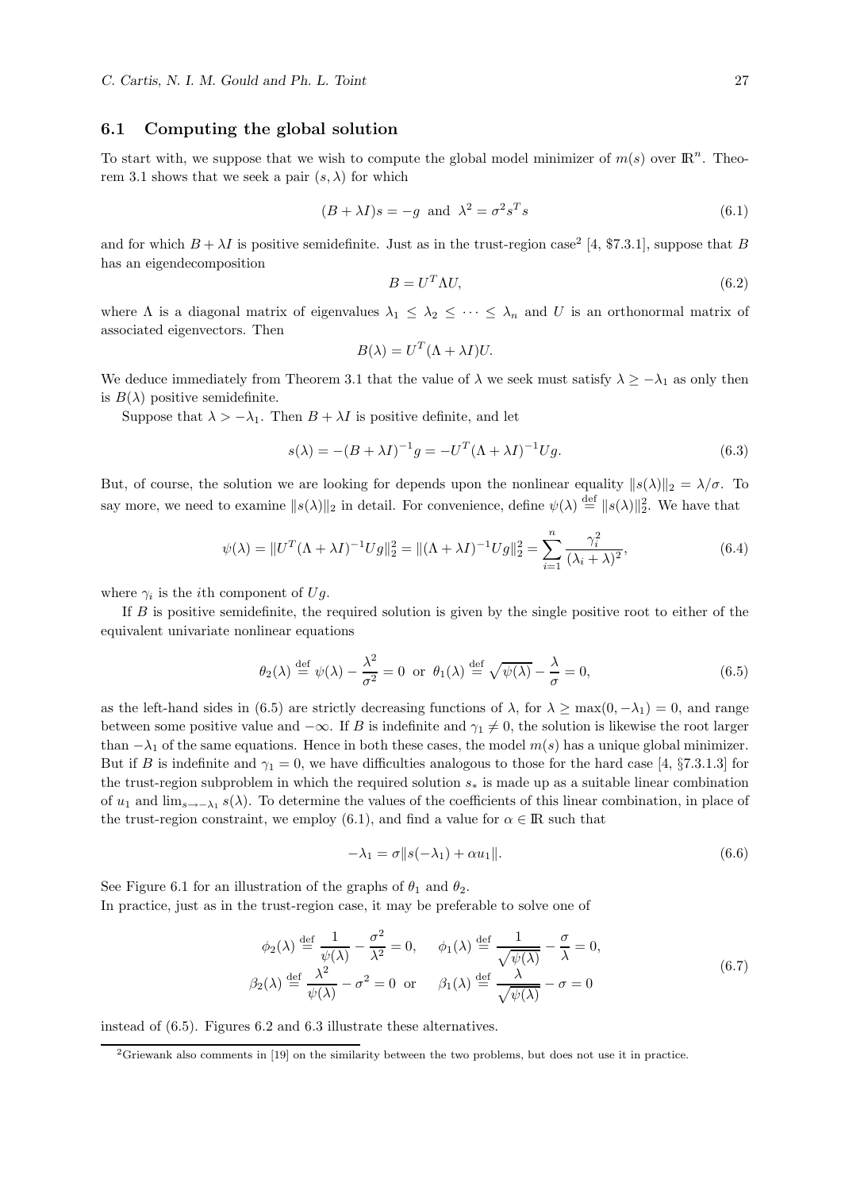### 6.1 Computing the global solution

To start with, we suppose that we wish to compute the global model minimizer of $m(s)$ over $\mathbb{R}^n$. Theorem 3.1 shows that we seek a pair $(s, \lambda)$ for which

$$(B + \lambda I)s = -g \text{ and } \lambda^2 = \sigma^2 s^T s \tag{6.1}$$

and for which $B + \lambda I$ is positive semidefinite. Just as in the trust-region case[2] [4, \$7.3.1], suppose that $B$ has an eigendecomposition

$$B = U^T \Lambda U, \tag{6.2}$$

where $\Lambda$ is a diagonal matrix of eigenvalues $\lambda_1 \leq \lambda_2 \leq \cdots \leq \lambda_n$ and $U$ is an orthonormal matrix of associated eigenvectors. Then

$$B(\lambda) = U^T(\Lambda + \lambda I)U.$$

We deduce immediately from Theorem 3.1 that the value of $\lambda$ we seek must satisfy $\lambda \geq -\lambda_1$ as only then is $B(\lambda)$ positive semidefinite.

Suppose that $\lambda > -\lambda_1$. Then $B + \lambda I$ is positive definite, and let

$$s(\lambda) = -(B + \lambda I)^{-1} g = -U^T(\Lambda + \lambda I)^{-1} U g. \tag{6.3}$$

But, of course, the solution we are looking for depends upon the nonlinear equality $\|s(\lambda)\|_2 = \lambda/\sigma$. To say more, we need to examine $\|s(\lambda)\|_2$ in detail. For convenience, define $\psi(\lambda) \stackrel{\text{def}}{=} \|s(\lambda)\|_2^2$. We have that

$$\psi(\lambda) = \|U^T(\Lambda + \lambda I)^{-1} U g\|_2^2 = \|(\Lambda + \lambda I)^{-1} U g\|_2^2 = \sum_{i=1}^{n} \frac{\gamma_i^2}{(\lambda_i + \lambda)^2}, \tag{6.4}$$

where $\gamma_i$ is the $i$th component of $Ug$.

If $B$ is positive semidefinite, the required solution is given by the single positive root to either of the equivalent univariate nonlinear equations

$$\theta_2(\lambda) \stackrel{\text{def}}{=} \psi(\lambda) - \frac{\lambda^2}{\sigma^2} = 0 \text{ or } \theta_1(\lambda) \stackrel{\text{def}}{=} \sqrt{\psi(\lambda)} - \frac{\lambda}{\sigma} = 0, \tag{6.5}$$

as the left-hand sides in (6.5) are strictly decreasing functions of $\lambda$, for $\lambda \geq \max(0, -\lambda_1) = 0$, and range between some positive value and $-\infty$. If $B$ is indefinite and $\gamma_1 \neq 0$, the solution is likewise the root larger than $-\lambda_1$ of the same equations. Hence in both these cases, the model $m(s)$ has a unique global minimizer. But if $B$ is indefinite and $\gamma_1 = 0$, we have difficulties analogous to those for the hard case [4, §7.3.1.3] for the trust-region subproblem in which the required solution $s_*$ is made up as a suitable linear combination of $u_1$ and $\lim_{s \rightarrow -\lambda_1} s(\lambda)$. To determine the values of the coefficients of this linear combination, in place of the trust-region constraint, we employ (6.1), and find a value for $\alpha \in \mathbb{R}$ such that

$$-\lambda_1 = \sigma \|s(-\lambda_1) + \alpha u_1\|. \tag{6.6}$$

See Figure 6.1 for an illustration of the graphs of $\theta_1$ and $\theta_2$.
In practice, just as in the trust-region case, it may be preferable to solve one of

$$\begin{aligned}
\phi_2(\lambda) &\stackrel{\text{def}}{=} \frac{1}{\psi(\lambda)} - \frac{\sigma^2}{\lambda^2} = 0, \qquad \phi_1(\lambda) \stackrel{\text{def}}{=} \frac{1}{\sqrt{\psi(\lambda)}} - \frac{\sigma}{\lambda} = 0, \\
\beta_2(\lambda) &\stackrel{\text{def}}{=} \frac{\lambda^2}{\psi(\lambda)} - \sigma^2 = 0 \text{ or } \qquad \beta_1(\lambda) \stackrel{\text{def}}{=} \frac{\lambda}{\sqrt{\psi(\lambda)}} - \sigma = 0
\end{aligned} \tag{6.7}$$

instead of (6.5). Figures 6.2 and 6.3 illustrate these alternatives.

---

[2] Griewank also comments in [19] on the similarity between the two problems, but does not use it in practice.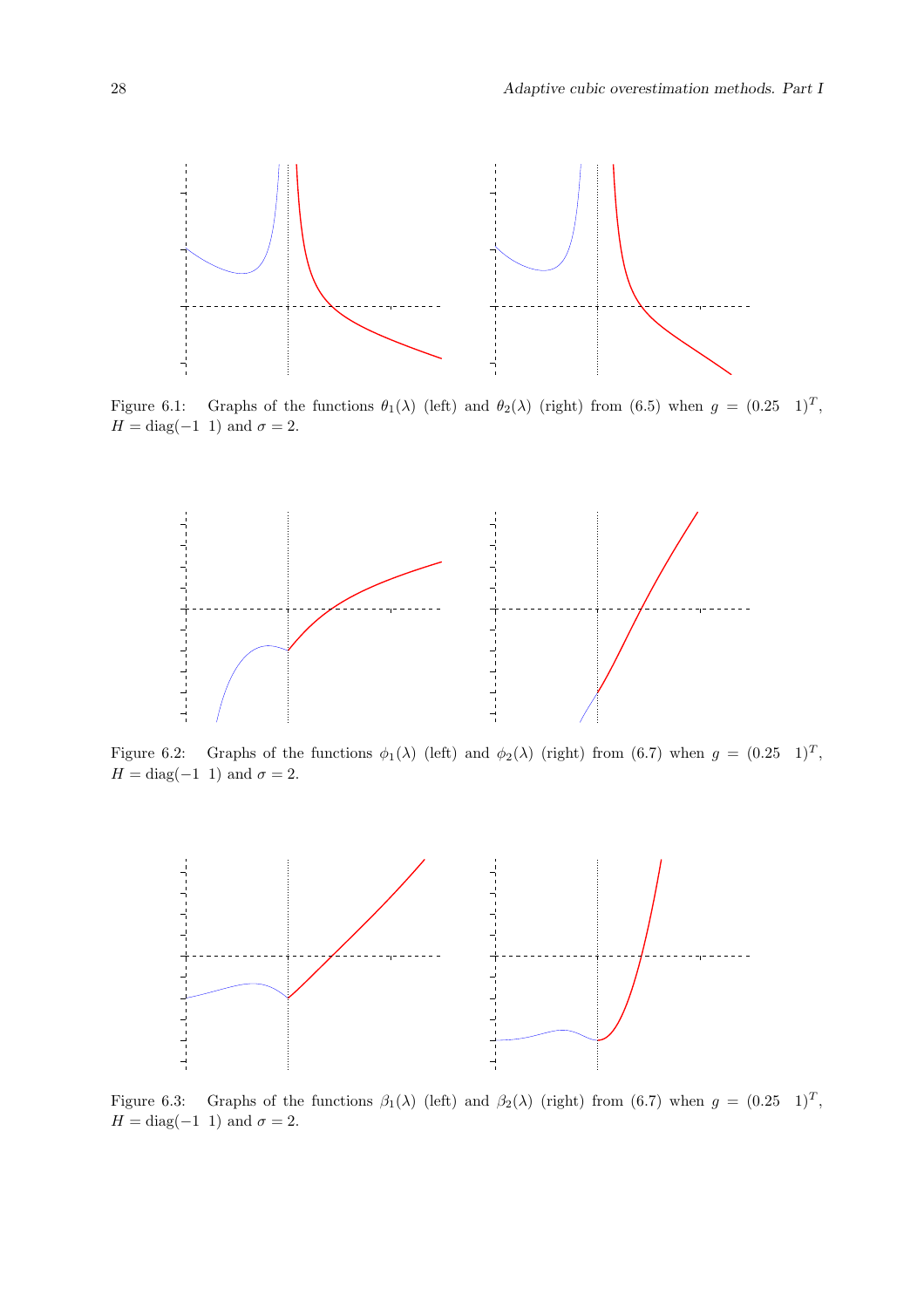Figure 6.1: Graphs of the functions $\theta_1(\lambda)$ (left) and $\theta_2(\lambda)$ (right) from (6.5) when $g = (0.25 \quad 1)^T$, $H = \text{diag}(-1 \;\; 1)$ and $\sigma = 2$.

Figure 6.2: Graphs of the functions $\phi_1(\lambda)$ (left) and $\phi_2(\lambda)$ (right) from (6.7) when $g = (0.25 \quad 1)^T$, $H = \text{diag}(-1 \;\; 1)$ and $\sigma = 2$.

Figure 6.3: Graphs of the functions $\beta_1(\lambda)$ (left) and $\beta_2(\lambda)$ (right) from (6.7) when $g = (0.25 \quad 1)^T$, $H = \text{diag}(-1 \;\; 1)$ and $\sigma = 2$.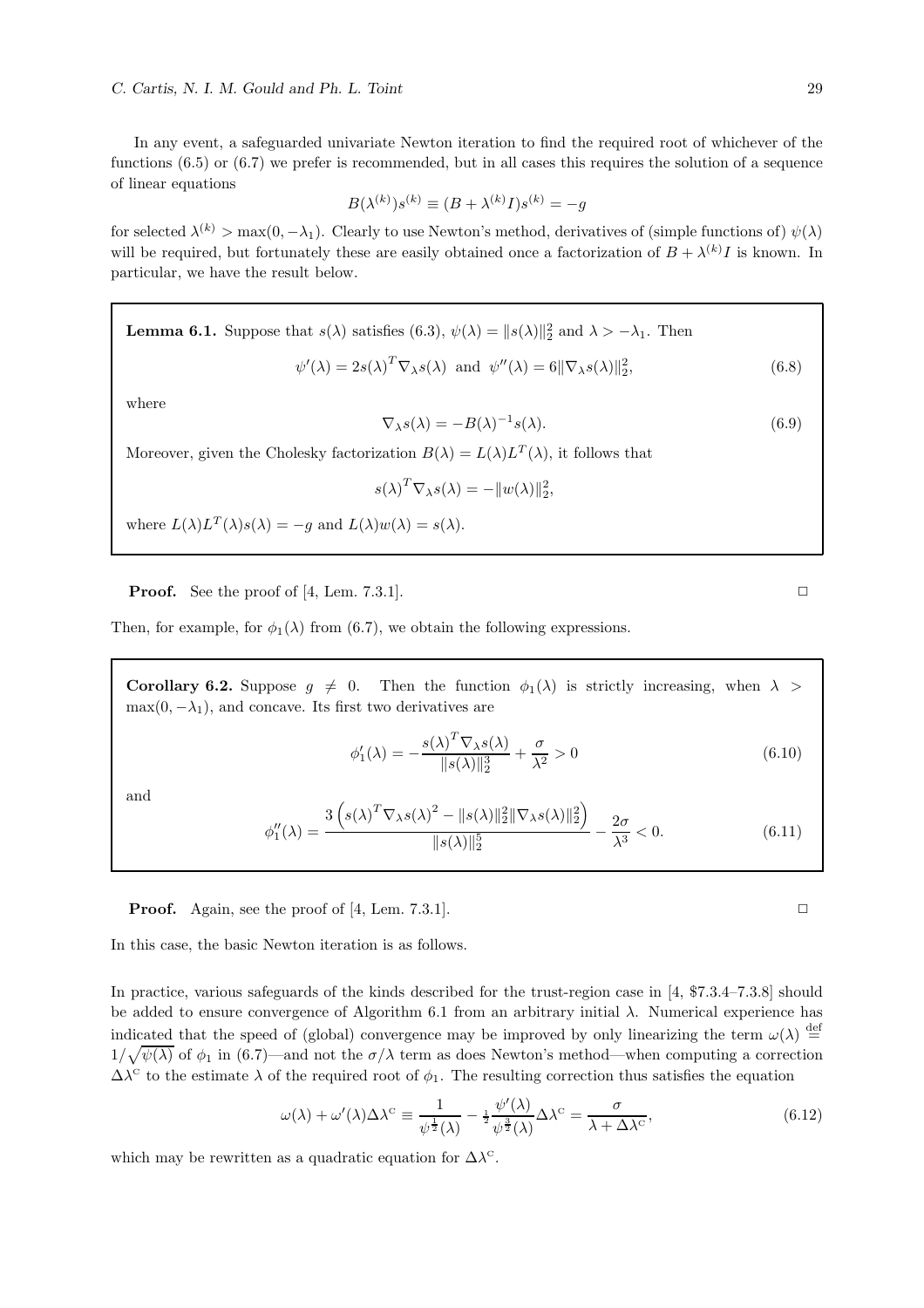In any event, a safeguarded univariate Newton iteration to find the required root of whichever of the functions (6.5) or (6.7) we prefer is recommended, but in all cases this requires the solution of a sequence of linear equations

$$B(\lambda^{(k)})s^{(k)} \equiv (B + \lambda^{(k)} I)s^{(k)} = -g$$

for selected $\lambda^{(k)} > \max(0, -\lambda_1)$. Clearly to use Newton's method, derivatives of (simple functions of) $\psi(\lambda)$ will be required, but fortunately these are easily obtained once a factorization of $B + \lambda^{(k)} I$ is known. In particular, we have the result below.

**Lemma 6.1.** Suppose that $s(\lambda)$ satisfies (6.3), $\psi(\lambda) = \|s(\lambda)\|_2^2$ and $\lambda > -\lambda_1$. Then

$$\psi'(\lambda) = 2s(\lambda)^T \nabla_\lambda s(\lambda) \text{ and } \psi''(\lambda) = 6\|\nabla_\lambda s(\lambda)\|_2^2, \tag{6.8}$$

where

$$\nabla_\lambda s(\lambda) = -B(\lambda)^{-1} s(\lambda). \tag{6.9}$$

Moreover, given the Cholesky factorization $B(\lambda) = L(\lambda)L^T(\lambda)$, it follows that

$$s(\lambda)^T \nabla_\lambda s(\lambda) = -\|w(\lambda)\|_2^2,$$

where $L(\lambda)L^T(\lambda)s(\lambda) = -g$ and $L(\lambda)w(\lambda) = s(\lambda)$.

**Proof.** See the proof of [4, Lem. 7.3.1]. □

Then, for example, for $\phi_1(\lambda)$ from (6.7), we obtain the following expressions.

**Corollary 6.2.** Suppose $g \neq 0$. Then the function $\phi_1(\lambda)$ is strictly increasing, when $\lambda > \max(0, -\lambda_1)$, and concave. Its first two derivatives are

$$\phi_1'(\lambda) = -\frac{s(\lambda)^T \nabla_\lambda s(\lambda)}{\|s(\lambda)\|_2^3} + \frac{\sigma}{\lambda^2} > 0 \tag{6.10}$$

and

$$\phi_1''(\lambda) = \frac{3\left(s(\lambda)^T \nabla_\lambda s(\lambda)^2 - \|s(\lambda)\|_2^2 \|\nabla_\lambda s(\lambda)\|_2^2\right)}{\|s(\lambda)\|_2^5} - \frac{2\sigma}{\lambda^3} < 0. \tag{6.11}$$

**Proof.** Again, see the proof of [4, Lem. 7.3.1]. □

In this case, the basic Newton iteration is as follows.

In practice, various safeguards of the kinds described for the trust-region case in [4, \$7.3.4–7.3.8] should be added to ensure convergence of Algorithm 6.1 from an arbitrary initial $\lambda$. Numerical experience has indicated that the speed of (global) convergence may be improved by only linearizing the term $\omega(\lambda) \stackrel{\text{def}}{=} 1/\sqrt{\psi(\lambda)}$ of $\phi_1$ in (6.7)—and not the $\sigma/\lambda$ term as does Newton's method—when computing a correction $\Delta\lambda^{\text{C}}$ to the estimate $\lambda$ of the required root of $\phi_1$. The resulting correction thus satisfies the equation

$$\omega(\lambda) + \omega'(\lambda)\Delta\lambda^{\text{C}} \equiv \frac{1}{\psi^{\frac{1}{2}}(\lambda)} - \frac{1}{2}\frac{\psi'(\lambda)}{\psi^{\frac{3}{2}}(\lambda)}\Delta\lambda^{\text{C}} = \frac{\sigma}{\lambda + \Delta\lambda^{\text{C}}}, \tag{6.12}$$

which may be rewritten as a quadratic equation for $\Delta\lambda^{\text{C}}$.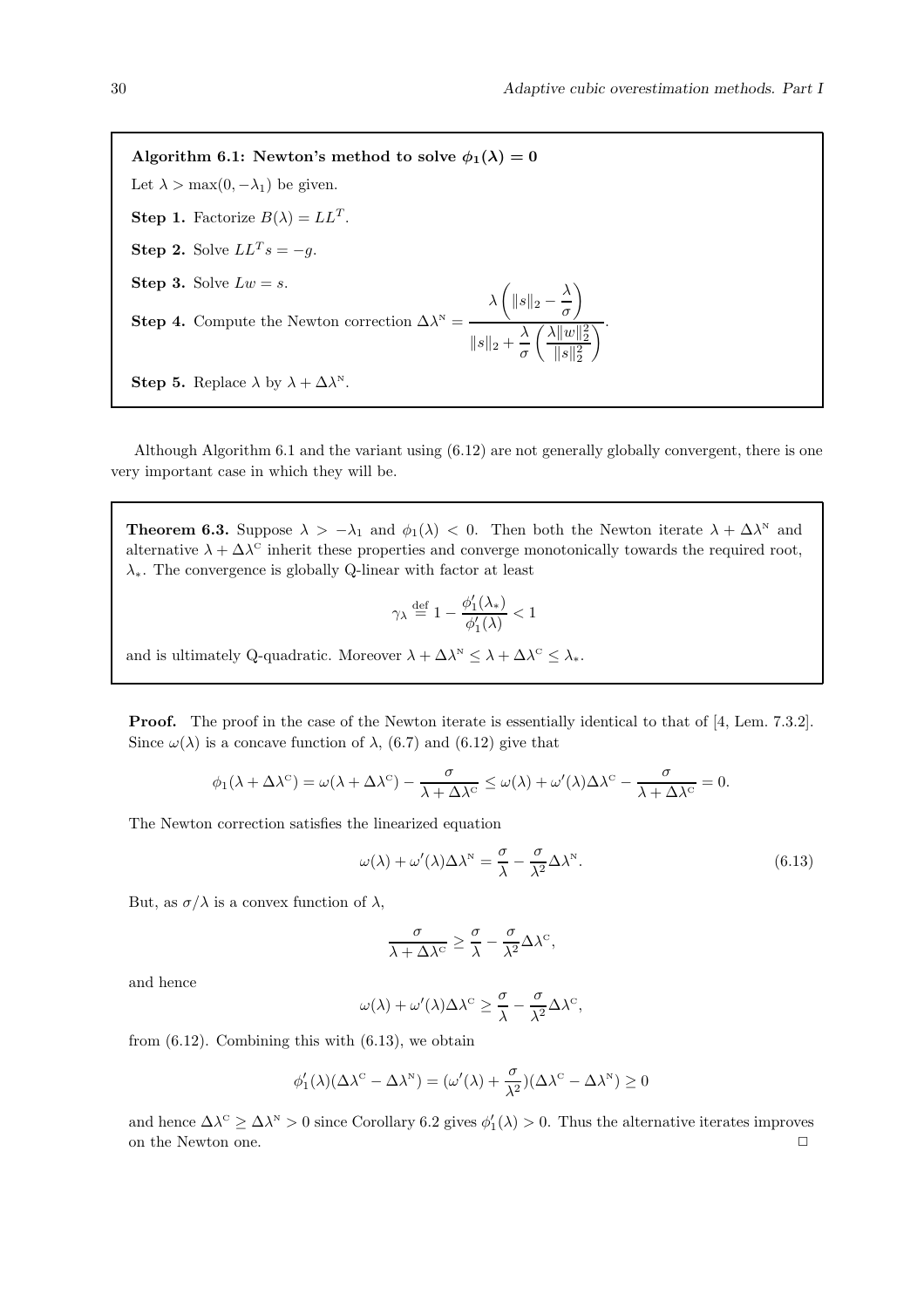**Algorithm 6.1: Newton's method to solve $\phi_1(\lambda) = 0$**

Let $\lambda > \max(0, -\lambda_1)$ be given.

**Step 1.** Factorize $B(\lambda) = LL^T$.

**Step 2.** Solve $LL^T s = -g$.

**Step 3.** Solve $Lw = s$.

**Step 4.** Compute the Newton correction $\Delta\lambda^{\text{N}} = \dfrac{\lambda\left(\|s\|_2 - \dfrac{\lambda}{\sigma}\right)}{\|s\|_2 + \dfrac{\lambda}{\sigma}\left(\dfrac{\lambda\|w\|_2^2}{\|s\|_2^2}\right)}$.

**Step 5.** Replace $\lambda$ by $\lambda + \Delta\lambda^{\text{N}}$.

Although Algorithm 6.1 and the variant using (6.12) are not generally globally convergent, there is one very important case in which they will be.

**Theorem 6.3.** Suppose $\lambda > -\lambda_1$ and $\phi_1(\lambda) < 0$. Then both the Newton iterate $\lambda + \Delta\lambda^{\text{N}}$ and alternative $\lambda + \Delta\lambda^{\text{C}}$ inherit these properties and converge monotonically towards the required root, $\lambda_*$. The convergence is globally Q-linear with factor at least

$$\gamma_\lambda \stackrel{\text{def}}{=} 1 - \frac{\phi_1'(\lambda_*)}{\phi_1'(\lambda)} < 1$$

and is ultimately Q-quadratic. Moreover $\lambda + \Delta\lambda^{\text{N}} \leq \lambda + \Delta\lambda^{\text{C}} \leq \lambda_*$.

**Proof.** The proof in the case of the Newton iterate is essentially identical to that of [4, Lem. 7.3.2]. Since $\omega(\lambda)$ is a concave function of $\lambda$, (6.7) and (6.12) give that

$$\phi_1(\lambda + \Delta\lambda^{\text{C}}) = \omega(\lambda + \Delta\lambda^{\text{C}}) - \frac{\sigma}{\lambda + \Delta\lambda^{\text{C}}} \leq \omega(\lambda) + \omega'(\lambda)\Delta\lambda^{\text{C}} - \frac{\sigma}{\lambda + \Delta\lambda^{\text{C}}} = 0.$$

The Newton correction satisfies the linearized equation

$$\omega(\lambda) + \omega'(\lambda)\Delta\lambda^{\text{N}} = \frac{\sigma}{\lambda} - \frac{\sigma}{\lambda^2}\Delta\lambda^{\text{N}}. \tag{6.13}$$

But, as $\sigma/\lambda$ is a convex function of $\lambda$,

$$\frac{\sigma}{\lambda + \Delta\lambda^{\text{C}}} \geq \frac{\sigma}{\lambda} - \frac{\sigma}{\lambda^2}\Delta\lambda^{\text{C}},$$

and hence

$$\omega(\lambda) + \omega'(\lambda)\Delta\lambda^{\text{C}} \geq \frac{\sigma}{\lambda} - \frac{\sigma}{\lambda^2}\Delta\lambda^{\text{C}},$$

from (6.12). Combining this with (6.13), we obtain

$$\phi_1'(\lambda)(\Delta\lambda^{\text{C}} - \Delta\lambda^{\text{N}}) = (\omega'(\lambda) + \frac{\sigma}{\lambda^2})(\Delta\lambda^{\text{C}} - \Delta\lambda^{\text{N}}) \geq 0$$

and hence $\Delta\lambda^{\text{C}} \geq \Delta\lambda^{\text{N}} > 0$ since Corollary 6.2 gives $\phi_1'(\lambda) > 0$. Thus the alternative iterates improves on the Newton one. □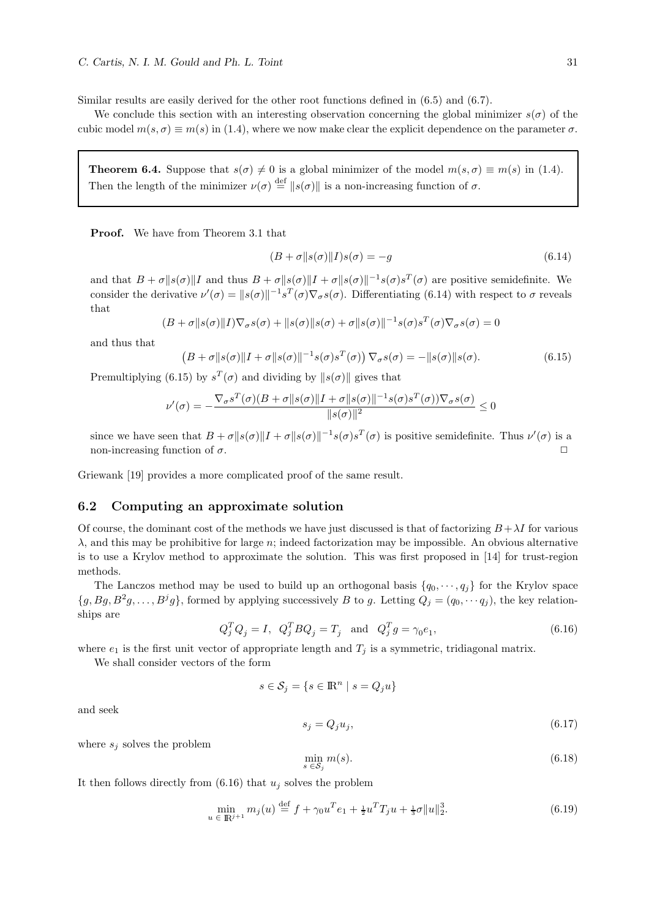Similar results are easily derived for the other root functions defined in (6.5) and (6.7).

We conclude this section with an interesting observation concerning the global minimizer $s(\sigma)$ of the cubic model $m(s,\sigma) \equiv m(s)$ in (1.4), where we now make clear the explicit dependence on the parameter $\sigma$.

**Theorem 6.4.** Suppose that $s(\sigma) \neq 0$ is a global minimizer of the model $m(s,\sigma) \equiv m(s)$ in (1.4). Then the length of the minimizer $\nu(\sigma) \stackrel{\text{def}}{=} \|s(\sigma)\|$ is a non-increasing function of $\sigma$.

**Proof.** We have from Theorem 3.1 that

$$(B + \sigma\|s(\sigma)\|I)s(\sigma) = -g \tag{6.14}$$

and that $B + \sigma\|s(\sigma)\|I$ and thus $B + \sigma\|s(\sigma)\|I + \sigma\|s(\sigma)\|^{-1}s(\sigma)s^T(\sigma)$ are positive semidefinite. We consider the derivative $\nu'(\sigma) = \|s(\sigma)\|^{-1}s^T(\sigma)\nabla_\sigma s(\sigma)$. Differentiating (6.14) with respect to $\sigma$ reveals that

$$(B + \sigma\|s(\sigma)\|I)\nabla_\sigma s(\sigma) + \|s(\sigma)\|s(\sigma) + \sigma\|s(\sigma)\|^{-1}s(\sigma)s^T(\sigma)\nabla_\sigma s(\sigma) = 0$$

and thus that

$$\left(B + \sigma\|s(\sigma)\|I + \sigma\|s(\sigma)\|^{-1}s(\sigma)s^T(\sigma)\right)\nabla_\sigma s(\sigma) = -\|s(\sigma)\|s(\sigma). \tag{6.15}$$

Premultiplying (6.15) by $s^T(\sigma)$ and dividing by $\|s(\sigma)\|$ gives that

$$\nu'(\sigma) = -\frac{\nabla_\sigma s^T(\sigma)(B + \sigma\|s(\sigma)\|I + \sigma\|s(\sigma)\|^{-1}s(\sigma)s^T(\sigma))\nabla_\sigma s(\sigma)}{\|s(\sigma)\|^2} \leq 0$$

since we have seen that $B + \sigma\|s(\sigma)\|I + \sigma\|s(\sigma)\|^{-1}s(\sigma)s^T(\sigma)$ is positive semidefinite. Thus $\nu'(\sigma)$ is a non-increasing function of $\sigma$. □

Griewank [19] provides a more complicated proof of the same result.

## 6.2 Computing an approximate solution

Of course, the dominant cost of the methods we have just discussed is that of factorizing $B + \lambda I$ for various $\lambda$, and this may be prohibitive for large $n$; indeed factorization may be impossible. An obvious alternative is to use a Krylov method to approximate the solution. This was first proposed in [14] for trust-region methods.

The Lanczos method may be used to build up an orthogonal basis $\{q_0, \cdots, q_j\}$ for the Krylov space $\{g, Bg, B^2g, \ldots, B^jg\}$, formed by applying successively $B$ to $g$. Letting $Q_j = (q_0, \cdots q_j)$, the key relationships are

$$Q_j^TQ_j = I, \;\; Q_j^TBQ_j = T_j \;\; \text{and} \;\; Q_j^Tg = \gamma_0 e_1, \tag{6.16}$$

where $e_1$ is the first unit vector of appropriate length and $T_j$ is a symmetric, tridiagonal matrix.

We shall consider vectors of the form

$$s \in \mathcal{S}_j = \{s \in \mathbb{R}^n \mid s = Q_j u\}$$

and seek

$$s_j = Q_j u_j, \tag{6.17}$$

where $s_j$ solves the problem

$$\min_{s \,\in \mathcal{S}_j} m(s). \tag{6.18}$$

It then follows directly from (6.16) that $u_j$ solves the problem

$$\min_{u \,\in\, \mathbb{R}^{j+1}} m_j(u) \stackrel{\text{def}}{=} f + \gamma_0 u^T e_1 + \tfrac{1}{2}u^T T_j u + \tfrac{1}{3}\sigma\|u\|_2^3. \tag{6.19}$$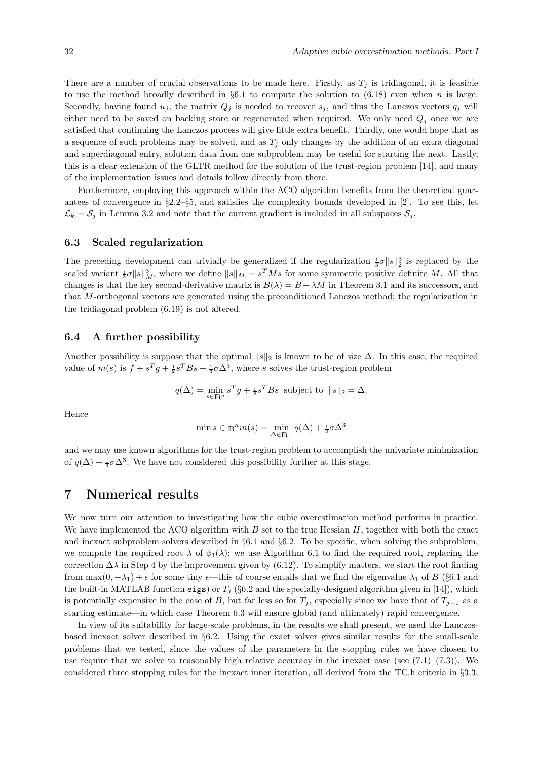There are a number of crucial observations to be made here. Firstly, as $T_j$ is tridiagonal, it is feasible to use the method broadly described in §6.1 to compute the solution to (6.18) even when $n$ is large. Secondly, having found $u_j$, the matrix $Q_j$ is needed to recover $s_j$, and thus the Lanczos vectors $q_j$ will either need to be saved on backing store or regenerated when required. We only need $Q_j$ once we are satisfied that continuing the Lanczos process will give little extra benefit. Thirdly, one would hope that as a sequence of such problems may be solved, and as $T_j$ only changes by the addition of an extra diagonal and superdiagonal entry, solution data from one subproblem may be useful for starting the next. Lastly, this is a clear extension of the GLTR method for the solution of the trust-region problem [14], and many of the implementation issues and details follow directly from there.

Furthermore, employing this approach within the ACO algorithm benefits from the theoretical guarantees of convergence in §2.2–§5, and satisfies the complexity bounds developed in [2]. To see this, let $\mathcal{L}_k = \mathcal{S}_j$ in Lemma 3.2 and note that the current gradient is included in all subspaces $\mathcal{S}_j$.

### 6.3 Scaled regularization

The preceding development can trivially be generalized if the regularization $\frac{1}{3}\sigma\|s\|_2^3$ is replaced by the scaled variant $\frac{1}{3}\sigma\|s\|_M^3$, where we define $\|s\|_M = s^T M s$ for some symmetric positive definite $M$. All that changes is that the key second-derivative matrix is $B(\lambda) = B + \lambda M$ in Theorem 3.1 and its successors, and that $M$-orthogonal vectors are generated using the preconditioned Lanczos method; the regularization in the tridiagonal problem (6.19) is not altered.

### 6.4 A further possibility

Another possibility is suppose that the optimal $\|s\|_2$ is known to be of size $\Delta$. In this case, the required value of $m(s)$ is $f + s^T g + \frac{1}{2} s^T B s + \frac{1}{3}\sigma\Delta^3$, where $s$ solves the trust-region problem

$$q(\Delta) = \min_{s \in \mathbb{R}^n} s^T g + \tfrac{1}{2} s^T B s \;\text{ subject to }\; \|s\|_2 = \Delta.$$

Hence

$$\min s \in \mathbb{R}^n m(s) = \min_{\Delta \in \mathbb{R}_+} q(\Delta) + \tfrac{1}{3}\sigma\Delta^3$$

and we may use known algorithms for the trust-region problem to accomplish the univariate minimization of $q(\Delta) + \frac{1}{3}\sigma\Delta^3$. We have not considered this possibility further at this stage.

## 7 Numerical results

We now turn our attention to investigating how the cubic overestimation method performs in practice. We have implemented the ACO algorithm with $B$ set to the true Hessian $H$, together with both the exact and inexact subproblem solvers described in §6.1 and §6.2. To be specific, when solving the subproblem, we compute the required root $\lambda$ of $\phi_1(\lambda)$; we use Algorithm 6.1 to find the required root, replacing the correction $\Delta\lambda$ in Step 4 by the improvement given by (6.12). To simplify matters, we start the root finding from $\max(0, -\lambda_1) + \epsilon$ for some tiny $\epsilon$—this of course entails that we find the eigenvalue $\lambda_1$ of $B$ (§6.1 and the built-in MATLAB function `eigs`) or $T_j$ (§6.2 and the specially-designed algorithm given in [14]), which is potentially expensive in the case of $B$, but far less so for $T_j$, especially since we have that of $T_{j-1}$ as a starting estimate—in which case Theorem 6.3 will ensure global (and ultimately) rapid convergence.

In view of its suitability for large-scale problems, in the results we shall present, we used the Lanczos-based inexact solver described in §6.2. Using the exact solver gives similar results for the small-scale problems that we tested, since the values of the parameters in the stopping rules we have chosen to use require that we solve to reasonably high relative accuracy in the inexact case (see (7.1)–(7.3)). We considered three stopping rules for the inexact inner iteration, all derived from the TC.h criteria in §3.3.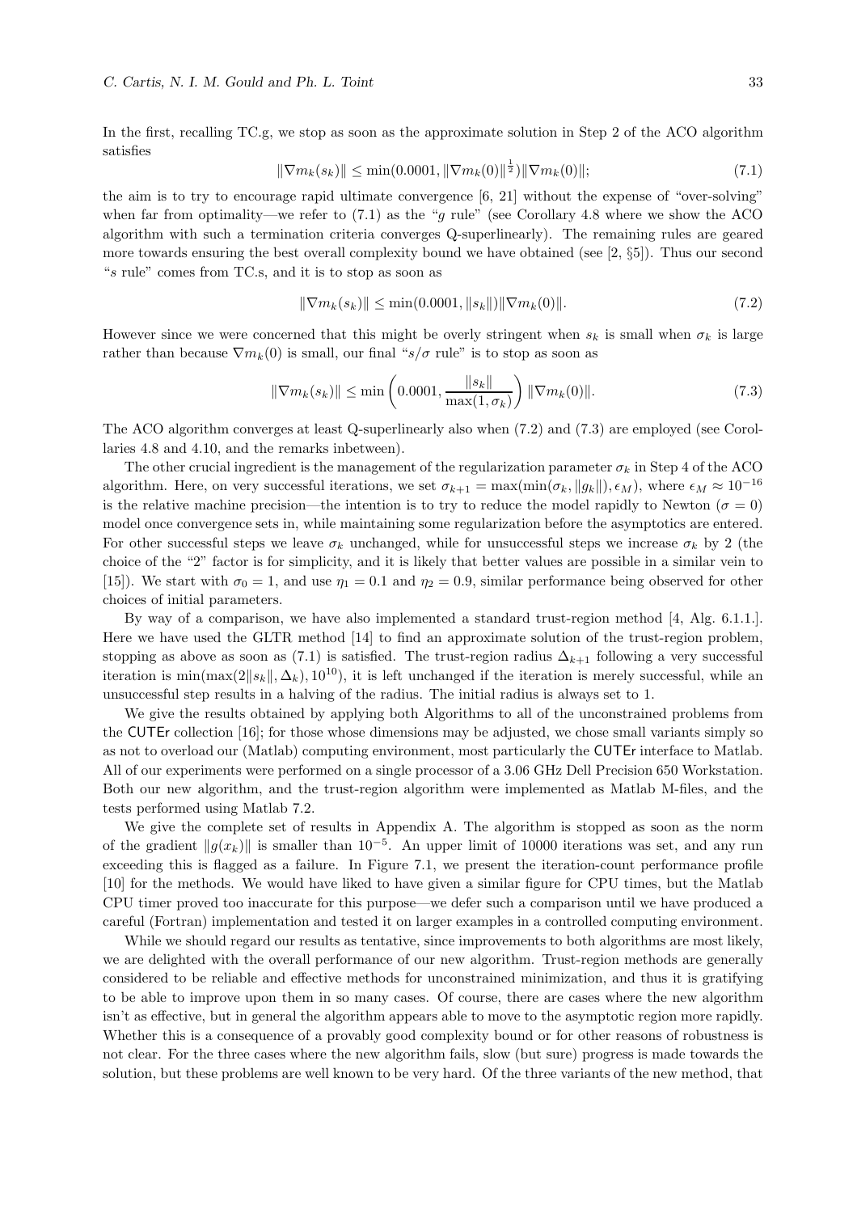In the first, recalling TC.g, we stop as soon as the approximate solution in Step 2 of the ACO algorithm satisfies

$$\|\nabla m_k(s_k)\| \leq \min(0.0001, \|\nabla m_k(0)\|^{\frac{1}{2}})\|\nabla m_k(0)\|; \tag{7.1}$$

the aim is to try to encourage rapid ultimate convergence [6, 21] without the expense of "over-solving" when far from optimality—we refer to (7.1) as the "$g$ rule" (see Corollary 4.8 where we show the ACO algorithm with such a termination criteria converges Q-superlinearly). The remaining rules are geared more towards ensuring the best overall complexity bound we have obtained (see [2, §5]). Thus our second "$s$ rule" comes from TC.s, and it is to stop as soon as

$$\|\nabla m_k(s_k)\| \leq \min(0.0001, \|s_k\|)\|\nabla m_k(0)\|. \tag{7.2}$$

However since we were concerned that this might be overly stringent when $s_k$ is small when $\sigma_k$ is large rather than because $\nabla m_k(0)$ is small, our final "$s/\sigma$ rule" is to stop as soon as

$$\|\nabla m_k(s_k)\| \leq \min\left(0.0001, \frac{\|s_k\|}{\max(1, \sigma_k)}\right)\|\nabla m_k(0)\|. \tag{7.3}$$

The ACO algorithm converges at least Q-superlinearly also when (7.2) and (7.3) are employed (see Corollaries 4.8 and 4.10, and the remarks inbetween).

The other crucial ingredient is the management of the regularization parameter $\sigma_k$ in Step 4 of the ACO algorithm. Here, on very successful iterations, we set $\sigma_{k+1} = \max(\min(\sigma_k, \|g_k\|), \epsilon_M)$, where $\epsilon_M \approx 10^{-16}$ is the relative machine precision—the intention is to try to reduce the model rapidly to Newton ($\sigma = 0$) model once convergence sets in, while maintaining some regularization before the asymptotics are entered. For other successful steps we leave $\sigma_k$ unchanged, while for unsuccessful steps we increase $\sigma_k$ by 2 (the choice of the "2" factor is for simplicity, and it is likely that better values are possible in a similar vein to [15]). We start with $\sigma_0 = 1$, and use $\eta_1 = 0.1$ and $\eta_2 = 0.9$, similar performance being observed for other choices of initial parameters.

By way of a comparison, we have also implemented a standard trust-region method [4, Alg. 6.1.1.]. Here we have used the GLTR method [14] to find an approximate solution of the trust-region problem, stopping as above as soon as (7.1) is satisfied. The trust-region radius $\Delta_{k+1}$ following a very successful iteration is $\min(\max(2\|s_k\|, \Delta_k), 10^{10})$, it is left unchanged if the iteration is merely successful, while an unsuccessful step results in a halving of the radius. The initial radius is always set to 1.

We give the results obtained by applying both Algorithms to all of the unconstrained problems from the CUTEr collection [16]; for those whose dimensions may be adjusted, we chose small variants simply so as not to overload our (Matlab) computing environment, most particularly the CUTEr interface to Matlab. All of our experiments were performed on a single processor of a 3.06 GHz Dell Precision 650 Workstation. Both our new algorithm, and the trust-region algorithm were implemented as Matlab M-files, and the tests performed using Matlab 7.2.

We give the complete set of results in Appendix A. The algorithm is stopped as soon as the norm of the gradient $\|g(x_k)\|$ is smaller than $10^{-5}$. An upper limit of 10000 iterations was set, and any run exceeding this is flagged as a failure. In Figure 7.1, we present the iteration-count performance profile [10] for the methods. We would have liked to have given a similar figure for CPU times, but the Matlab CPU timer proved too inaccurate for this purpose—we defer such a comparison until we have produced a careful (Fortran) implementation and tested it on larger examples in a controlled computing environment.

While we should regard our results as tentative, since improvements to both algorithms are most likely, we are delighted with the overall performance of our new algorithm. Trust-region methods are generally considered to be reliable and effective methods for unconstrained minimization, and thus it is gratifying to be able to improve upon them in so many cases. Of course, there are cases where the new algorithm isn't as effective, but in general the algorithm appears able to move to the asymptotic region more rapidly. Whether this is a consequence of a provably good complexity bound or for other reasons of robustness is not clear. For the three cases where the new algorithm fails, slow (but sure) progress is made towards the solution, but these problems are well known to be very hard. Of the three variants of the new method, that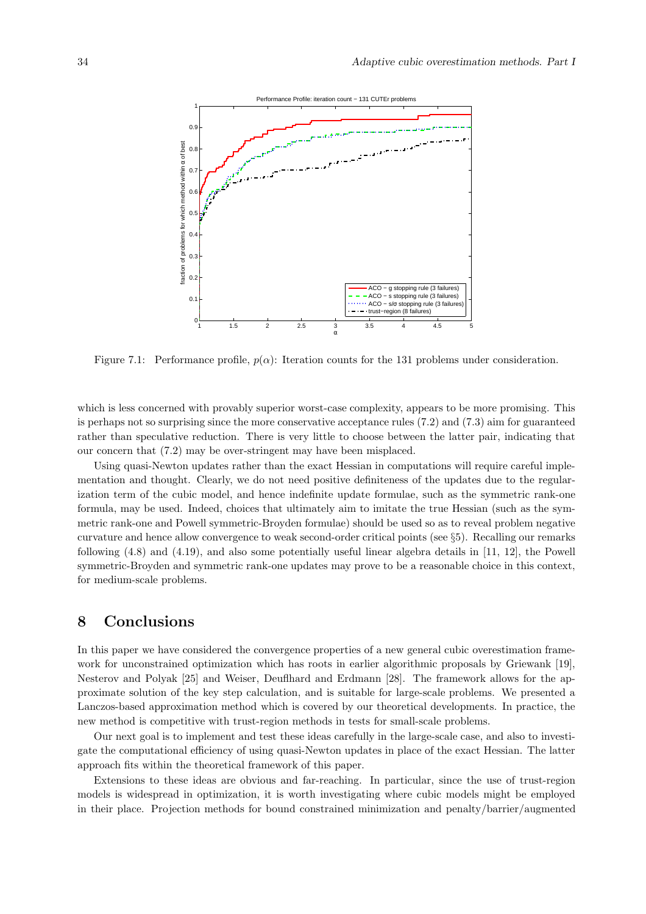Figure 7.1: Performance profile, $p(\alpha)$: Iteration counts for the 131 problems under consideration.

which is less concerned with provably superior worst-case complexity, appears to be more promising. This is perhaps not so surprising since the more conservative acceptance rules (7.2) and (7.3) aim for guaranteed rather than speculative reduction. There is very little to choose between the latter pair, indicating that our concern that (7.2) may be over-stringent may have been misplaced.

Using quasi-Newton updates rather than the exact Hessian in computations will require careful implementation and thought. Clearly, we do not need positive definiteness of the updates due to the regularization term of the cubic model, and hence indefinite update formulae, such as the symmetric rank-one formula, may be used. Indeed, choices that ultimately aim to imitate the true Hessian (such as the symmetric rank-one and Powell symmetric-Broyden formulae) should be used so as to reveal problem negative curvature and hence allow convergence to weak second-order critical points (see §5). Recalling our remarks following (4.8) and (4.19), and also some potentially useful linear algebra details in [11, 12], the Powell symmetric-Broyden and symmetric rank-one updates may prove to be a reasonable choice in this context, for medium-scale problems.

# 8 Conclusions

In this paper we have considered the convergence properties of a new general cubic overestimation framework for unconstrained optimization which has roots in earlier algorithmic proposals by Griewank [19], Nesterov and Polyak [25] and Weiser, Deuflhard and Erdmann [28]. The framework allows for the approximate solution of the key step calculation, and is suitable for large-scale problems. We presented a Lanczos-based approximation method which is covered by our theoretical developments. In practice, the new method is competitive with trust-region methods in tests for small-scale problems.

Our next goal is to implement and test these ideas carefully in the large-scale case, and also to investigate the computational efficiency of using quasi-Newton updates in place of the exact Hessian. The latter approach fits within the theoretical framework of this paper.

Extensions to these ideas are obvious and far-reaching. In particular, since the use of trust-region models is widespread in optimization, it is worth investigating where cubic models might be employed in their place. Projection methods for bound constrained minimization and penalty/barrier/augmented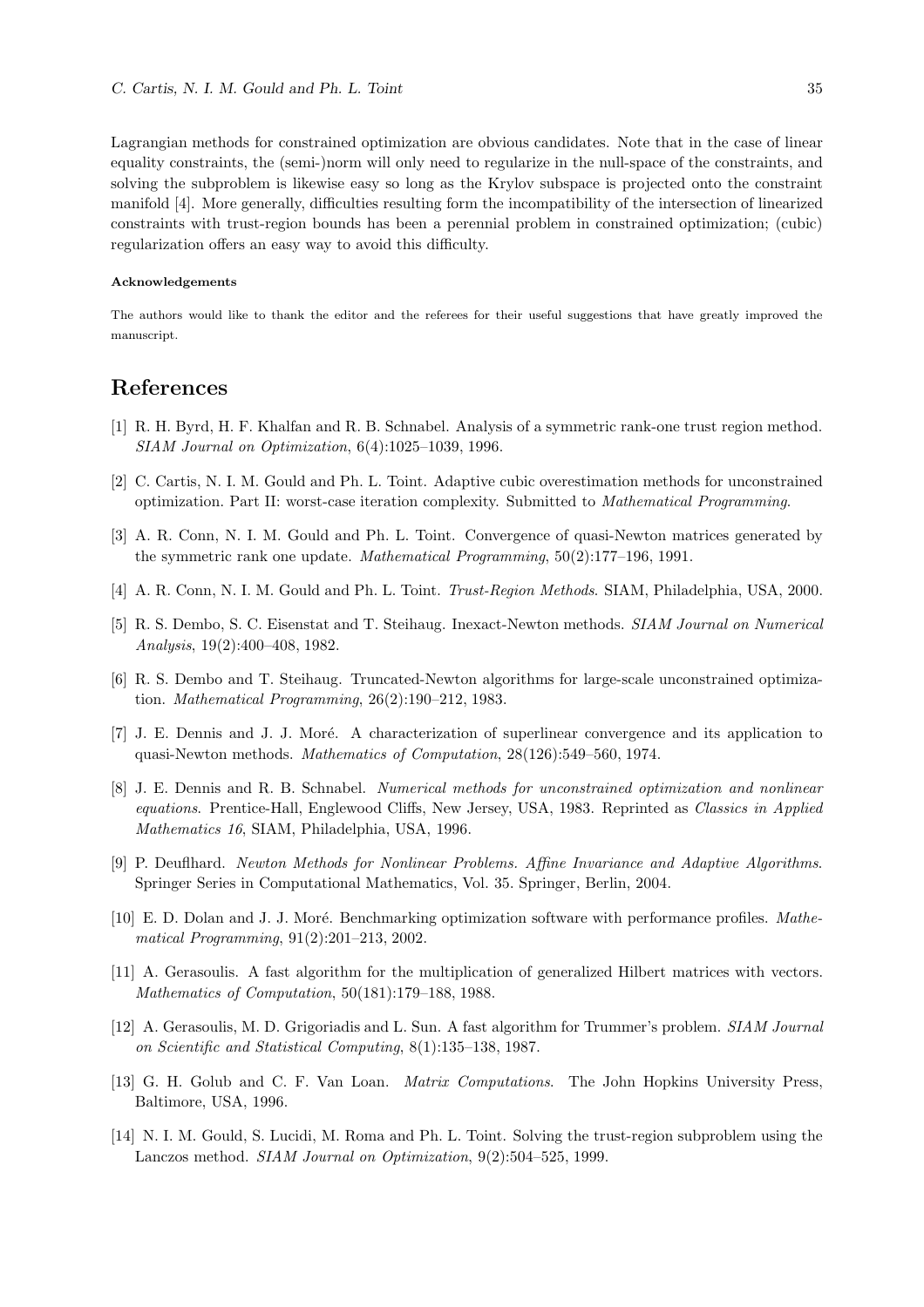Lagrangian methods for constrained optimization are obvious candidates. Note that in the case of linear equality constraints, the (semi-)norm will only need to regularize in the null-space of the constraints, and solving the subproblem is likewise easy so long as the Krylov subspace is projected onto the constraint manifold [4]. More generally, difficulties resulting form the incompatibility of the intersection of linearized constraints with trust-region bounds has been a perennial problem in constrained optimization; (cubic) regularization offers an easy way to avoid this difficulty.

#### Acknowledgements

The authors would like to thank the editor and the referees for their useful suggestions that have greatly improved the manuscript.

## References

[1] R. H. Byrd, H. F. Khalfan and R. B. Schnabel. Analysis of a symmetric rank-one trust region method. *SIAM Journal on Optimization*, 6(4):1025–1039, 1996.

[2] C. Cartis, N. I. M. Gould and Ph. L. Toint. Adaptive cubic overestimation methods for unconstrained optimization. Part II: worst-case iteration complexity. Submitted to *Mathematical Programming*.

[3] A. R. Conn, N. I. M. Gould and Ph. L. Toint. Convergence of quasi-Newton matrices generated by the symmetric rank one update. *Mathematical Programming*, 50(2):177–196, 1991.

[4] A. R. Conn, N. I. M. Gould and Ph. L. Toint. *Trust-Region Methods*. SIAM, Philadelphia, USA, 2000.

[5] R. S. Dembo, S. C. Eisenstat and T. Steihaug. Inexact-Newton methods. *SIAM Journal on Numerical Analysis*, 19(2):400–408, 1982.

[6] R. S. Dembo and T. Steihaug. Truncated-Newton algorithms for large-scale unconstrained optimization. *Mathematical Programming*, 26(2):190–212, 1983.

[7] J. E. Dennis and J. J. Moré. A characterization of superlinear convergence and its application to quasi-Newton methods. *Mathematics of Computation*, 28(126):549–560, 1974.

[8] J. E. Dennis and R. B. Schnabel. *Numerical methods for unconstrained optimization and nonlinear equations*. Prentice-Hall, Englewood Cliffs, New Jersey, USA, 1983. Reprinted as *Classics in Applied Mathematics 16*, SIAM, Philadelphia, USA, 1996.

[9] P. Deuflhard. *Newton Methods for Nonlinear Problems. Affine Invariance and Adaptive Algorithms*. Springer Series in Computational Mathematics, Vol. 35. Springer, Berlin, 2004.

[10] E. D. Dolan and J. J. Moré. Benchmarking optimization software with performance profiles. *Mathematical Programming*, 91(2):201–213, 2002.

[11] A. Gerasoulis. A fast algorithm for the multiplication of generalized Hilbert matrices with vectors. *Mathematics of Computation*, 50(181):179–188, 1988.

[12] A. Gerasoulis, M. D. Grigoriadis and L. Sun. A fast algorithm for Trummer's problem. *SIAM Journal on Scientific and Statistical Computing*, 8(1):135–138, 1987.

[13] G. H. Golub and C. F. Van Loan. *Matrix Computations*. The John Hopkins University Press, Baltimore, USA, 1996.

[14] N. I. M. Gould, S. Lucidi, M. Roma and Ph. L. Toint. Solving the trust-region subproblem using the Lanczos method. *SIAM Journal on Optimization*, 9(2):504–525, 1999.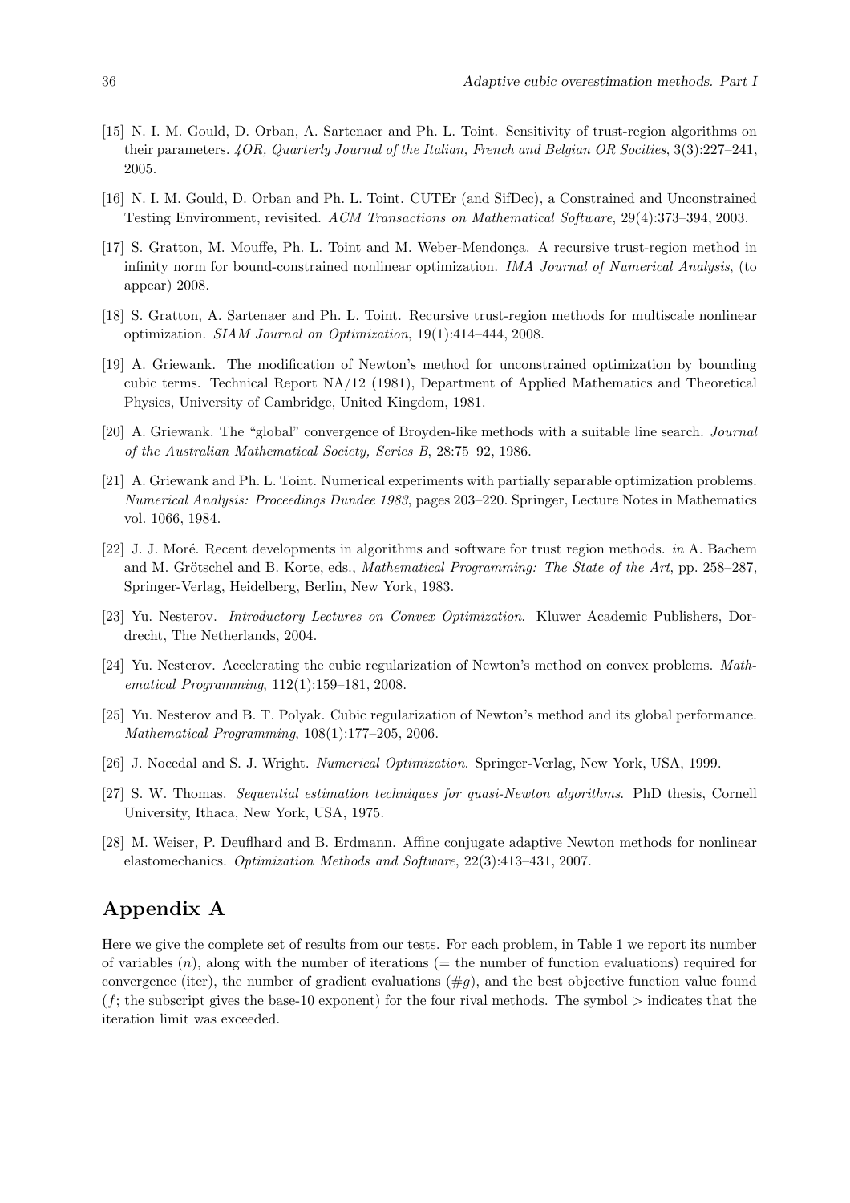[15] N. I. M. Gould, D. Orban, A. Sartenaer and Ph. L. Toint. Sensitivity of trust-region algorithms on their parameters. *4OR, Quarterly Journal of the Italian, French and Belgian OR Socities*, 3(3):227–241, 2005.

[16] N. I. M. Gould, D. Orban and Ph. L. Toint. CUTEr (and SifDec), a Constrained and Unconstrained Testing Environment, revisited. *ACM Transactions on Mathematical Software*, 29(4):373–394, 2003.

[17] S. Gratton, M. Mouffe, Ph. L. Toint and M. Weber-Mendonça. A recursive trust-region method in infinity norm for bound-constrained nonlinear optimization. *IMA Journal of Numerical Analysis*, (to appear) 2008.

[18] S. Gratton, A. Sartenaer and Ph. L. Toint. Recursive trust-region methods for multiscale nonlinear optimization. *SIAM Journal on Optimization*, 19(1):414–444, 2008.

[19] A. Griewank. The modification of Newton's method for unconstrained optimization by bounding cubic terms. Technical Report NA/12 (1981), Department of Applied Mathematics and Theoretical Physics, University of Cambridge, United Kingdom, 1981.

[20] A. Griewank. The "global" convergence of Broyden-like methods with a suitable line search. *Journal of the Australian Mathematical Society, Series B*, 28:75–92, 1986.

[21] A. Griewank and Ph. L. Toint. Numerical experiments with partially separable optimization problems. *Numerical Analysis: Proceedings Dundee 1983*, pages 203–220. Springer, Lecture Notes in Mathematics vol. 1066, 1984.

[22] J. J. Moré. Recent developments in algorithms and software for trust region methods. *in* A. Bachem and M. Grötschel and B. Korte, eds., *Mathematical Programming: The State of the Art*, pp. 258–287, Springer-Verlag, Heidelberg, Berlin, New York, 1983.

[23] Yu. Nesterov. *Introductory Lectures on Convex Optimization*. Kluwer Academic Publishers, Dordrecht, The Netherlands, 2004.

[24] Yu. Nesterov. Accelerating the cubic regularization of Newton's method on convex problems. *Mathematical Programming*, 112(1):159–181, 2008.

[25] Yu. Nesterov and B. T. Polyak. Cubic regularization of Newton's method and its global performance. *Mathematical Programming*, 108(1):177–205, 2006.

[26] J. Nocedal and S. J. Wright. *Numerical Optimization*. Springer-Verlag, New York, USA, 1999.

[27] S. W. Thomas. *Sequential estimation techniques for quasi-Newton algorithms*. PhD thesis, Cornell University, Ithaca, New York, USA, 1975.

[28] M. Weiser, P. Deuflhard and B. Erdmann. Affine conjugate adaptive Newton methods for nonlinear elastomechanics. *Optimization Methods and Software*, 22(3):413–431, 2007.

# Appendix A

Here we give the complete set of results from our tests. For each problem, in Table 1 we report its number of variables ($n$), along with the number of iterations (= the number of function evaluations) required for convergence (iter), the number of gradient evaluations ($\#g$), and the best objective function value found ($f$; the subscript gives the base-10 exponent) for the four rival methods. The symbol $>$ indicates that the iteration limit was exceeded.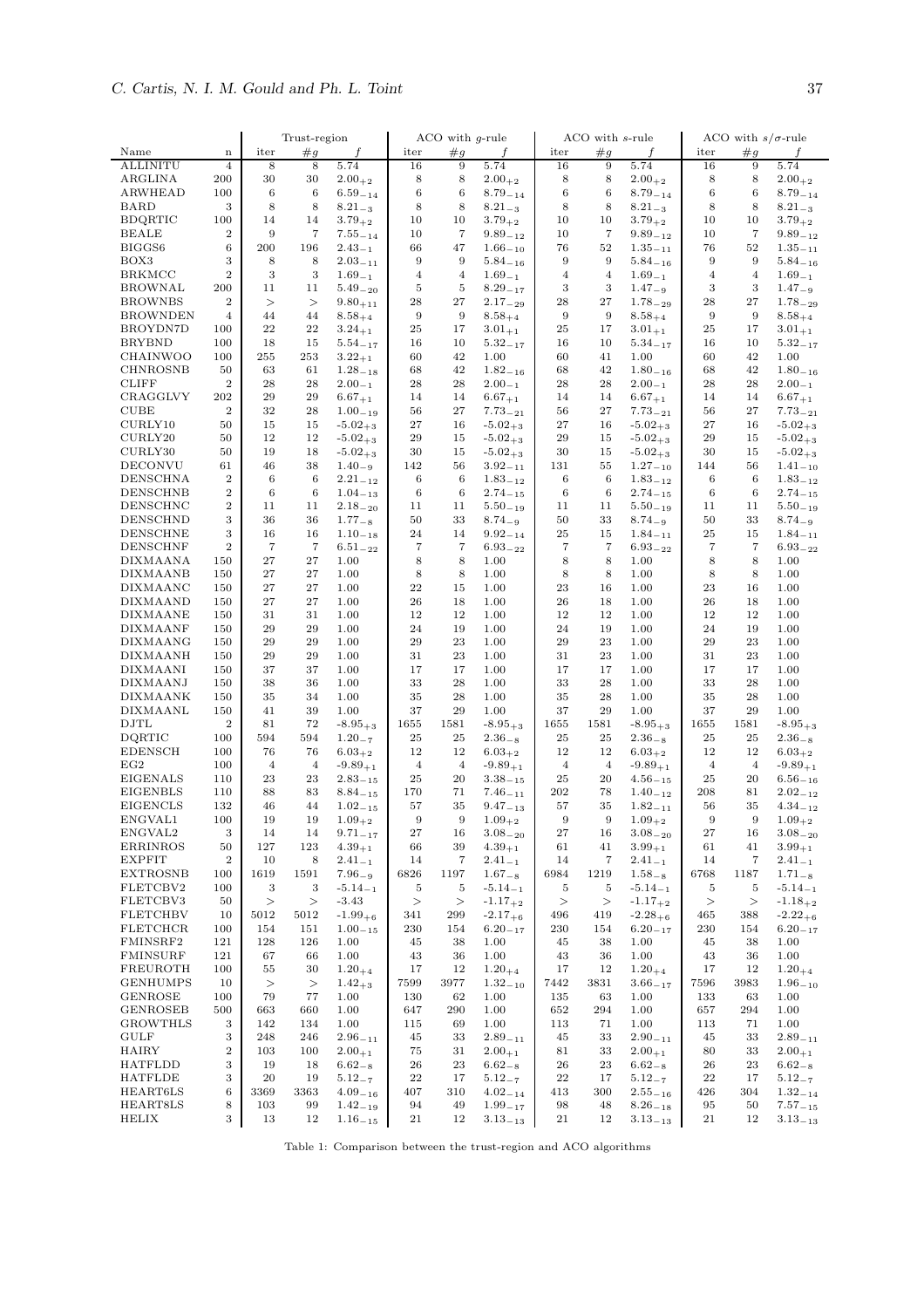| | | Trust-region | | | ACO with $g$-rule | | | ACO with $s$-rule | | | ACO with $s/\sigma$-rule | | |
|---|---|---|---|---|---|---|---|---|---|---|---|---|---|
| Name | n | iter | $\#g$ | $f$ | iter | $\#g$ | $f$ | iter | $\#g$ | $f$ | iter | $\#g$ | $f$ |
| ALLINITU | 4 | 8 | 8 | 5.74 | 16 | 9 | 5.74 | 16 | 9 | 5.74 | 16 | 9 | 5.74 |
| ARGLINA | 200 | 30 | 30 | $2.00_{+2}$ | 8 | 8 | $2.00_{+2}$ | 8 | 8 | $2.00_{+2}$ | 8 | 8 | $2.00_{+2}$ |
| ARWHEAD | 100 | 6 | 6 | $6.59_{-14}$ | 6 | 6 | $8.79_{-14}$ | 6 | 6 | $8.79_{-14}$ | 6 | 6 | $8.79_{-14}$ |
| BARD | 3 | 8 | 8 | $8.21_{-3}$ | 8 | 8 | $8.21_{-3}$ | 8 | 8 | $8.21_{-3}$ | 8 | 8 | $8.21_{-3}$ |
| BDQRTIC | 100 | 14 | 14 | $3.79_{+2}$ | 10 | 10 | $3.79_{+2}$ | 10 | 10 | $3.79_{+2}$ | 10 | 10 | $3.79_{+2}$ |
| BEALE | 2 | 9 | 7 | $7.55_{-14}$ | 10 | 7 | $9.89_{-12}$ | 10 | 7 | $9.89_{-12}$ | 10 | 7 | $9.89_{-12}$ |
| BIGGS6 | 6 | 200 | 196 | $2.43_{-1}$ | 66 | 47 | $1.66_{-10}$ | 76 | 52 | $1.35_{-11}$ | 76 | 52 | $1.35_{-11}$ |
| BOX3 | 3 | 8 | 8 | $2.03_{-11}$ | 9 | 9 | $5.84_{-16}$ | 9 | 9 | $5.84_{-16}$ | 9 | 9 | $5.84_{-16}$ |
| BRKMCC | 2 | 3 | 3 | $1.69_{-1}$ | 4 | 4 | $1.69_{-1}$ | 4 | 4 | $1.69_{-1}$ | 4 | 4 | $1.69_{-1}$ |
| BROWNAL | 200 | 11 | 11 | $5.49_{-20}$ | 5 | 5 | $8.29_{-17}$ | 3 | 3 | $1.47_{-9}$ | 3 | 3 | $1.47_{-9}$ |
| BROWNBS | 2 | > | > | $9.80_{+11}$ | 28 | 27 | $2.17_{-29}$ | 28 | 27 | $1.78_{-29}$ | 28 | 27 | $1.78_{-29}$ |
| BROWNDEN | 4 | 44 | 44 | $8.58_{+4}$ | 9 | 9 | $8.58_{+4}$ | 9 | 9 | $8.58_{+4}$ | 9 | 9 | $8.58_{+4}$ |
| BROYDN7D | 100 | 22 | 22 | $3.24_{+1}$ | 25 | 17 | $3.01_{+1}$ | 25 | 17 | $3.01_{+1}$ | 25 | 17 | $3.01_{+1}$ |
| BRYBND | 100 | 18 | 15 | $5.54_{-17}$ | 16 | 10 | $5.32_{-17}$ | 16 | 10 | $5.34_{-17}$ | 16 | 10 | $5.32_{-17}$ |
| CHAINWOO | 100 | 255 | 253 | $3.22_{+1}$ | 60 | 42 | 1.00 | 60 | 41 | 1.00 | 60 | 42 | 1.00 |
| CHNROSNB | 50 | 63 | 61 | $1.28_{-18}$ | 68 | 42 | $1.82_{-16}$ | 68 | 42 | $1.80_{-16}$ | 68 | 42 | $1.80_{-16}$ |
| CLIFF | 2 | 28 | 28 | $2.00_{-1}$ | 28 | 28 | $2.00_{-1}$ | 28 | 28 | $2.00_{-1}$ | 28 | 28 | $2.00_{-1}$ |
| CRAGGLVY | 202 | 29 | 29 | $6.67_{+1}$ | 14 | 14 | $6.67_{+1}$ | 14 | 14 | $6.67_{+1}$ | 14 | 14 | $6.67_{+1}$ |
| CUBE | 2 | 32 | 28 | $1.00_{-19}$ | 56 | 27 | $7.73_{-21}$ | 56 | 27 | $7.73_{-21}$ | 56 | 27 | $7.73_{-21}$ |
| CURLY10 | 50 | 15 | 15 | $-5.02_{+3}$ | 27 | 16 | $-5.02_{+3}$ | 27 | 16 | $-5.02_{+3}$ | 27 | 16 | $-5.02_{+3}$ |
| CURLY20 | 50 | 12 | 12 | $-5.02_{+3}$ | 29 | 15 | $-5.02_{+3}$ | 29 | 15 | $-5.02_{+3}$ | 29 | 15 | $-5.02_{+3}$ |
| CURLY30 | 50 | 19 | 18 | $-5.02_{+3}$ | 30 | 15 | $-5.02_{+3}$ | 30 | 15 | $-5.02_{+3}$ | 30 | 15 | $-5.02_{+3}$ |
| DECONVU | 61 | 46 | 38 | $1.40_{-9}$ | 142 | 56 | $3.92_{-11}$ | 131 | 55 | $1.27_{-10}$ | 144 | 56 | $1.41_{-10}$ |
| DENSCHNA | 2 | 6 | 6 | $2.21_{-12}$ | 6 | 6 | $1.83_{-12}$ | 6 | 6 | $1.83_{-12}$ | 6 | 6 | $1.83_{-12}$ |
| DENSCHNB | 2 | 6 | 6 | $1.04_{-13}$ | 6 | 6 | $2.74_{-15}$ | 6 | 6 | $2.74_{-15}$ | 6 | 6 | $2.74_{-15}$ |
| DENSCHNC | 2 | 11 | 11 | $2.18_{-20}$ | 11 | 11 | $5.50_{-19}$ | 11 | 11 | $5.50_{-19}$ | 11 | 11 | $5.50_{-19}$ |
| DENSCHND | 3 | 36 | 36 | $1.77_{-8}$ | 50 | 33 | $8.74_{-9}$ | 50 | 33 | $8.74_{-9}$ | 50 | 33 | $8.74_{-9}$ |
| DENSCHNE | 3 | 16 | 16 | $1.10_{-18}$ | 24 | 14 | $9.92_{-14}$ | 25 | 15 | $1.84_{-11}$ | 25 | 15 | $1.84_{-11}$ |
| DENSCHNF | 2 | 7 | 7 | $6.51_{-22}$ | 7 | 7 | $6.93_{-22}$ | 7 | 7 | $6.93_{-22}$ | 7 | 7 | $6.93_{-22}$ |
| DIXMAANA | 150 | 27 | 27 | 1.00 | 8 | 8 | 1.00 | 8 | 8 | 1.00 | 8 | 8 | 1.00 |
| DIXMAANB | 150 | 27 | 27 | 1.00 | 8 | 8 | 1.00 | 8 | 8 | 1.00 | 8 | 8 | 1.00 |
| DIXMAANC | 150 | 27 | 27 | 1.00 | 22 | 15 | 1.00 | 23 | 16 | 1.00 | 23 | 16 | 1.00 |
| DIXMAAND | 150 | 27 | 27 | 1.00 | 26 | 18 | 1.00 | 26 | 18 | 1.00 | 26 | 18 | 1.00 |
| DIXMAANE | 150 | 31 | 31 | 1.00 | 12 | 12 | 1.00 | 12 | 12 | 1.00 | 12 | 12 | 1.00 |
| DIXMAANF | 150 | 29 | 29 | 1.00 | 24 | 19 | 1.00 | 24 | 19 | 1.00 | 24 | 19 | 1.00 |
| DIXMAANG | 150 | 29 | 29 | 1.00 | 29 | 23 | 1.00 | 29 | 23 | 1.00 | 29 | 23 | 1.00 |
| DIXMAANH | 150 | 29 | 29 | 1.00 | 31 | 23 | 1.00 | 31 | 23 | 1.00 | 31 | 23 | 1.00 |
| DIXMAANI | 150 | 37 | 37 | 1.00 | 17 | 17 | 1.00 | 17 | 17 | 1.00 | 17 | 17 | 1.00 |
| DIXMAANJ | 150 | 38 | 36 | 1.00 | 33 | 28 | 1.00 | 33 | 28 | 1.00 | 33 | 28 | 1.00 |
| DIXMAANK | 150 | 35 | 34 | 1.00 | 35 | 28 | 1.00 | 35 | 28 | 1.00 | 35 | 28 | 1.00 |
| DIXMAANL | 150 | 41 | 39 | 1.00 | 37 | 29 | 1.00 | 37 | 29 | 1.00 | 37 | 29 | 1.00 |
| DJTL | 2 | 81 | 72 | $-8.95_{+3}$ | 1655 | 1581 | $-8.95_{+3}$ | 1655 | 1581 | $-8.95_{+3}$ | 1655 | 1581 | $-8.95_{+3}$ |
| DQRTIC | 100 | 594 | 594 | $1.20_{-7}$ | 25 | 25 | $2.36_{-8}$ | 25 | 25 | $2.36_{-8}$ | 25 | 25 | $2.36_{-8}$ |
| EDENSCH | 100 | 76 | 76 | $6.03_{+2}$ | 12 | 12 | $6.03_{+2}$ | 12 | 12 | $6.03_{+2}$ | 12 | 12 | $6.03_{+2}$ |
| EG2 | 100 | 4 | 4 | $-9.89_{+1}$ | 4 | 4 | $-9.89_{+1}$ | 4 | 4 | $-9.89_{+1}$ | 4 | 4 | $-9.89_{+1}$ |
| EIGENALS | 110 | 23 | 23 | $2.83_{-15}$ | 25 | 20 | $3.38_{-15}$ | 25 | 20 | $4.56_{-15}$ | 25 | 20 | $6.56_{-16}$ |
| EIGENBLS | 110 | 88 | 83 | $8.84_{-15}$ | 170 | 71 | $7.46_{-11}$ | 202 | 78 | $1.40_{-12}$ | 208 | 81 | $2.02_{-12}$ |
| EIGENCLS | 132 | 46 | 44 | $1.02_{-15}$ | 57 | 35 | $9.47_{-13}$ | 57 | 35 | $1.82_{-11}$ | 56 | 35 | $4.34_{-12}$ |
| ENGVAL1 | 100 | 19 | 19 | $1.09_{+2}$ | 9 | 9 | $1.09_{+2}$ | 9 | 9 | $1.09_{+2}$ | 9 | 9 | $1.09_{+2}$ |
| ENGVAL2 | 3 | 14 | 14 | $9.71_{-17}$ | 27 | 16 | $3.08_{-20}$ | 27 | 16 | $3.08_{-20}$ | 27 | 16 | $3.08_{-20}$ |
| ERRINROS | 50 | 127 | 123 | $4.39_{+1}$ | 66 | 39 | $4.39_{+1}$ | 61 | 41 | $3.99_{+1}$ | 61 | 41 | $3.99_{+1}$ |
| EXPFIT | 2 | 10 | 8 | $2.41_{-1}$ | 14 | 7 | $2.41_{-1}$ | 14 | 7 | $2.41_{-1}$ | 14 | 7 | $2.41_{-1}$ |
| EXTROSNB | 100 | 1619 | 1591 | $7.96_{-9}$ | 6826 | 1197 | $1.67_{-8}$ | 6984 | 1219 | $1.58_{-8}$ | 6768 | 1187 | $1.71_{-8}$ |
| FLETCBV2 | 100 | 3 | 3 | $-5.14_{-1}$ | 5 | 5 | $-5.14_{-1}$ | 5 | 5 | $-5.14_{-1}$ | 5 | 5 | $-5.14_{-1}$ |
| FLETCBV3 | 50 | > | > | -3.43 | > | > | $-1.17_{+2}$ | > | > | $-1.17_{+2}$ | > | > | $-1.18_{+2}$ |
| FLETCHBV | 10 | 5012 | 5012 | $-1.99_{+6}$ | 341 | 299 | $-2.17_{+6}$ | 496 | 419 | $-2.28_{+6}$ | 465 | 388 | $-2.22_{+6}$ |
| FLETCHCR | 100 | 154 | 151 | $1.00_{-15}$ | 230 | 154 | $6.20_{-17}$ | 230 | 154 | $6.20_{-17}$ | 230 | 154 | $6.20_{-17}$ |
| FMINSRF2 | 121 | 128 | 126 | 1.00 | 45 | 38 | 1.00 | 45 | 38 | 1.00 | 45 | 38 | 1.00 |
| FMINSURF | 121 | 67 | 66 | 1.00 | 43 | 36 | 1.00 | 43 | 36 | 1.00 | 43 | 36 | 1.00 |
| FREUROTH | 100 | 55 | 30 | $1.20_{+4}$ | 17 | 12 | $1.20_{+4}$ | 17 | 12 | $1.20_{+4}$ | 17 | 12 | $1.20_{+4}$ |
| GENHUMPS | 10 | > | > | $1.42_{+3}$ | 7599 | 3977 | $1.32_{-10}$ | 7442 | 3831 | $3.66_{-17}$ | 7596 | 3983 | $1.96_{-10}$ |
| GENROSE | 100 | 79 | 77 | 1.00 | 130 | 62 | 1.00 | 135 | 63 | 1.00 | 133 | 63 | 1.00 |
| GENROSEB | 500 | 663 | 660 | 1.00 | 647 | 290 | 1.00 | 652 | 294 | 1.00 | 657 | 294 | 1.00 |
| GROWTHLS | 3 | 142 | 134 | 1.00 | 115 | 69 | 1.00 | 113 | 71 | 1.00 | 113 | 71 | 1.00 |
| GULF | 3 | 248 | 246 | $2.96_{-11}$ | 45 | 33 | $2.89_{-11}$ | 45 | 33 | $2.90_{-11}$ | 45 | 33 | $2.89_{-11}$ |
| HAIRY | 2 | 103 | 100 | $2.00_{+1}$ | 75 | 31 | $2.00_{+1}$ | 81 | 33 | $2.00_{+1}$ | 80 | 33 | $2.00_{+1}$ |
| HATFLDD | 3 | 19 | 18 | $6.62_{-8}$ | 26 | 23 | $6.62_{-8}$ | 26 | 23 | $6.62_{-8}$ | 26 | 23 | $6.62_{-8}$ |
| HATFLDE | 3 | 20 | 19 | $5.12_{-7}$ | 22 | 17 | $5.12_{-7}$ | 22 | 17 | $5.12_{-7}$ | 22 | 17 | $5.12_{-7}$ |
| HEART6LS | 6 | 3369 | 3363 | $4.09_{-16}$ | 407 | 310 | $4.02_{-14}$ | 413 | 300 | $2.55_{-16}$ | 426 | 304 | $1.32_{-14}$ |
| HEART8LS | 8 | 103 | 99 | $1.42_{-19}$ | 94 | 49 | $1.99_{-17}$ | 98 | 48 | $8.26_{-18}$ | 95 | 50 | $7.57_{-15}$ |
| HELIX | 3 | 13 | 12 | $1.16_{-15}$ | 21 | 12 | $3.13_{-13}$ | 21 | 12 | $3.13_{-13}$ | 21 | 12 | $3.13_{-13}$ |

Table 1: Comparison between the trust-region and ACO algorithms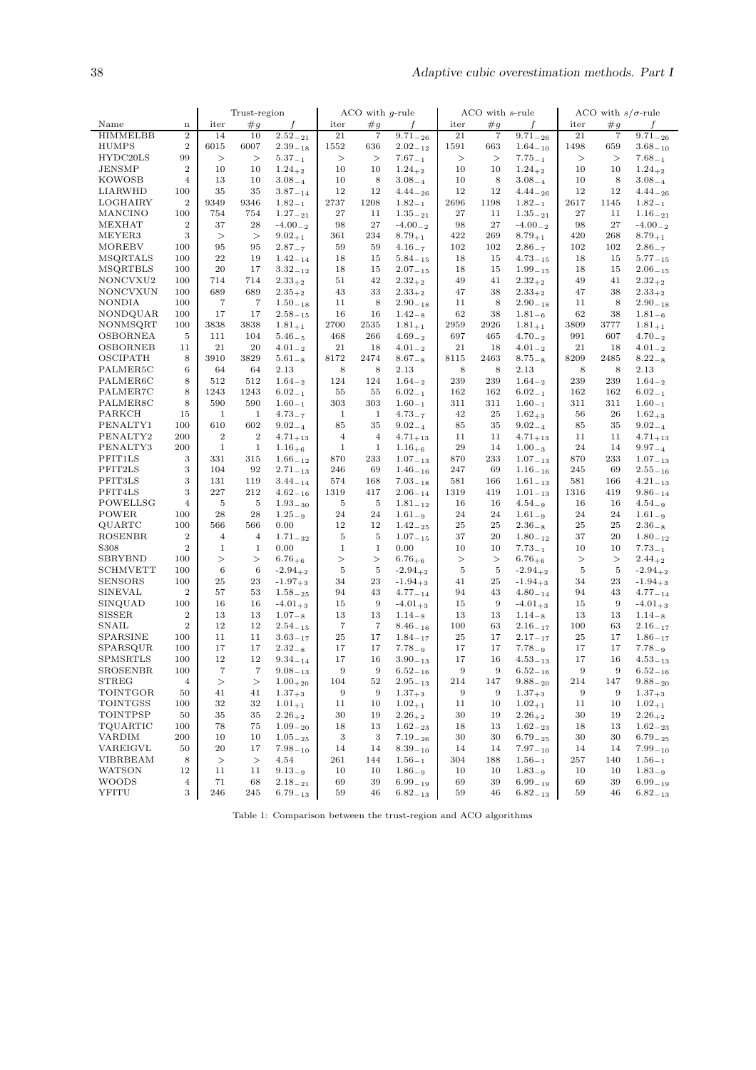| | | Trust-region | | | ACO with $g$-rule | | | ACO with $s$-rule | | | ACO with $s/\sigma$-rule | | |
|---|---|---|---|---|---|---|---|---|---|---|---|---|---|
| Name | n | iter | $\#g$ | $f$ | iter | $\#g$ | $f$ | iter | $\#g$ | $f$ | iter | $\#g$ | $f$ |
| HIMMELBB | 2 | 14 | 10 | $2.52_{-21}$ | 21 | 7 | $9.71_{-26}$ | 21 | 7 | $9.71_{-26}$ | 21 | 7 | $9.71_{-26}$ |
| HUMPS | 2 | 6015 | 6007 | $2.39_{-18}$ | 1552 | 636 | $2.02_{-12}$ | 1591 | 663 | $1.64_{-10}$ | 1498 | 659 | $3.68_{-10}$ |
| HYDC20LS | 99 | > | > | $5.37_{-1}$ | > | > | $7.67_{-1}$ | > | > | $7.75_{-1}$ | > | > | $7.68_{-1}$ |
| JENSMP | 2 | 10 | 10 | $1.24_{+2}$ | 10 | 10 | $1.24_{+2}$ | 10 | 10 | $1.24_{+2}$ | 10 | 10 | $1.24_{+2}$ |
| KOWOSB | 4 | 13 | 10 | $3.08_{-4}$ | 10 | 8 | $3.08_{-4}$ | 10 | 8 | $3.08_{-4}$ | 10 | 8 | $3.08_{-4}$ |
| LIARWHD | 100 | 35 | 35 | $3.87_{-14}$ | 12 | 12 | $4.44_{-26}$ | 12 | 12 | $4.44_{-26}$ | 12 | 12 | $4.44_{-26}$ |
| LOGHAIRY | 2 | 9349 | 9346 | $1.82_{-1}$ | 2737 | 1208 | $1.82_{-1}$ | 2696 | 1198 | $1.82_{-1}$ | 2617 | 1145 | $1.82_{-1}$ |
| MANCINO | 100 | 754 | 754 | $1.27_{-21}$ | 27 | 11 | $1.35_{-21}$ | 27 | 11 | $1.35_{-21}$ | 27 | 11 | $1.16_{-21}$ |
| MEXHAT | 2 | 37 | 28 | $-4.00_{-2}$ | 98 | 27 | $-4.00_{-2}$ | 98 | 27 | $-4.00_{-2}$ | 98 | 27 | $-4.00_{-2}$ |
| MEYER3 | 3 | > | > | $9.02_{+1}$ | 361 | 234 | $8.79_{+1}$ | 422 | 269 | $8.79_{+1}$ | 420 | 268 | $8.79_{+1}$ |
| MOREBV | 100 | 95 | 95 | $2.87_{-7}$ | 59 | 59 | $4.16_{-7}$ | 102 | 102 | $2.86_{-7}$ | 102 | 102 | $2.86_{-7}$ |
| MSQRTALS | 100 | 22 | 19 | $1.42_{-14}$ | 18 | 15 | $5.84_{-15}$ | 18 | 15 | $4.73_{-15}$ | 18 | 15 | $5.77_{-15}$ |
| MSQRTBLS | 100 | 20 | 17 | $3.32_{-12}$ | 18 | 15 | $2.07_{-15}$ | 18 | 15 | $1.99_{-15}$ | 18 | 15 | $2.06_{-15}$ |
| NONCVXU2 | 100 | 714 | 714 | $2.33_{+2}$ | 51 | 42 | $2.32_{+2}$ | 49 | 41 | $2.32_{+2}$ | 49 | 41 | $2.32_{+2}$ |
| NONCVXUN | 100 | 689 | 689 | $2.35_{+2}$ | 43 | 33 | $2.33_{+2}$ | 47 | 38 | $2.33_{+2}$ | 47 | 38 | $2.33_{+2}$ |
| NONDIA | 100 | 7 | 7 | $1.50_{-18}$ | 11 | 8 | $2.90_{-18}$ | 11 | 8 | $2.90_{-18}$ | 11 | 8 | $2.90_{-18}$ |
| NONDQUAR | 100 | 17 | 17 | $2.58_{-15}$ | 16 | 16 | $1.42_{-8}$ | 62 | 38 | $1.81_{-6}$ | 62 | 38 | $1.81_{-6}$ |
| NONMSQRT | 100 | 3838 | 3838 | $1.81_{+1}$ | 2700 | 2535 | $1.81_{+1}$ | 2959 | 2926 | $1.81_{+1}$ | 3809 | 3777 | $1.81_{+1}$ |
| OSBORNEA | 5 | 111 | 104 | $5.46_{-5}$ | 468 | 266 | $4.69_{-2}$ | 697 | 465 | $4.70_{-2}$ | 991 | 607 | $4.70_{-2}$ |
| OSBORNEB | 11 | 21 | 20 | $4.01_{-2}$ | 21 | 18 | $4.01_{-2}$ | 21 | 18 | $4.01_{-2}$ | 21 | 18 | $4.01_{-2}$ |
| OSCIPATH | 8 | 3910 | 3829 | $5.61_{-8}$ | 8172 | 2474 | $8.67_{-8}$ | 8115 | 2463 | $8.75_{-8}$ | 8209 | 2485 | $8.22_{-8}$ |
| PALMER5C | 6 | 64 | 64 | 2.13 | 8 | 8 | 2.13 | 8 | 8 | 2.13 | 8 | 8 | 2.13 |
| PALMER6C | 8 | 512 | 512 | $1.64_{-2}$ | 124 | 124 | $1.64_{-2}$ | 239 | 239 | $1.64_{-2}$ | 239 | 239 | $1.64_{-2}$ |
| PALMER7C | 8 | 1243 | 1243 | $6.02_{-1}$ | 55 | 55 | $6.02_{-1}$ | 162 | 162 | $6.02_{-1}$ | 162 | 162 | $6.02_{-1}$ |
| PALMER8C | 8 | 590 | 590 | $1.60_{-1}$ | 303 | 303 | $1.60_{-1}$ | 311 | 311 | $1.60_{-1}$ | 311 | 311 | $1.60_{-1}$ |
| PARKCH | 15 | 1 | 1 | $4.73_{-7}$ | 1 | 1 | $4.73_{-7}$ | 42 | 25 | $1.62_{+3}$ | 56 | 26 | $1.62_{+3}$ |
| PENALTY1 | 100 | 610 | 602 | $9.02_{-4}$ | 85 | 35 | $9.02_{-4}$ | 85 | 35 | $9.02_{-4}$ | 85 | 35 | $9.02_{-4}$ |
| PENALTY2 | 200 | 2 | 2 | $4.71_{+13}$ | 4 | 4 | $4.71_{+13}$ | 11 | 11 | $4.71_{+13}$ | 11 | 11 | $4.71_{+13}$ |
| PENALTY3 | 200 | 1 | 1 | $1.16_{+6}$ | 1 | 1 | $1.16_{+6}$ | 29 | 14 | $1.00_{-3}$ | 24 | 14 | $9.97_{-4}$ |
| PFIT1LS | 3 | 331 | 315 | $1.66_{-12}$ | 870 | 233 | $1.07_{-13}$ | 870 | 233 | $1.07_{-13}$ | 870 | 233 | $1.07_{-13}$ |
| PFIT2LS | 3 | 104 | 92 | $2.71_{-13}$ | 246 | 69 | $1.46_{-16}$ | 247 | 69 | $1.16_{-16}$ | 245 | 69 | $2.55_{-16}$ |
| PFIT3LS | 3 | 131 | 119 | $3.44_{-14}$ | 574 | 168 | $7.03_{-18}$ | 581 | 166 | $1.61_{-13}$ | 581 | 166 | $4.21_{-13}$ |
| PFIT4LS | 3 | 227 | 212 | $4.62_{-16}$ | 1319 | 417 | $2.06_{-14}$ | 1319 | 419 | $1.01_{-13}$ | 1316 | 419 | $9.86_{-14}$ |
| POWELLSG | 4 | 5 | 5 | $1.93_{-30}$ | 5 | 5 | $1.81_{-12}$ | 16 | 16 | $4.54_{-9}$ | 16 | 16 | $4.54_{-9}$ |
| POWER | 100 | 28 | 28 | $1.25_{-9}$ | 24 | 24 | $1.61_{-9}$ | 24 | 24 | $1.61_{-9}$ | 24 | 24 | $1.61_{-9}$ |
| QUARTC | 100 | 566 | 566 | 0.00 | 12 | 12 | $1.42_{-25}$ | 25 | 25 | $2.36_{-8}$ | 25 | 25 | $2.36_{-8}$ |
| ROSENBR | 2 | 4 | 4 | $1.71_{-32}$ | 5 | 5 | $1.07_{-15}$ | 37 | 20 | $1.80_{-12}$ | 37 | 20 | $1.80_{-12}$ |
| S308 | 2 | 1 | 1 | 0.00 | 1 | 1 | 0.00 | 10 | 10 | $7.73_{-1}$ | 10 | 10 | $7.73_{-1}$ |
| SBRYBND | 100 | > | > | $6.76_{+6}$ | > | > | $6.76_{+6}$ | > | > | $6.76_{+6}$ | > | > | $2.44_{+2}$ |
| SCHMVETT | 100 | 6 | 6 | $-2.94_{+2}$ | 5 | 5 | $-2.94_{+2}$ | 5 | 5 | $-2.94_{+2}$ | 5 | 5 | $-2.94_{+2}$ |
| SENSORS | 100 | 25 | 23 | $-1.97_{+3}$ | 34 | 23 | $-1.94_{+3}$ | 41 | 25 | $-1.94_{+3}$ | 34 | 23 | $-1.94_{+3}$ |
| SINEVAL | 2 | 57 | 53 | $1.58_{-25}$ | 94 | 43 | $4.77_{-14}$ | 94 | 43 | $4.80_{-14}$ | 94 | 43 | $4.77_{-14}$ |
| SINQUAD | 100 | 16 | 16 | $-4.01_{+3}$ | 15 | 9 | $-4.01_{+3}$ | 15 | 9 | $-4.01_{+3}$ | 15 | 9 | $-4.01_{+3}$ |
| SISSER | 2 | 13 | 13 | $1.07_{-8}$ | 13 | 13 | $1.14_{-8}$ | 13 | 13 | $1.14_{-8}$ | 13 | 13 | $1.14_{-8}$ |
| SNAIL | 2 | 12 | 12 | $2.54_{-15}$ | 7 | 7 | $8.46_{-16}$ | 100 | 63 | $2.16_{-17}$ | 100 | 63 | $2.16_{-17}$ |
| SPARSINE | 100 | 11 | 11 | $3.63_{-17}$ | 25 | 17 | $1.84_{-17}$ | 25 | 17 | $2.17_{-17}$ | 25 | 17 | $1.86_{-17}$ |
| SPARSQUR | 100 | 17 | 17 | $2.32_{-8}$ | 17 | 17 | $7.78_{-9}$ | 17 | 17 | $7.78_{-9}$ | 17 | 17 | $7.78_{-9}$ |
| SPMSRTLS | 100 | 12 | 12 | $9.34_{-14}$ | 17 | 16 | $3.90_{-13}$ | 17 | 16 | $4.53_{-13}$ | 17 | 16 | $4.53_{-13}$ |
| SROSENBR | 100 | 7 | 7 | $9.08_{-13}$ | 9 | 9 | $6.52_{-16}$ | 9 | 9 | $6.52_{-16}$ | 9 | 9 | $6.52_{-16}$ |
| STREG | 4 | > | > | $1.00_{+20}$ | 104 | 52 | $2.95_{-13}$ | 214 | 147 | $9.88_{-20}$ | 214 | 147 | $9.88_{-20}$ |
| TOINTGOR | 50 | 41 | 41 | $1.37_{+3}$ | 9 | 9 | $1.37_{+3}$ | 9 | 9 | $1.37_{+3}$ | 9 | 9 | $1.37_{+3}$ |
| TOINTGSS | 100 | 32 | 32 | $1.01_{+1}$ | 11 | 10 | $1.02_{+1}$ | 11 | 10 | $1.02_{+1}$ | 11 | 10 | $1.02_{+1}$ |
| TOINTPSP | 50 | 35 | 35 | $2.26_{+2}$ | 30 | 19 | $2.26_{+2}$ | 30 | 19 | $2.26_{+2}$ | 30 | 19 | $2.26_{+2}$ |
| TQUARTIC | 100 | 78 | 75 | $1.09_{-20}$ | 18 | 13 | $1.62_{-23}$ | 18 | 13 | $1.62_{-23}$ | 18 | 13 | $1.62_{-23}$ |
| VARDIM | 200 | 10 | 10 | $1.05_{-25}$ | 3 | 3 | $7.19_{-26}$ | 30 | 30 | $6.79_{-25}$ | 30 | 30 | $6.79_{-25}$ |
| VAREIGVL | 50 | 20 | 17 | $7.98_{-10}$ | 14 | 14 | $8.39_{-10}$ | 14 | 14 | $7.97_{-10}$ | 14 | 14 | $7.99_{-10}$ |
| VIBRBEAM | 8 | > | > | 4.54 | 261 | 144 | $1.56_{-1}$ | 304 | 188 | $1.56_{-1}$ | 257 | 140 | $1.56_{-1}$ |
| WATSON | 12 | 11 | 11 | $9.13_{-9}$ | 10 | 10 | $1.86_{-9}$ | 10 | 10 | $1.83_{-9}$ | 10 | 10 | $1.83_{-9}$ |
| WOODS | 4 | 71 | 68 | $2.18_{-21}$ | 69 | 39 | $6.99_{-19}$ | 69 | 39 | $6.99_{-19}$ | 69 | 39 | $6.99_{-19}$ |
| YFITU | 3 | 246 | 245 | $6.79_{-13}$ | 59 | 46 | $6.82_{-13}$ | 59 | 46 | $6.82_{-13}$ | 59 | 46 | $6.82_{-13}$ |

Table 1: Comparison between the trust-region and ACO algorithms